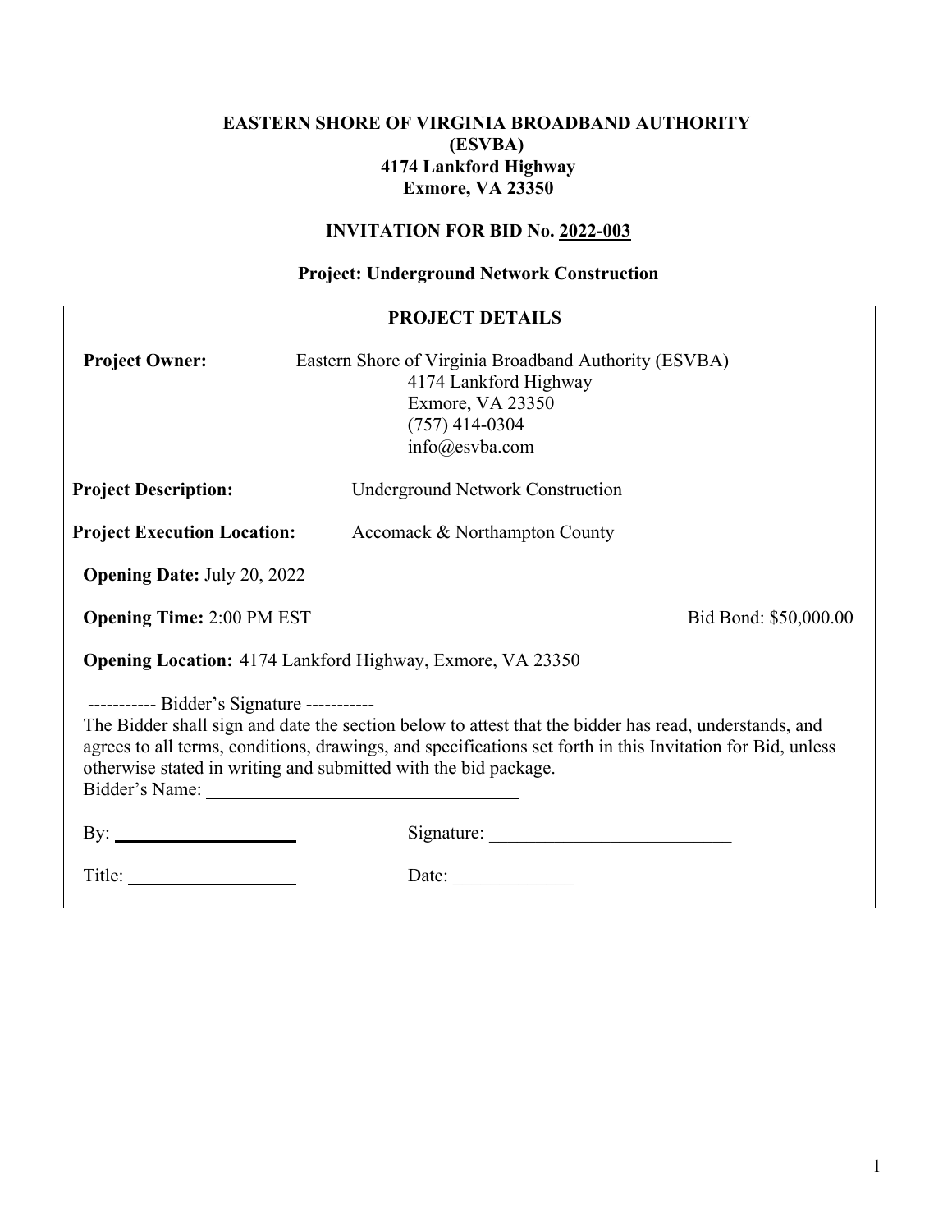**EASTERN SHORE OF VIRGINIA BROADBAND AUTHORITY**
**(ESVBA)**
**4174 Lankford Highway**
**Exmore, VA 23350**

**INVITATION FOR BID No. 2022-003**

**Project: Underground Network Construction**

**PROJECT DETAILS**

**Project Owner:** Eastern Shore of Virginia Broadband Authority (ESVBA)
4174 Lankford Highway
Exmore, VA 23350
(757) 414-0304
info@esvba.com

**Project Description:** Underground Network Construction

**Project Execution Location:** Accomack & Northampton County

**Opening Date:** July 20, 2022

**Opening Time:** 2:00 PM EST

Bid Bond: $50,000.00

**Opening Location:** 4174 Lankford Highway, Exmore, VA 23350

----------- Bidder's Signature -----------

The Bidder shall sign and date the section below to attest that the bidder has read, understands, and agrees to all terms, conditions, drawings, and specifications set forth in this Invitation for Bid, unless otherwise stated in writing and submitted with the bid package.

Bidder's Name: ____________________________

By: ____________________ Signature: ____________________

Title: ____________________ Date: ____________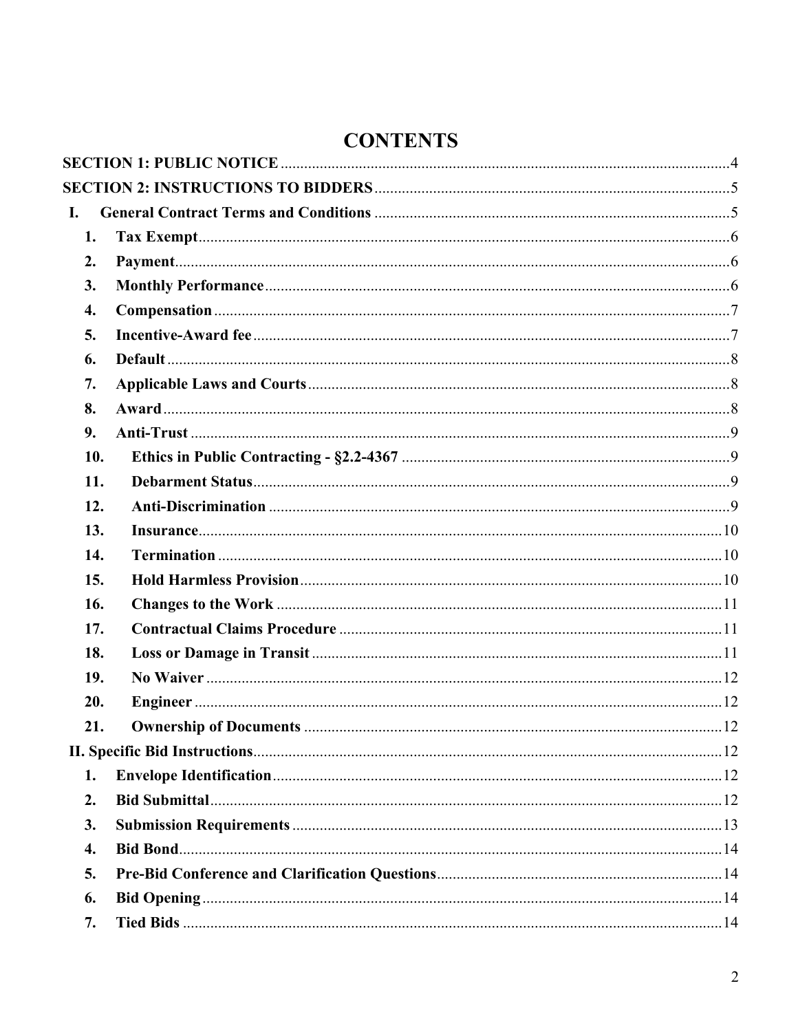# CONTENTS

**SECTION 1: PUBLIC NOTICE** .......... 4

**SECTION 2: INSTRUCTIONS TO BIDDERS** .......... 5

**I. General Contract Terms and Conditions** .......... 5

1. **Tax Exempt** .......... 6
2. **Payment** .......... 6
3. **Monthly Performance** .......... 6
4. **Compensation** .......... 7
5. **Incentive-Award fee** .......... 7
6. **Default** .......... 8
7. **Applicable Laws and Courts** .......... 8
8. **Award** .......... 8
9. **Anti-Trust** .......... 9
10. **Ethics in Public Contracting - §2.2-4367** .......... 9
11. **Debarment Status** .......... 9
12. **Anti-Discrimination** .......... 9
13. **Insurance** .......... 10
14. **Termination** .......... 10
15. **Hold Harmless Provision** .......... 10
16. **Changes to the Work** .......... 11
17. **Contractual Claims Procedure** .......... 11
18. **Loss or Damage in Transit** .......... 11
19. **No Waiver** .......... 12
20. **Engineer** .......... 12
21. **Ownership of Documents** .......... 12

**II. Specific Bid Instructions** .......... 12

1. **Envelope Identification** .......... 12
2. **Bid Submittal** .......... 12
3. **Submission Requirements** .......... 13
4. **Bid Bond** .......... 14
5. **Pre-Bid Conference and Clarification Questions** .......... 14
6. **Bid Opening** .......... 14
7. **Tied Bids** .......... 14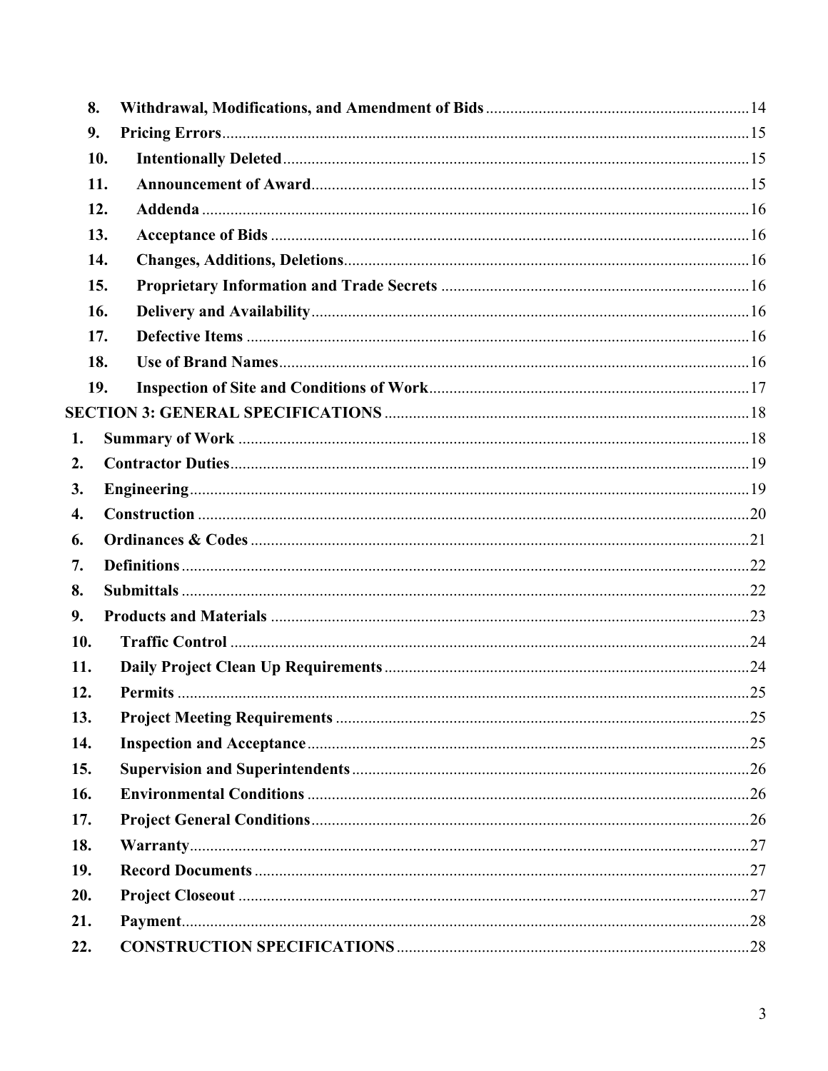8. **Withdrawal, Modifications, and Amendment of Bids** ................ 14
9. **Pricing Errors** ................ 15
10. **Intentionally Deleted** ................ 15
11. **Announcement of Award** ................ 15
12. **Addenda** ................ 16
13. **Acceptance of Bids** ................ 16
14. **Changes, Additions, Deletions** ................ 16
15. **Proprietary Information and Trade Secrets** ................ 16
16. **Delivery and Availability** ................ 16
17. **Defective Items** ................ 16
18. **Use of Brand Names** ................ 16
19. **Inspection of Site and Conditions of Work** ................ 17

**SECTION 3: GENERAL SPECIFICATIONS** ................ 18

1. **Summary of Work** ................ 18
2. **Contractor Duties** ................ 19
3. **Engineering** ................ 19
4. **Construction** ................ 20
6. **Ordinances & Codes** ................ 21
7. **Definitions** ................ 22
8. **Submittals** ................ 22
9. **Products and Materials** ................ 23
10. **Traffic Control** ................ 24
11. **Daily Project Clean Up Requirements** ................ 24
12. **Permits** ................ 25
13. **Project Meeting Requirements** ................ 25
14. **Inspection and Acceptance** ................ 25
15. **Supervision and Superintendents** ................ 26
16. **Environmental Conditions** ................ 26
17. **Project General Conditions** ................ 26
18. **Warranty** ................ 27
19. **Record Documents** ................ 27
20. **Project Closeout** ................ 27
21. **Payment** ................ 28
22. **CONSTRUCTION SPECIFICATIONS** ................ 28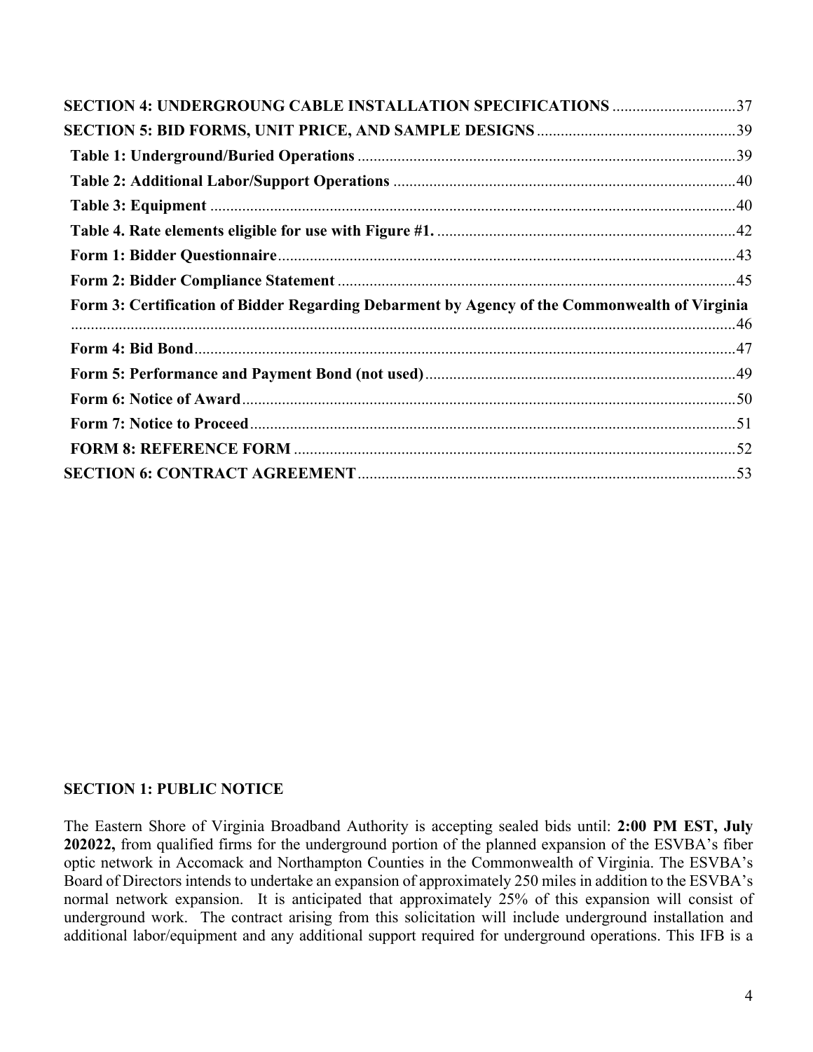**SECTION 4: UNDERGROUNG CABLE INSTALLATION SPECIFICATIONS** .............................. 37

**SECTION 5: BID FORMS, UNIT PRICE, AND SAMPLE DESIGNS** .............................. 39

- **Table 1: Underground/Buried Operations** .............................. 39
- **Table 2: Additional Labor/Support Operations** .............................. 40
- **Table 3: Equipment** .............................. 40
- **Table 4. Rate elements eligible for use with Figure #1.** .............................. 42
- **Form 1: Bidder Questionnaire** .............................. 43
- **Form 2: Bidder Compliance Statement** .............................. 45
- **Form 3: Certification of Bidder Regarding Debarment by Agency of the Commonwealth of Virginia** .............................. 46
- **Form 4: Bid Bond** .............................. 47
- **Form 5: Performance and Payment Bond (not used)** .............................. 49
- **Form 6: Notice of Award** .............................. 50
- **Form 7: Notice to Proceed** .............................. 51
- **FORM 8: REFERENCE FORM** .............................. 52

**SECTION 6: CONTRACT AGREEMENT** .............................. 53

## SECTION 1: PUBLIC NOTICE

The Eastern Shore of Virginia Broadband Authority is accepting sealed bids until: **2:00 PM EST, July 202022,** from qualified firms for the underground portion of the planned expansion of the ESVBA's fiber optic network in Accomack and Northampton Counties in the Commonwealth of Virginia. The ESVBA's Board of Directors intends to undertake an expansion of approximately 250 miles in addition to the ESVBA's normal network expansion. It is anticipated that approximately 25% of this expansion will consist of underground work. The contract arising from this solicitation will include underground installation and additional labor/equipment and any additional support required for underground operations. This IFB is a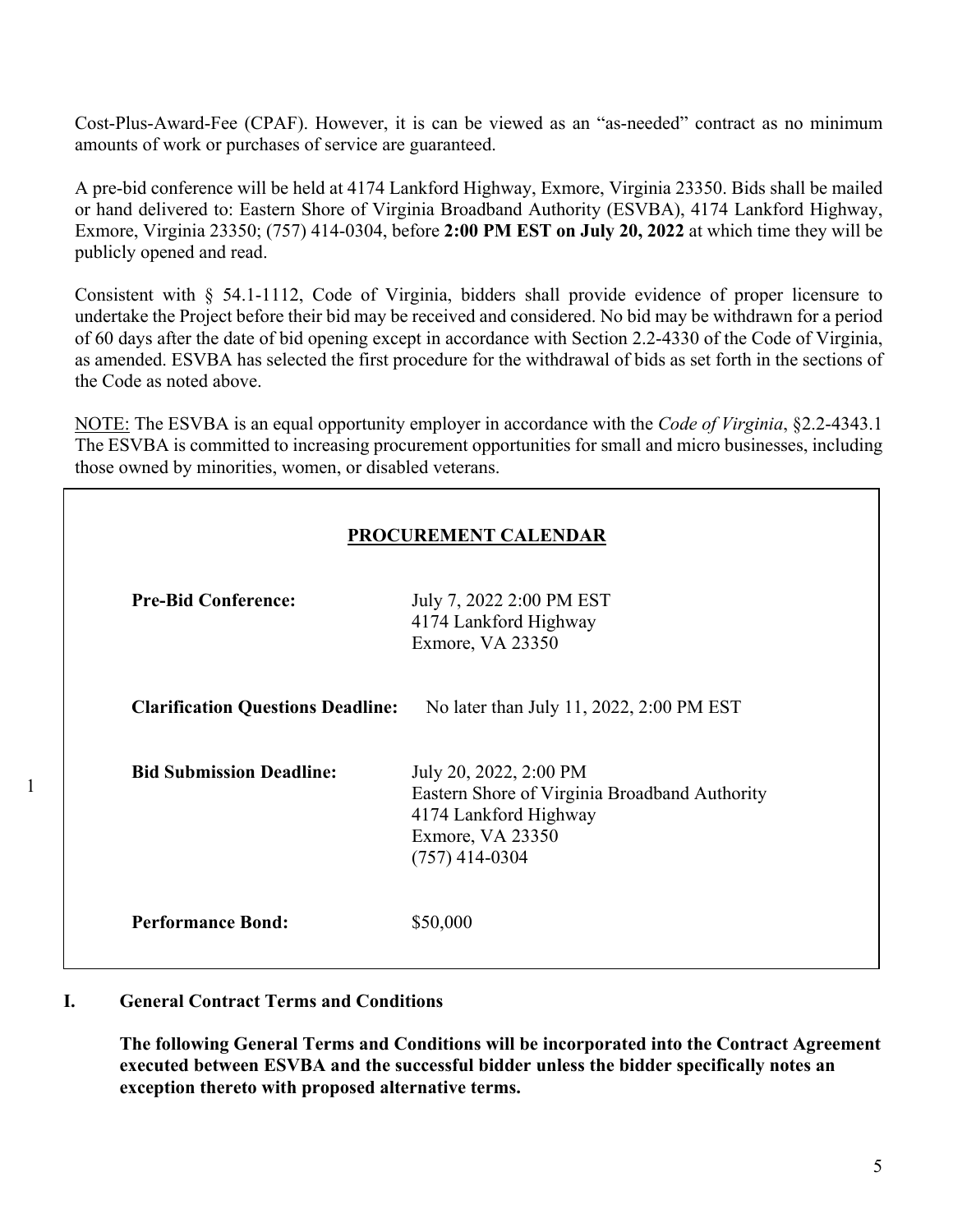Cost-Plus-Award-Fee (CPAF). However, it is can be viewed as an "as-needed" contract as no minimum amounts of work or purchases of service are guaranteed.

A pre-bid conference will be held at 4174 Lankford Highway, Exmore, Virginia 23350. Bids shall be mailed or hand delivered to: Eastern Shore of Virginia Broadband Authority (ESVBA), 4174 Lankford Highway, Exmore, Virginia 23350; (757) 414-0304, before **2:00 PM EST on July 20, 2022** at which time they will be publicly opened and read.

Consistent with § 54.1-1112, Code of Virginia, bidders shall provide evidence of proper licensure to undertake the Project before their bid may be received and considered. No bid may be withdrawn for a period of 60 days after the date of bid opening except in accordance with Section 2.2-4330 of the Code of Virginia, as amended. ESVBA has selected the first procedure for the withdrawal of bids as set forth in the sections of the Code as noted above.

NOTE: The ESVBA is an equal opportunity employer in accordance with the *Code of Virginia*, §2.2-4343.1 The ESVBA is committed to increasing procurement opportunities for small and micro businesses, including those owned by minorities, women, or disabled veterans.

**PROCUREMENT CALENDAR**

| | |
|---|---|
| **Pre-Bid Conference:** | July 7, 2022 2:00 PM EST<br>4174 Lankford Highway<br>Exmore, VA 23350 |
| **Clarification Questions Deadline:** | No later than July 11, 2022, 2:00 PM EST |
| **Bid Submission Deadline:** | July 20, 2022, 2:00 PM<br>Eastern Shore of Virginia Broadband Authority<br>4174 Lankford Highway<br>Exmore, VA 23350<br>(757) 414-0304 |
| **Performance Bond:** | $50,000 |

## I. General Contract Terms and Conditions

**The following General Terms and Conditions will be incorporated into the Contract Agreement executed between ESVBA and the successful bidder unless the bidder specifically notes an exception thereto with proposed alternative terms.**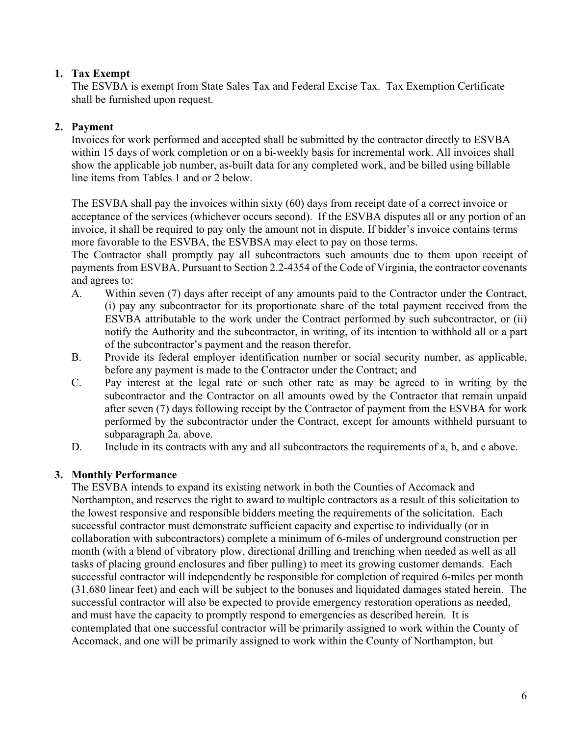1. **Tax Exempt**

   The ESVBA is exempt from State Sales Tax and Federal Excise Tax. Tax Exemption Certificate shall be furnished upon request.

2. **Payment**

   Invoices for work performed and accepted shall be submitted by the contractor directly to ESVBA within 15 days of work completion or on a bi-weekly basis for incremental work. All invoices shall show the applicable job number, as-built data for any completed work, and be billed using billable line items from Tables 1 and or 2 below.

   The ESVBA shall pay the invoices within sixty (60) days from receipt date of a correct invoice or acceptance of the services (whichever occurs second). If the ESVBA disputes all or any portion of an invoice, it shall be required to pay only the amount not in dispute. If bidder's invoice contains terms more favorable to the ESVBA, the ESVBSA may elect to pay on those terms.

   The Contractor shall promptly pay all subcontractors such amounts due to them upon receipt of payments from ESVBA. Pursuant to Section 2.2-4354 of the Code of Virginia, the contractor covenants and agrees to:

   A. Within seven (7) days after receipt of any amounts paid to the Contractor under the Contract, (i) pay any subcontractor for its proportionate share of the total payment received from the ESVBA attributable to the work under the Contract performed by such subcontractor, or (ii) notify the Authority and the subcontractor, in writing, of its intention to withhold all or a part of the subcontractor's payment and the reason therefor.

   B. Provide its federal employer identification number or social security number, as applicable, before any payment is made to the Contractor under the Contract; and

   C. Pay interest at the legal rate or such other rate as may be agreed to in writing by the subcontractor and the Contractor on all amounts owed by the Contractor that remain unpaid after seven (7) days following receipt by the Contractor of payment from the ESVBA for work performed by the subcontractor under the Contract, except for amounts withheld pursuant to subparagraph 2a. above.

   D. Include in its contracts with any and all subcontractors the requirements of a, b, and c above.

3. **Monthly Performance**

   The ESVBA intends to expand its existing network in both the Counties of Accomack and Northampton, and reserves the right to award to multiple contractors as a result of this solicitation to the lowest responsive and responsible bidders meeting the requirements of the solicitation. Each successful contractor must demonstrate sufficient capacity and expertise to individually (or in collaboration with subcontractors) complete a minimum of 6-miles of underground construction per month (with a blend of vibratory plow, directional drilling and trenching when needed as well as all tasks of placing ground enclosures and fiber pulling) to meet its growing customer demands. Each successful contractor will independently be responsible for completion of required 6-miles per month (31,680 linear feet) and each will be subject to the bonuses and liquidated damages stated herein. The successful contractor will also be expected to provide emergency restoration operations as needed, and must have the capacity to promptly respond to emergencies as described herein. It is contemplated that one successful contractor will be primarily assigned to work within the County of Accomack, and one will be primarily assigned to work within the County of Northampton, but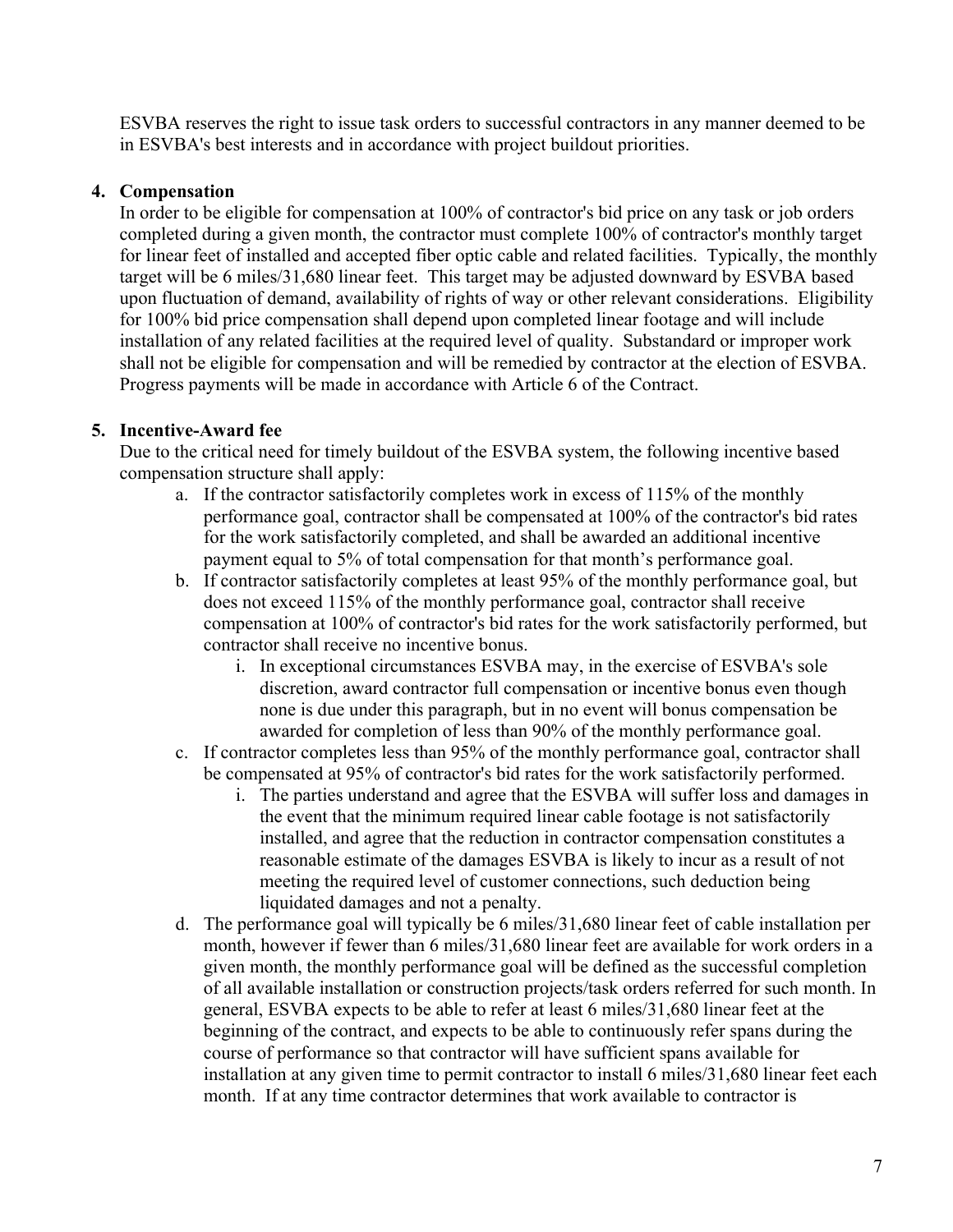ESVBA reserves the right to issue task orders to successful contractors in any manner deemed to be in ESVBA's best interests and in accordance with project buildout priorities.

4. **Compensation**

   In order to be eligible for compensation at 100% of contractor's bid price on any task or job orders completed during a given month, the contractor must complete 100% of contractor's monthly target for linear feet of installed and accepted fiber optic cable and related facilities. Typically, the monthly target will be 6 miles/31,680 linear feet. This target may be adjusted downward by ESVBA based upon fluctuation of demand, availability of rights of way or other relevant considerations. Eligibility for 100% bid price compensation shall depend upon completed linear footage and will include installation of any related facilities at the required level of quality. Substandard or improper work shall not be eligible for compensation and will be remedied by contractor at the election of ESVBA. Progress payments will be made in accordance with Article 6 of the Contract.

5. **Incentive-Award fee**

   Due to the critical need for timely buildout of the ESVBA system, the following incentive based compensation structure shall apply:

   a. If the contractor satisfactorily completes work in excess of 115% of the monthly performance goal, contractor shall be compensated at 100% of the contractor's bid rates for the work satisfactorily completed, and shall be awarded an additional incentive payment equal to 5% of total compensation for that month's performance goal.

   b. If contractor satisfactorily completes at least 95% of the monthly performance goal, but does not exceed 115% of the monthly performance goal, contractor shall receive compensation at 100% of contractor's bid rates for the work satisfactorily performed, but contractor shall receive no incentive bonus.

      i. In exceptional circumstances ESVBA may, in the exercise of ESVBA's sole discretion, award contractor full compensation or incentive bonus even though none is due under this paragraph, but in no event will bonus compensation be awarded for completion of less than 90% of the monthly performance goal.

   c. If contractor completes less than 95% of the monthly performance goal, contractor shall be compensated at 95% of contractor's bid rates for the work satisfactorily performed.

      i. The parties understand and agree that the ESVBA will suffer loss and damages in the event that the minimum required linear cable footage is not satisfactorily installed, and agree that the reduction in contractor compensation constitutes a reasonable estimate of the damages ESVBA is likely to incur as a result of not meeting the required level of customer connections, such deduction being liquidated damages and not a penalty.

   d. The performance goal will typically be 6 miles/31,680 linear feet of cable installation per month, however if fewer than 6 miles/31,680 linear feet are available for work orders in a given month, the monthly performance goal will be defined as the successful completion of all available installation or construction projects/task orders referred for such month. In general, ESVBA expects to be able to refer at least 6 miles/31,680 linear feet at the beginning of the contract, and expects to be able to continuously refer spans during the course of performance so that contractor will have sufficient spans available for installation at any given time to permit contractor to install 6 miles/31,680 linear feet each month. If at any time contractor determines that work available to contractor is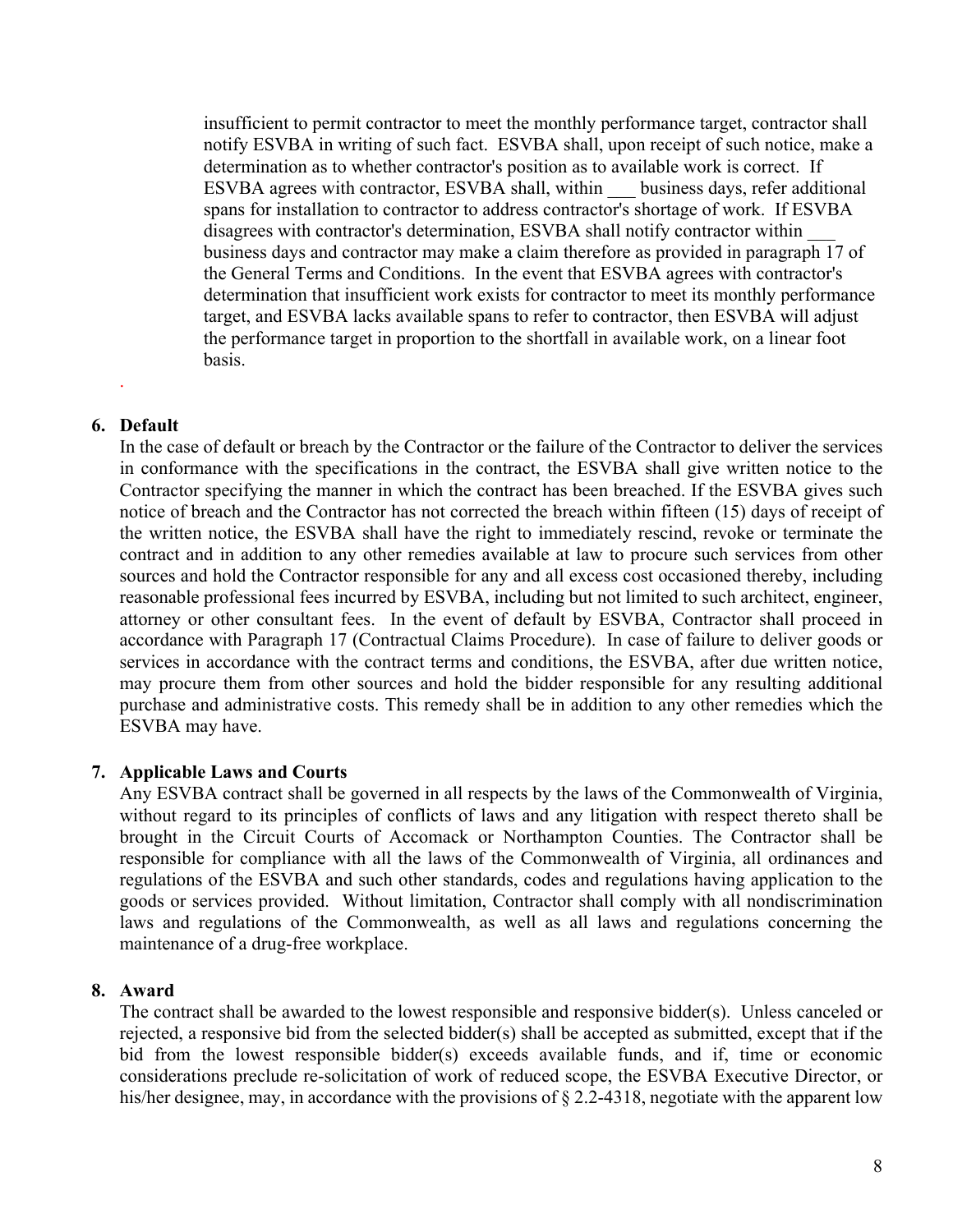insufficient to permit contractor to meet the monthly performance target, contractor shall notify ESVBA in writing of such fact. ESVBA shall, upon receipt of such notice, make a determination as to whether contractor's position as to available work is correct. If ESVBA agrees with contractor, ESVBA shall, within ___ business days, refer additional spans for installation to contractor to address contractor's shortage of work. If ESVBA disagrees with contractor's determination, ESVBA shall notify contractor within ___ business days and contractor may make a claim therefore as provided in paragraph 17 of the General Terms and Conditions. In the event that ESVBA agrees with contractor's determination that insufficient work exists for contractor to meet its monthly performance target, and ESVBA lacks available spans to refer to contractor, then ESVBA will adjust the performance target in proportion to the shortfall in available work, on a linear foot basis.

.

**6. Default**

In the case of default or breach by the Contractor or the failure of the Contractor to deliver the services in conformance with the specifications in the contract, the ESVBA shall give written notice to the Contractor specifying the manner in which the contract has been breached. If the ESVBA gives such notice of breach and the Contractor has not corrected the breach within fifteen (15) days of receipt of the written notice, the ESVBA shall have the right to immediately rescind, revoke or terminate the contract and in addition to any other remedies available at law to procure such services from other sources and hold the Contractor responsible for any and all excess cost occasioned thereby, including reasonable professional fees incurred by ESVBA, including but not limited to such architect, engineer, attorney or other consultant fees. In the event of default by ESVBA, Contractor shall proceed in accordance with Paragraph 17 (Contractual Claims Procedure). In case of failure to deliver goods or services in accordance with the contract terms and conditions, the ESVBA, after due written notice, may procure them from other sources and hold the bidder responsible for any resulting additional purchase and administrative costs. This remedy shall be in addition to any other remedies which the ESVBA may have.

**7. Applicable Laws and Courts**

Any ESVBA contract shall be governed in all respects by the laws of the Commonwealth of Virginia, without regard to its principles of conflicts of laws and any litigation with respect thereto shall be brought in the Circuit Courts of Accomack or Northampton Counties. The Contractor shall be responsible for compliance with all the laws of the Commonwealth of Virginia, all ordinances and regulations of the ESVBA and such other standards, codes and regulations having application to the goods or services provided. Without limitation, Contractor shall comply with all nondiscrimination laws and regulations of the Commonwealth, as well as all laws and regulations concerning the maintenance of a drug-free workplace.

**8. Award**

The contract shall be awarded to the lowest responsible and responsive bidder(s). Unless canceled or rejected, a responsive bid from the selected bidder(s) shall be accepted as submitted, except that if the bid from the lowest responsible bidder(s) exceeds available funds, and if, time or economic considerations preclude re-solicitation of work of reduced scope, the ESVBA Executive Director, or his/her designee, may, in accordance with the provisions of § 2.2-4318, negotiate with the apparent low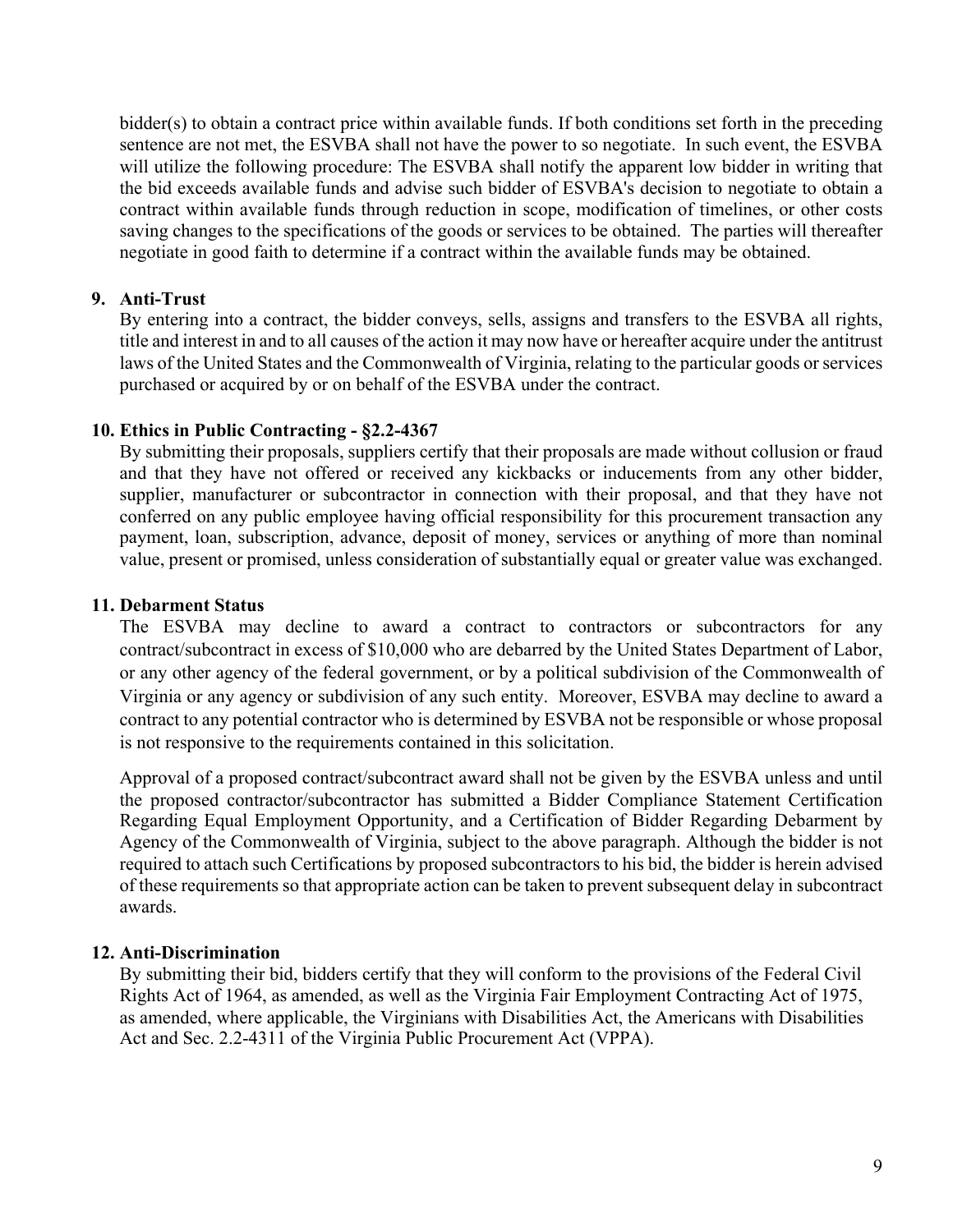bidder(s) to obtain a contract price within available funds. If both conditions set forth in the preceding sentence are not met, the ESVBA shall not have the power to so negotiate. In such event, the ESVBA will utilize the following procedure: The ESVBA shall notify the apparent low bidder in writing that the bid exceeds available funds and advise such bidder of ESVBA's decision to negotiate to obtain a contract within available funds through reduction in scope, modification of timelines, or other costs saving changes to the specifications of the goods or services to be obtained. The parties will thereafter negotiate in good faith to determine if a contract within the available funds may be obtained.

**9. Anti-Trust**

By entering into a contract, the bidder conveys, sells, assigns and transfers to the ESVBA all rights, title and interest in and to all causes of the action it may now have or hereafter acquire under the antitrust laws of the United States and the Commonwealth of Virginia, relating to the particular goods or services purchased or acquired by or on behalf of the ESVBA under the contract.

**10. Ethics in Public Contracting - §2.2-4367**

By submitting their proposals, suppliers certify that their proposals are made without collusion or fraud and that they have not offered or received any kickbacks or inducements from any other bidder, supplier, manufacturer or subcontractor in connection with their proposal, and that they have not conferred on any public employee having official responsibility for this procurement transaction any payment, loan, subscription, advance, deposit of money, services or anything of more than nominal value, present or promised, unless consideration of substantially equal or greater value was exchanged.

**11. Debarment Status**

The ESVBA may decline to award a contract to contractors or subcontractors for any contract/subcontract in excess of $10,000 who are debarred by the United States Department of Labor, or any other agency of the federal government, or by a political subdivision of the Commonwealth of Virginia or any agency or subdivision of any such entity. Moreover, ESVBA may decline to award a contract to any potential contractor who is determined by ESVBA not be responsible or whose proposal is not responsive to the requirements contained in this solicitation.

Approval of a proposed contract/subcontract award shall not be given by the ESVBA unless and until the proposed contractor/subcontractor has submitted a Bidder Compliance Statement Certification Regarding Equal Employment Opportunity, and a Certification of Bidder Regarding Debarment by Agency of the Commonwealth of Virginia, subject to the above paragraph. Although the bidder is not required to attach such Certifications by proposed subcontractors to his bid, the bidder is herein advised of these requirements so that appropriate action can be taken to prevent subsequent delay in subcontract awards.

**12. Anti-Discrimination**

By submitting their bid, bidders certify that they will conform to the provisions of the Federal Civil Rights Act of 1964, as amended, as well as the Virginia Fair Employment Contracting Act of 1975, as amended, where applicable, the Virginians with Disabilities Act, the Americans with Disabilities Act and Sec. 2.2-4311 of the Virginia Public Procurement Act (VPPA).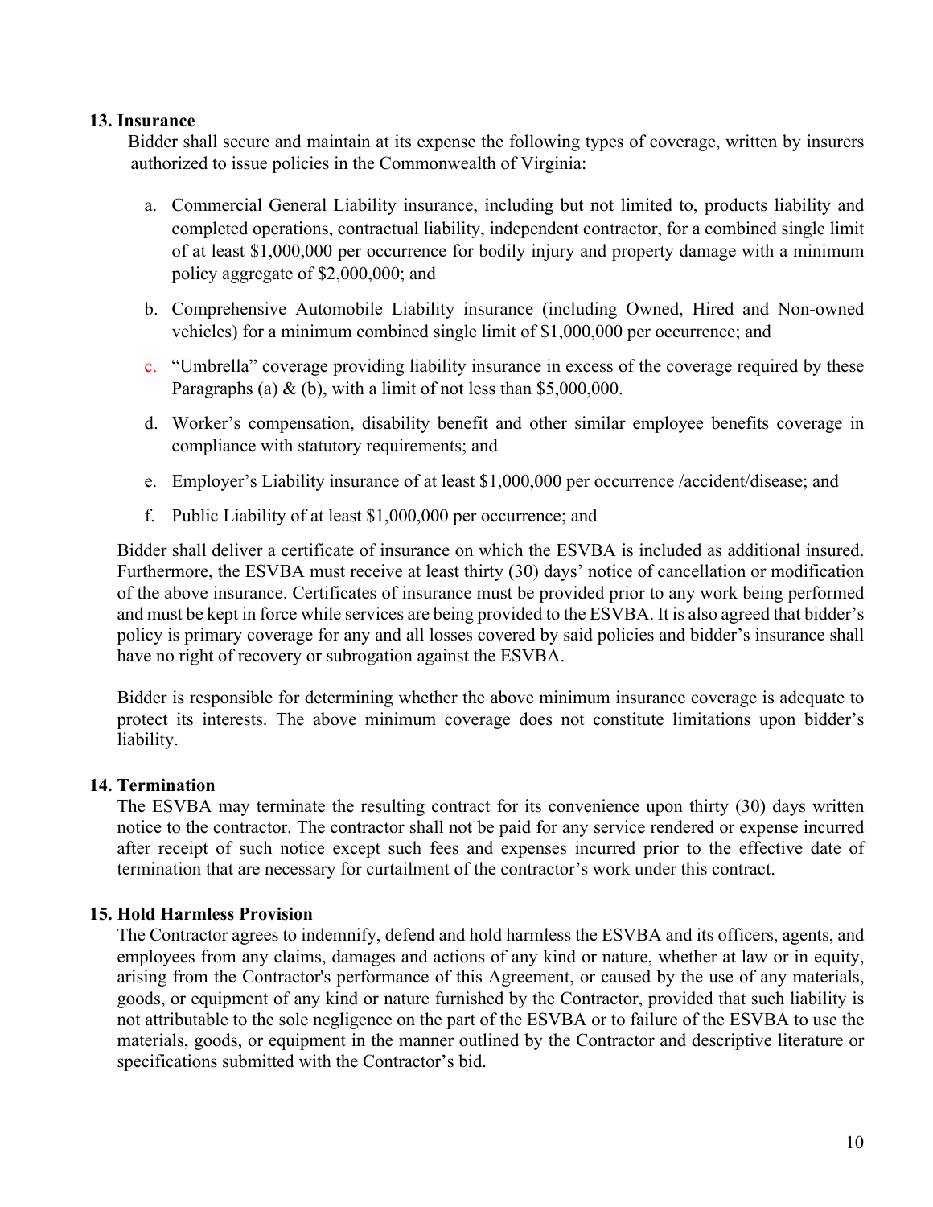### 13. Insurance

Bidder shall secure and maintain at its expense the following types of coverage, written by insurers authorized to issue policies in the Commonwealth of Virginia:

a. Commercial General Liability insurance, including but not limited to, products liability and completed operations, contractual liability, independent contractor, for a combined single limit of at least $1,000,000 per occurrence for bodily injury and property damage with a minimum policy aggregate of $2,000,000; and

b. Comprehensive Automobile Liability insurance (including Owned, Hired and Non-owned vehicles) for a minimum combined single limit of $1,000,000 per occurrence; and

c. "Umbrella" coverage providing liability insurance in excess of the coverage required by these Paragraphs (a) & (b), with a limit of not less than $5,000,000.

d. Worker's compensation, disability benefit and other similar employee benefits coverage in compliance with statutory requirements; and

e. Employer's Liability insurance of at least $1,000,000 per occurrence /accident/disease; and

f. Public Liability of at least $1,000,000 per occurrence; and

Bidder shall deliver a certificate of insurance on which the ESVBA is included as additional insured. Furthermore, the ESVBA must receive at least thirty (30) days' notice of cancellation or modification of the above insurance. Certificates of insurance must be provided prior to any work being performed and must be kept in force while services are being provided to the ESVBA. It is also agreed that bidder's policy is primary coverage for any and all losses covered by said policies and bidder's insurance shall have no right of recovery or subrogation against the ESVBA.

Bidder is responsible for determining whether the above minimum insurance coverage is adequate to protect its interests. The above minimum coverage does not constitute limitations upon bidder's liability.

### 14. Termination

The ESVBA may terminate the resulting contract for its convenience upon thirty (30) days written notice to the contractor. The contractor shall not be paid for any service rendered or expense incurred after receipt of such notice except such fees and expenses incurred prior to the effective date of termination that are necessary for curtailment of the contractor's work under this contract.

### 15. Hold Harmless Provision

The Contractor agrees to indemnify, defend and hold harmless the ESVBA and its officers, agents, and employees from any claims, damages and actions of any kind or nature, whether at law or in equity, arising from the Contractor's performance of this Agreement, or caused by the use of any materials, goods, or equipment of any kind or nature furnished by the Contractor, provided that such liability is not attributable to the sole negligence on the part of the ESVBA or to failure of the ESVBA to use the materials, goods, or equipment in the manner outlined by the Contractor and descriptive literature or specifications submitted with the Contractor's bid.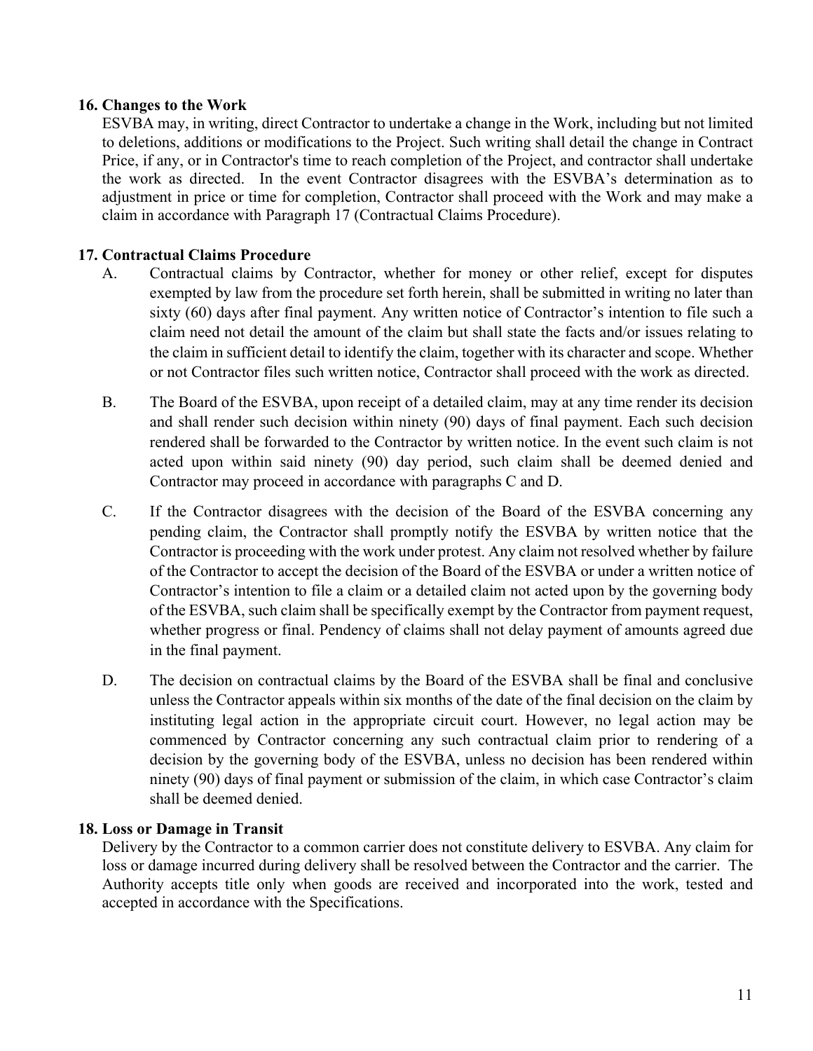**16. Changes to the Work**

ESVBA may, in writing, direct Contractor to undertake a change in the Work, including but not limited to deletions, additions or modifications to the Project. Such writing shall detail the change in Contract Price, if any, or in Contractor's time to reach completion of the Project, and contractor shall undertake the work as directed. In the event Contractor disagrees with the ESVBA's determination as to adjustment in price or time for completion, Contractor shall proceed with the Work and may make a claim in accordance with Paragraph 17 (Contractual Claims Procedure).

**17. Contractual Claims Procedure**

A. Contractual claims by Contractor, whether for money or other relief, except for disputes exempted by law from the procedure set forth herein, shall be submitted in writing no later than sixty (60) days after final payment. Any written notice of Contractor's intention to file such a claim need not detail the amount of the claim but shall state the facts and/or issues relating to the claim in sufficient detail to identify the claim, together with its character and scope. Whether or not Contractor files such written notice, Contractor shall proceed with the work as directed.

B. The Board of the ESVBA, upon receipt of a detailed claim, may at any time render its decision and shall render such decision within ninety (90) days of final payment. Each such decision rendered shall be forwarded to the Contractor by written notice. In the event such claim is not acted upon within said ninety (90) day period, such claim shall be deemed denied and Contractor may proceed in accordance with paragraphs C and D.

C. If the Contractor disagrees with the decision of the Board of the ESVBA concerning any pending claim, the Contractor shall promptly notify the ESVBA by written notice that the Contractor is proceeding with the work under protest. Any claim not resolved whether by failure of the Contractor to accept the decision of the Board of the ESVBA or under a written notice of Contractor's intention to file a claim or a detailed claim not acted upon by the governing body of the ESVBA, such claim shall be specifically exempt by the Contractor from payment request, whether progress or final. Pendency of claims shall not delay payment of amounts agreed due in the final payment.

D. The decision on contractual claims by the Board of the ESVBA shall be final and conclusive unless the Contractor appeals within six months of the date of the final decision on the claim by instituting legal action in the appropriate circuit court. However, no legal action may be commenced by Contractor concerning any such contractual claim prior to rendering of a decision by the governing body of the ESVBA, unless no decision has been rendered within ninety (90) days of final payment or submission of the claim, in which case Contractor's claim shall be deemed denied.

**18. Loss or Damage in Transit**

Delivery by the Contractor to a common carrier does not constitute delivery to ESVBA. Any claim for loss or damage incurred during delivery shall be resolved between the Contractor and the carrier. The Authority accepts title only when goods are received and incorporated into the work, tested and accepted in accordance with the Specifications.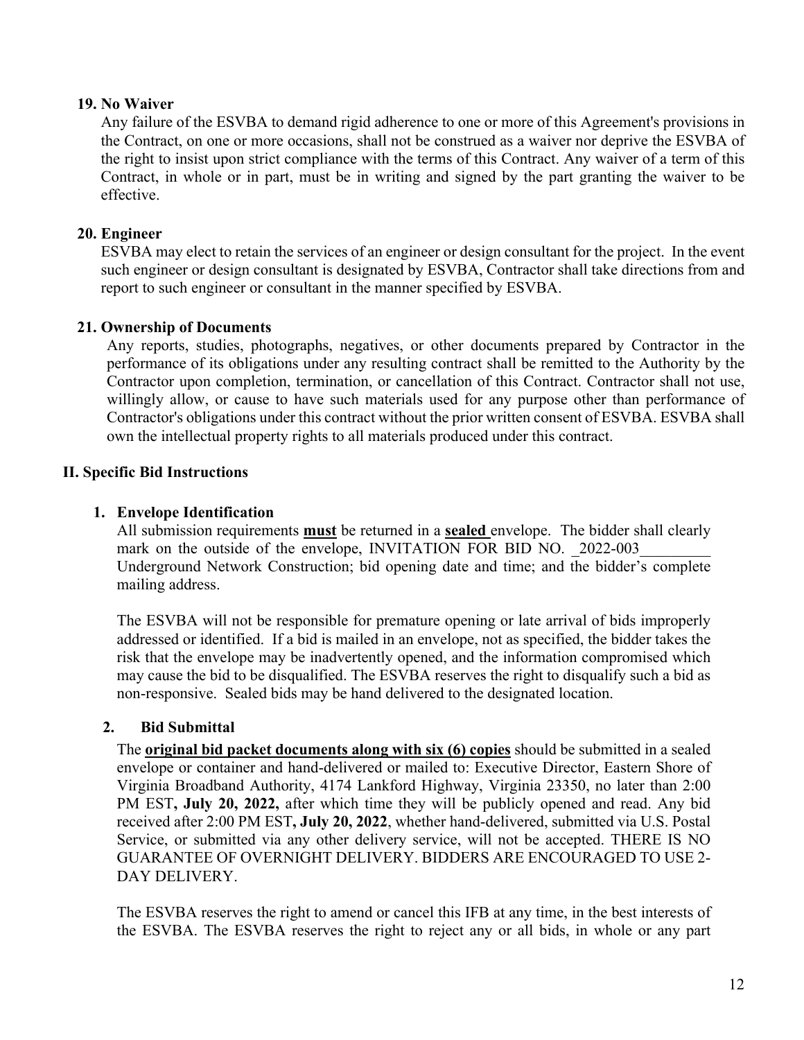**19. No Waiver**

Any failure of the ESVBA to demand rigid adherence to one or more of this Agreement's provisions in the Contract, on one or more occasions, shall not be construed as a waiver nor deprive the ESVBA of the right to insist upon strict compliance with the terms of this Contract. Any waiver of a term of this Contract, in whole or in part, must be in writing and signed by the part granting the waiver to be effective.

**20. Engineer**

ESVBA may elect to retain the services of an engineer or design consultant for the project. In the event such engineer or design consultant is designated by ESVBA, Contractor shall take directions from and report to such engineer or consultant in the manner specified by ESVBA.

**21. Ownership of Documents**

Any reports, studies, photographs, negatives, or other documents prepared by Contractor in the performance of its obligations under any resulting contract shall be remitted to the Authority by the Contractor upon completion, termination, or cancellation of this Contract. Contractor shall not use, willingly allow, or cause to have such materials used for any purpose other than performance of Contractor's obligations under this contract without the prior written consent of ESVBA. ESVBA shall own the intellectual property rights to all materials produced under this contract.

## II. Specific Bid Instructions

**1. Envelope Identification**

All submission requirements **must** be returned in a **sealed** envelope. The bidder shall clearly mark on the outside of the envelope, INVITATION FOR BID NO. _2022-003_________ Underground Network Construction; bid opening date and time; and the bidder's complete mailing address.

The ESVBA will not be responsible for premature opening or late arrival of bids improperly addressed or identified. If a bid is mailed in an envelope, not as specified, the bidder takes the risk that the envelope may be inadvertently opened, and the information compromised which may cause the bid to be disqualified. The ESVBA reserves the right to disqualify such a bid as non-responsive. Sealed bids may be hand delivered to the designated location.

**2. Bid Submittal**

The **original bid packet documents along with six (6) copies** should be submitted in a sealed envelope or container and hand-delivered or mailed to: Executive Director, Eastern Shore of Virginia Broadband Authority, 4174 Lankford Highway, Virginia 23350, no later than 2:00 PM EST**, July 20, 2022,** after which time they will be publicly opened and read. Any bid received after 2:00 PM EST**, July 20, 2022**, whether hand-delivered, submitted via U.S. Postal Service, or submitted via any other delivery service, will not be accepted. THERE IS NO GUARANTEE OF OVERNIGHT DELIVERY. BIDDERS ARE ENCOURAGED TO USE 2-DAY DELIVERY.

The ESVBA reserves the right to amend or cancel this IFB at any time, in the best interests of the ESVBA. The ESVBA reserves the right to reject any or all bids, in whole or any part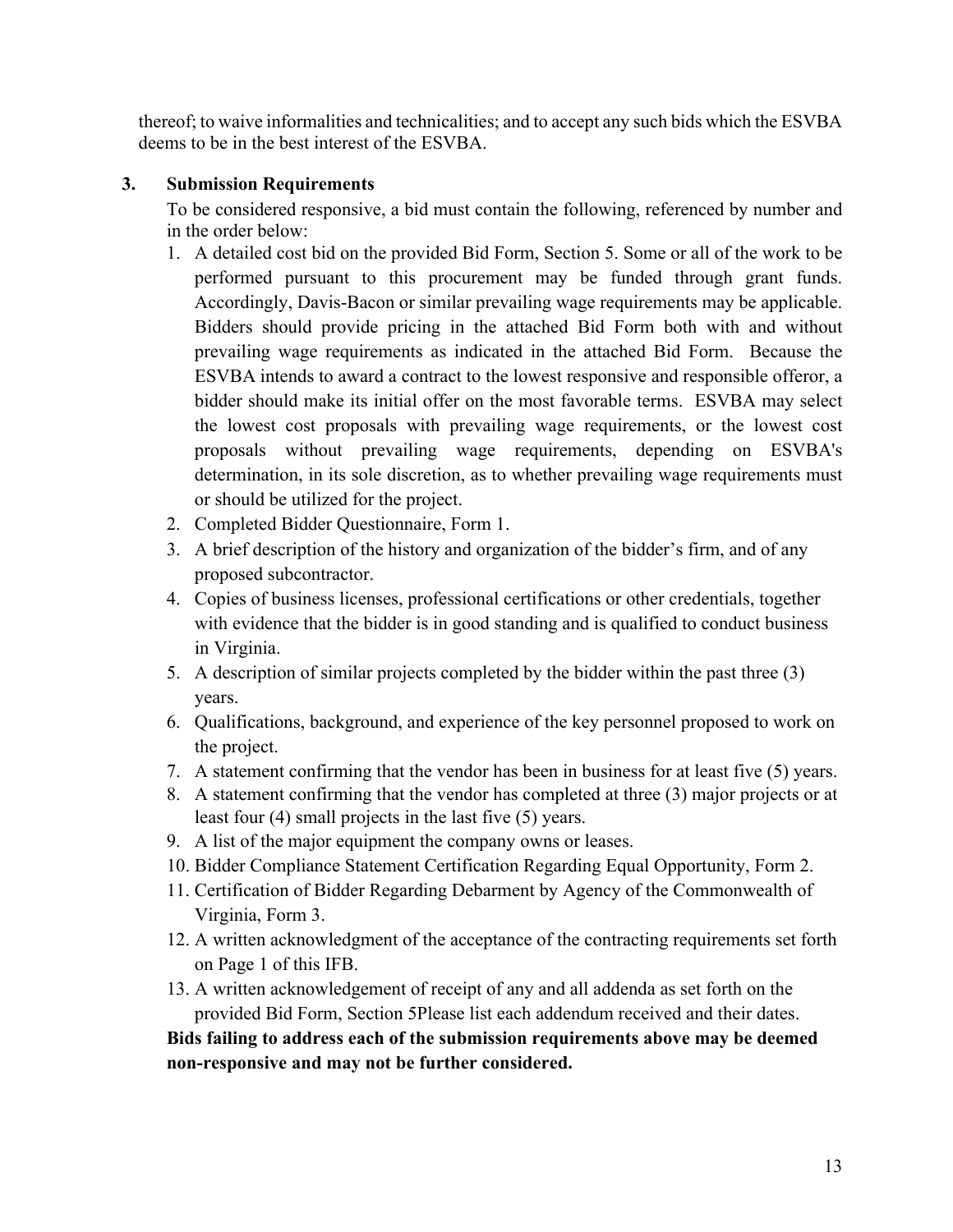thereof; to waive informalities and technicalities; and to accept any such bids which the ESVBA deems to be in the best interest of the ESVBA.

## 3. Submission Requirements

To be considered responsive, a bid must contain the following, referenced by number and in the order below:

1. A detailed cost bid on the provided Bid Form, Section 5. Some or all of the work to be performed pursuant to this procurement may be funded through grant funds. Accordingly, Davis-Bacon or similar prevailing wage requirements may be applicable. Bidders should provide pricing in the attached Bid Form both with and without prevailing wage requirements as indicated in the attached Bid Form. Because the ESVBA intends to award a contract to the lowest responsive and responsible offeror, a bidder should make its initial offer on the most favorable terms. ESVBA may select the lowest cost proposals with prevailing wage requirements, or the lowest cost proposals without prevailing wage requirements, depending on ESVBA's determination, in its sole discretion, as to whether prevailing wage requirements must or should be utilized for the project.
2. Completed Bidder Questionnaire, Form 1.
3. A brief description of the history and organization of the bidder's firm, and of any proposed subcontractor.
4. Copies of business licenses, professional certifications or other credentials, together with evidence that the bidder is in good standing and is qualified to conduct business in Virginia.
5. A description of similar projects completed by the bidder within the past three (3) years.
6. Qualifications, background, and experience of the key personnel proposed to work on the project.
7. A statement confirming that the vendor has been in business for at least five (5) years.
8. A statement confirming that the vendor has completed at three (3) major projects or at least four (4) small projects in the last five (5) years.
9. A list of the major equipment the company owns or leases.
10. Bidder Compliance Statement Certification Regarding Equal Opportunity, Form 2.
11. Certification of Bidder Regarding Debarment by Agency of the Commonwealth of Virginia, Form 3.
12. A written acknowledgment of the acceptance of the contracting requirements set forth on Page 1 of this IFB.
13. A written acknowledgement of receipt of any and all addenda as set forth on the provided Bid Form, Section 5Please list each addendum received and their dates.

**Bids failing to address each of the submission requirements above may be deemed non-responsive and may not be further considered.**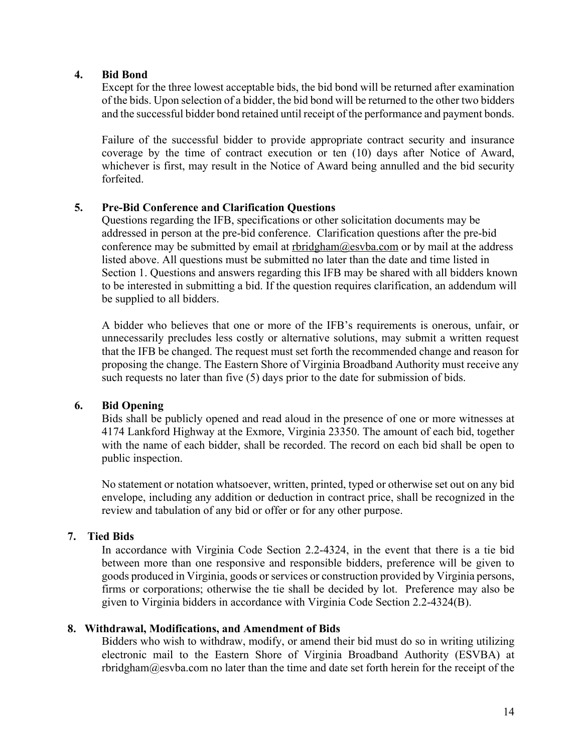**4. Bid Bond**

Except for the three lowest acceptable bids, the bid bond will be returned after examination of the bids. Upon selection of a bidder, the bid bond will be returned to the other two bidders and the successful bidder bond retained until receipt of the performance and payment bonds.

Failure of the successful bidder to provide appropriate contract security and insurance coverage by the time of contract execution or ten (10) days after Notice of Award, whichever is first, may result in the Notice of Award being annulled and the bid security forfeited.

**5. Pre-Bid Conference and Clarification Questions**

Questions regarding the IFB, specifications or other solicitation documents may be addressed in person at the pre-bid conference. Clarification questions after the pre-bid conference may be submitted by email at rbridgham@esvba.com or by mail at the address listed above. All questions must be submitted no later than the date and time listed in Section 1. Questions and answers regarding this IFB may be shared with all bidders known to be interested in submitting a bid. If the question requires clarification, an addendum will be supplied to all bidders.

A bidder who believes that one or more of the IFB's requirements is onerous, unfair, or unnecessarily precludes less costly or alternative solutions, may submit a written request that the IFB be changed. The request must set forth the recommended change and reason for proposing the change. The Eastern Shore of Virginia Broadband Authority must receive any such requests no later than five (5) days prior to the date for submission of bids.

**6. Bid Opening**

Bids shall be publicly opened and read aloud in the presence of one or more witnesses at 4174 Lankford Highway at the Exmore, Virginia 23350. The amount of each bid, together with the name of each bidder, shall be recorded. The record on each bid shall be open to public inspection.

No statement or notation whatsoever, written, printed, typed or otherwise set out on any bid envelope, including any addition or deduction in contract price, shall be recognized in the review and tabulation of any bid or offer or for any other purpose.

**7. Tied Bids**

In accordance with Virginia Code Section 2.2-4324, in the event that there is a tie bid between more than one responsive and responsible bidders, preference will be given to goods produced in Virginia, goods or services or construction provided by Virginia persons, firms or corporations; otherwise the tie shall be decided by lot. Preference may also be given to Virginia bidders in accordance with Virginia Code Section 2.2-4324(B).

**8. Withdrawal, Modifications, and Amendment of Bids**

Bidders who wish to withdraw, modify, or amend their bid must do so in writing utilizing electronic mail to the Eastern Shore of Virginia Broadband Authority (ESVBA) at rbridgham@esvba.com no later than the time and date set forth herein for the receipt of the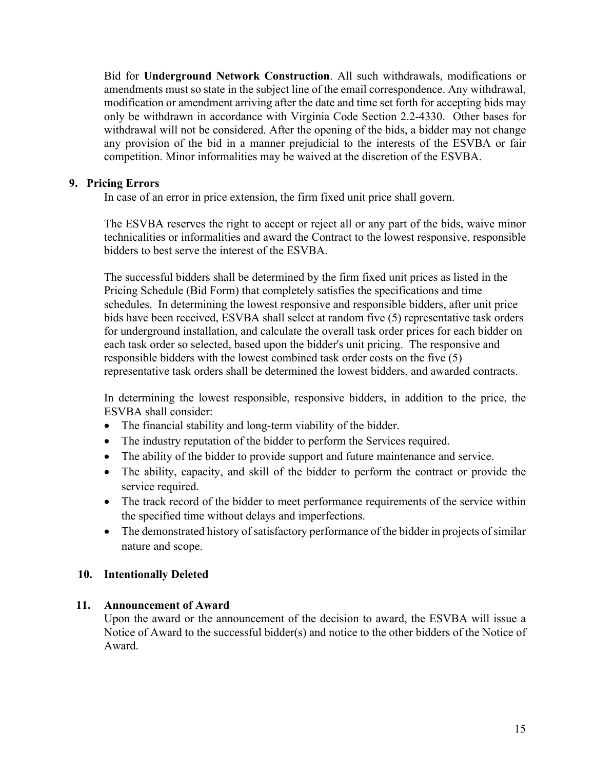Bid for **Underground Network Construction**. All such withdrawals, modifications or amendments must so state in the subject line of the email correspondence. Any withdrawal, modification or amendment arriving after the date and time set forth for accepting bids may only be withdrawn in accordance with Virginia Code Section 2.2-4330. Other bases for withdrawal will not be considered. After the opening of the bids, a bidder may not change any provision of the bid in a manner prejudicial to the interests of the ESVBA or fair competition. Minor informalities may be waived at the discretion of the ESVBA.

**9. Pricing Errors**

In case of an error in price extension, the firm fixed unit price shall govern.

The ESVBA reserves the right to accept or reject all or any part of the bids, waive minor technicalities or informalities and award the Contract to the lowest responsive, responsible bidders to best serve the interest of the ESVBA.

The successful bidders shall be determined by the firm fixed unit prices as listed in the Pricing Schedule (Bid Form) that completely satisfies the specifications and time schedules. In determining the lowest responsive and responsible bidders, after unit price bids have been received, ESVBA shall select at random five (5) representative task orders for underground installation, and calculate the overall task order prices for each bidder on each task order so selected, based upon the bidder's unit pricing. The responsive and responsible bidders with the lowest combined task order costs on the five (5) representative task orders shall be determined the lowest bidders, and awarded contracts.

In determining the lowest responsible, responsive bidders, in addition to the price, the ESVBA shall consider:

- The financial stability and long-term viability of the bidder.
- The industry reputation of the bidder to perform the Services required.
- The ability of the bidder to provide support and future maintenance and service.
- The ability, capacity, and skill of the bidder to perform the contract or provide the service required.
- The track record of the bidder to meet performance requirements of the service within the specified time without delays and imperfections.
- The demonstrated history of satisfactory performance of the bidder in projects of similar nature and scope.

**10. Intentionally Deleted**

**11. Announcement of Award**

Upon the award or the announcement of the decision to award, the ESVBA will issue a Notice of Award to the successful bidder(s) and notice to the other bidders of the Notice of Award.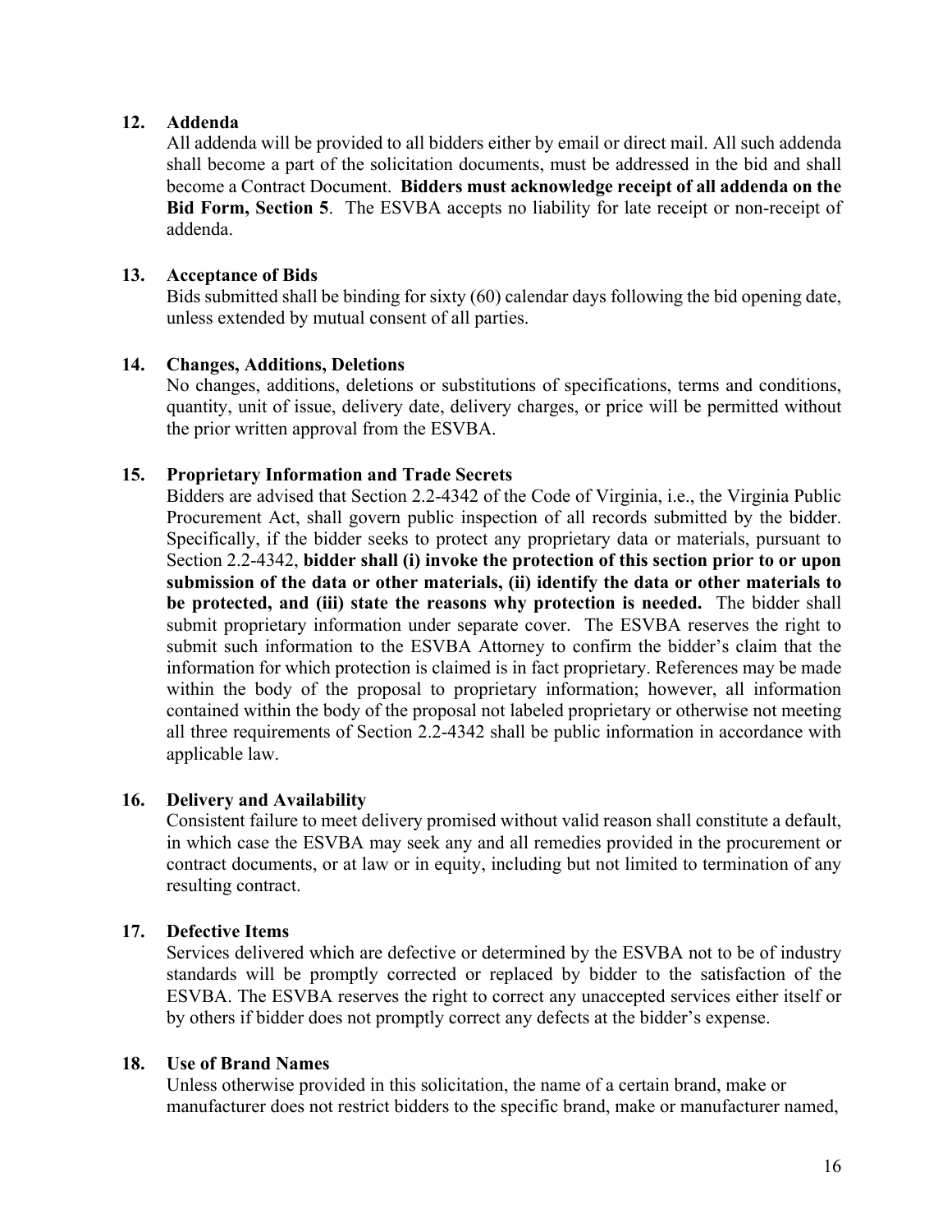**12. Addenda**

All addenda will be provided to all bidders either by email or direct mail. All such addenda shall become a part of the solicitation documents, must be addressed in the bid and shall become a Contract Document. **Bidders must acknowledge receipt of all addenda on the Bid Form, Section 5**. The ESVBA accepts no liability for late receipt or non-receipt of addenda.

**13. Acceptance of Bids**

Bids submitted shall be binding for sixty (60) calendar days following the bid opening date, unless extended by mutual consent of all parties.

**14. Changes, Additions, Deletions**

No changes, additions, deletions or substitutions of specifications, terms and conditions, quantity, unit of issue, delivery date, delivery charges, or price will be permitted without the prior written approval from the ESVBA.

**15. Proprietary Information and Trade Secrets**

Bidders are advised that Section 2.2-4342 of the Code of Virginia, i.e., the Virginia Public Procurement Act, shall govern public inspection of all records submitted by the bidder. Specifically, if the bidder seeks to protect any proprietary data or materials, pursuant to Section 2.2-4342, **bidder shall (i) invoke the protection of this section prior to or upon submission of the data or other materials, (ii) identify the data or other materials to be protected, and (iii) state the reasons why protection is needed.** The bidder shall submit proprietary information under separate cover. The ESVBA reserves the right to submit such information to the ESVBA Attorney to confirm the bidder's claim that the information for which protection is claimed is in fact proprietary. References may be made within the body of the proposal to proprietary information; however, all information contained within the body of the proposal not labeled proprietary or otherwise not meeting all three requirements of Section 2.2-4342 shall be public information in accordance with applicable law.

**16. Delivery and Availability**

Consistent failure to meet delivery promised without valid reason shall constitute a default, in which case the ESVBA may seek any and all remedies provided in the procurement or contract documents, or at law or in equity, including but not limited to termination of any resulting contract.

**17. Defective Items**

Services delivered which are defective or determined by the ESVBA not to be of industry standards will be promptly corrected or replaced by bidder to the satisfaction of the ESVBA. The ESVBA reserves the right to correct any unaccepted services either itself or by others if bidder does not promptly correct any defects at the bidder's expense.

**18. Use of Brand Names**

Unless otherwise provided in this solicitation, the name of a certain brand, make or manufacturer does not restrict bidders to the specific brand, make or manufacturer named,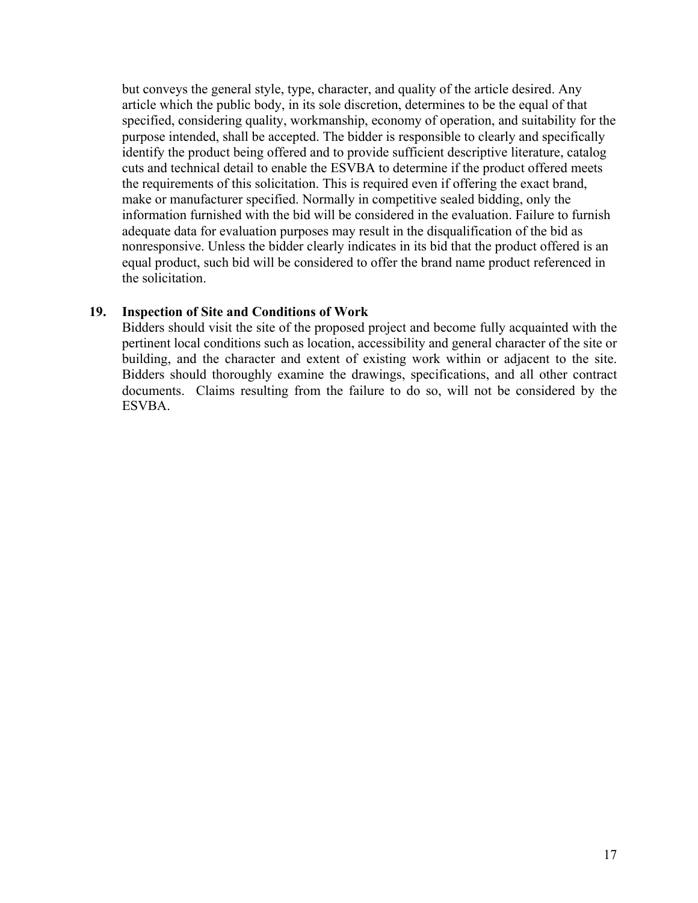but conveys the general style, type, character, and quality of the article desired. Any article which the public body, in its sole discretion, determines to be the equal of that specified, considering quality, workmanship, economy of operation, and suitability for the purpose intended, shall be accepted. The bidder is responsible to clearly and specifically identify the product being offered and to provide sufficient descriptive literature, catalog cuts and technical detail to enable the ESVBA to determine if the product offered meets the requirements of this solicitation. This is required even if offering the exact brand, make or manufacturer specified. Normally in competitive sealed bidding, only the information furnished with the bid will be considered in the evaluation. Failure to furnish adequate data for evaluation purposes may result in the disqualification of the bid as nonresponsive. Unless the bidder clearly indicates in its bid that the product offered is an equal product, such bid will be considered to offer the brand name product referenced in the solicitation.

**19. Inspection of Site and Conditions of Work**

Bidders should visit the site of the proposed project and become fully acquainted with the pertinent local conditions such as location, accessibility and general character of the site or building, and the character and extent of existing work within or adjacent to the site. Bidders should thoroughly examine the drawings, specifications, and all other contract documents. Claims resulting from the failure to do so, will not be considered by the ESVBA.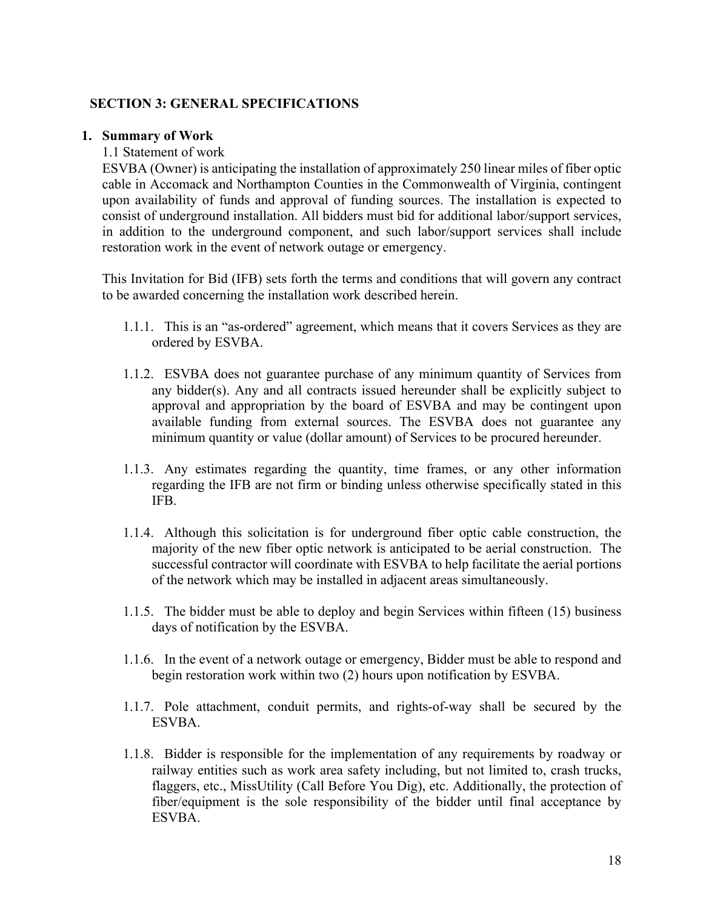## SECTION 3: GENERAL SPECIFICATIONS

### 1. Summary of Work

1.1 Statement of work

ESVBA (Owner) is anticipating the installation of approximately 250 linear miles of fiber optic cable in Accomack and Northampton Counties in the Commonwealth of Virginia, contingent upon availability of funds and approval of funding sources. The installation is expected to consist of underground installation. All bidders must bid for additional labor/support services, in addition to the underground component, and such labor/support services shall include restoration work in the event of network outage or emergency.

This Invitation for Bid (IFB) sets forth the terms and conditions that will govern any contract to be awarded concerning the installation work described herein.

1.1.1. This is an "as-ordered" agreement, which means that it covers Services as they are ordered by ESVBA.

1.1.2. ESVBA does not guarantee purchase of any minimum quantity of Services from any bidder(s). Any and all contracts issued hereunder shall be explicitly subject to approval and appropriation by the board of ESVBA and may be contingent upon available funding from external sources. The ESVBA does not guarantee any minimum quantity or value (dollar amount) of Services to be procured hereunder.

1.1.3. Any estimates regarding the quantity, time frames, or any other information regarding the IFB are not firm or binding unless otherwise specifically stated in this IFB.

1.1.4. Although this solicitation is for underground fiber optic cable construction, the majority of the new fiber optic network is anticipated to be aerial construction. The successful contractor will coordinate with ESVBA to help facilitate the aerial portions of the network which may be installed in adjacent areas simultaneously.

1.1.5. The bidder must be able to deploy and begin Services within fifteen (15) business days of notification by the ESVBA.

1.1.6. In the event of a network outage or emergency, Bidder must be able to respond and begin restoration work within two (2) hours upon notification by ESVBA.

1.1.7. Pole attachment, conduit permits, and rights-of-way shall be secured by the ESVBA.

1.1.8. Bidder is responsible for the implementation of any requirements by roadway or railway entities such as work area safety including, but not limited to, crash trucks, flaggers, etc., MissUtility (Call Before You Dig), etc. Additionally, the protection of fiber/equipment is the sole responsibility of the bidder until final acceptance by ESVBA.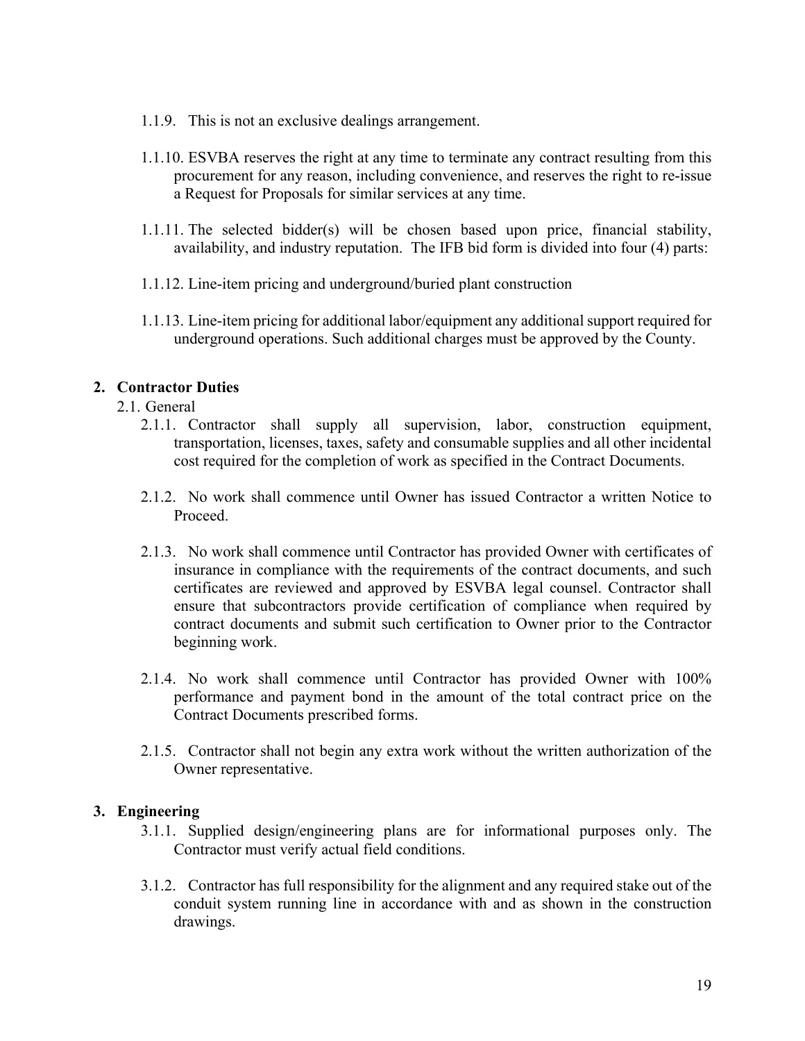1.1.9. This is not an exclusive dealings arrangement.

1.1.10. ESVBA reserves the right at any time to terminate any contract resulting from this procurement for any reason, including convenience, and reserves the right to re-issue a Request for Proposals for similar services at any time.

1.1.11. The selected bidder(s) will be chosen based upon price, financial stability, availability, and industry reputation. The IFB bid form is divided into four (4) parts:

1.1.12. Line-item pricing and underground/buried plant construction

1.1.13. Line-item pricing for additional labor/equipment any additional support required for underground operations. Such additional charges must be approved by the County.

## 2. Contractor Duties

2.1. General

2.1.1. Contractor shall supply all supervision, labor, construction equipment, transportation, licenses, taxes, safety and consumable supplies and all other incidental cost required for the completion of work as specified in the Contract Documents.

2.1.2. No work shall commence until Owner has issued Contractor a written Notice to Proceed.

2.1.3. No work shall commence until Contractor has provided Owner with certificates of insurance in compliance with the requirements of the contract documents, and such certificates are reviewed and approved by ESVBA legal counsel. Contractor shall ensure that subcontractors provide certification of compliance when required by contract documents and submit such certification to Owner prior to the Contractor beginning work.

2.1.4. No work shall commence until Contractor has provided Owner with 100% performance and payment bond in the amount of the total contract price on the Contract Documents prescribed forms.

2.1.5. Contractor shall not begin any extra work without the written authorization of the Owner representative.

## 3. Engineering

3.1.1. Supplied design/engineering plans are for informational purposes only. The Contractor must verify actual field conditions.

3.1.2. Contractor has full responsibility for the alignment and any required stake out of the conduit system running line in accordance with and as shown in the construction drawings.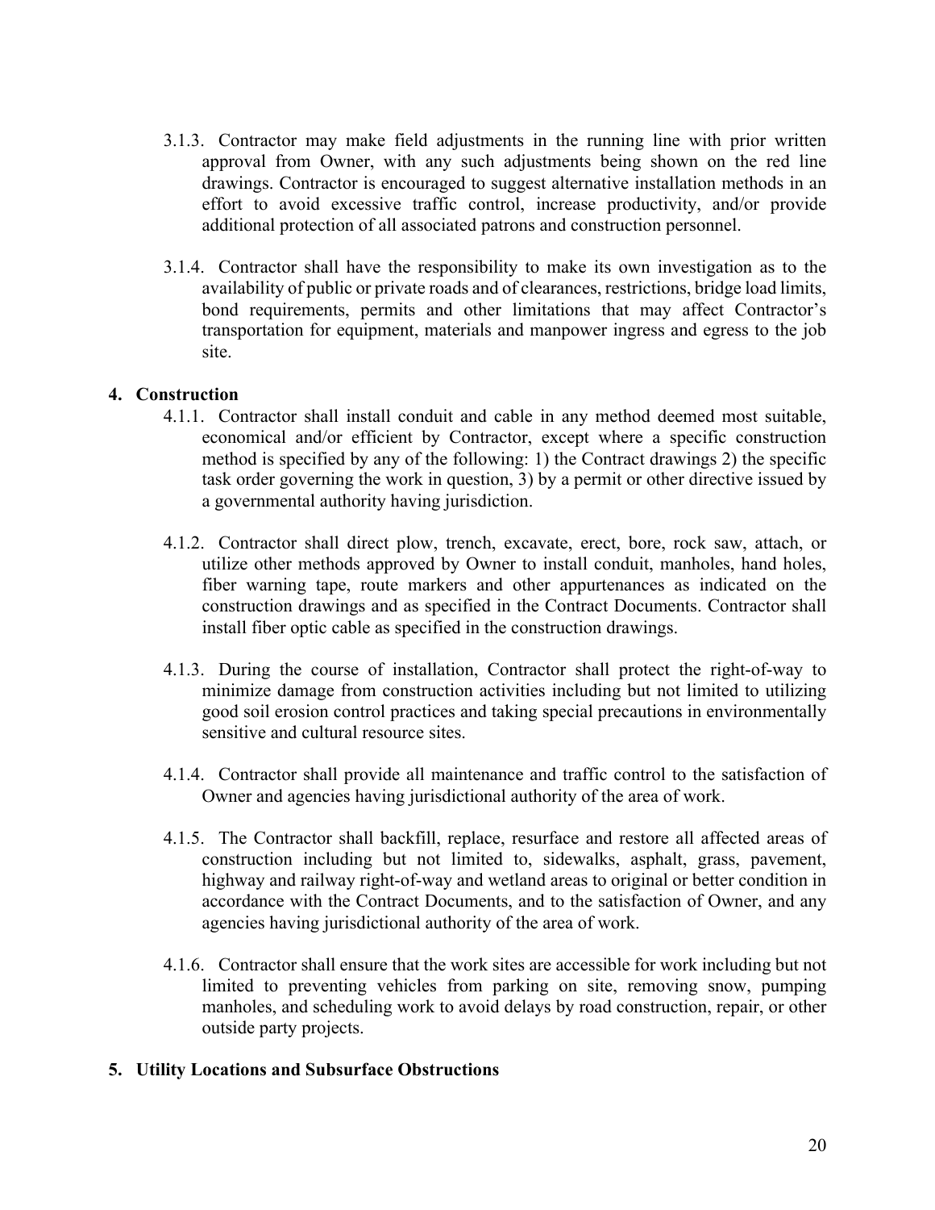3.1.3. Contractor may make field adjustments in the running line with prior written approval from Owner, with any such adjustments being shown on the red line drawings. Contractor is encouraged to suggest alternative installation methods in an effort to avoid excessive traffic control, increase productivity, and/or provide additional protection of all associated patrons and construction personnel.

3.1.4. Contractor shall have the responsibility to make its own investigation as to the availability of public or private roads and of clearances, restrictions, bridge load limits, bond requirements, permits and other limitations that may affect Contractor's transportation for equipment, materials and manpower ingress and egress to the job site.

## 4. Construction

4.1.1. Contractor shall install conduit and cable in any method deemed most suitable, economical and/or efficient by Contractor, except where a specific construction method is specified by any of the following: 1) the Contract drawings 2) the specific task order governing the work in question, 3) by a permit or other directive issued by a governmental authority having jurisdiction.

4.1.2. Contractor shall direct plow, trench, excavate, erect, bore, rock saw, attach, or utilize other methods approved by Owner to install conduit, manholes, hand holes, fiber warning tape, route markers and other appurtenances as indicated on the construction drawings and as specified in the Contract Documents. Contractor shall install fiber optic cable as specified in the construction drawings.

4.1.3. During the course of installation, Contractor shall protect the right-of-way to minimize damage from construction activities including but not limited to utilizing good soil erosion control practices and taking special precautions in environmentally sensitive and cultural resource sites.

4.1.4. Contractor shall provide all maintenance and traffic control to the satisfaction of Owner and agencies having jurisdictional authority of the area of work.

4.1.5. The Contractor shall backfill, replace, resurface and restore all affected areas of construction including but not limited to, sidewalks, asphalt, grass, pavement, highway and railway right-of-way and wetland areas to original or better condition in accordance with the Contract Documents, and to the satisfaction of Owner, and any agencies having jurisdictional authority of the area of work.

4.1.6. Contractor shall ensure that the work sites are accessible for work including but not limited to preventing vehicles from parking on site, removing snow, pumping manholes, and scheduling work to avoid delays by road construction, repair, or other outside party projects.

## 5. Utility Locations and Subsurface Obstructions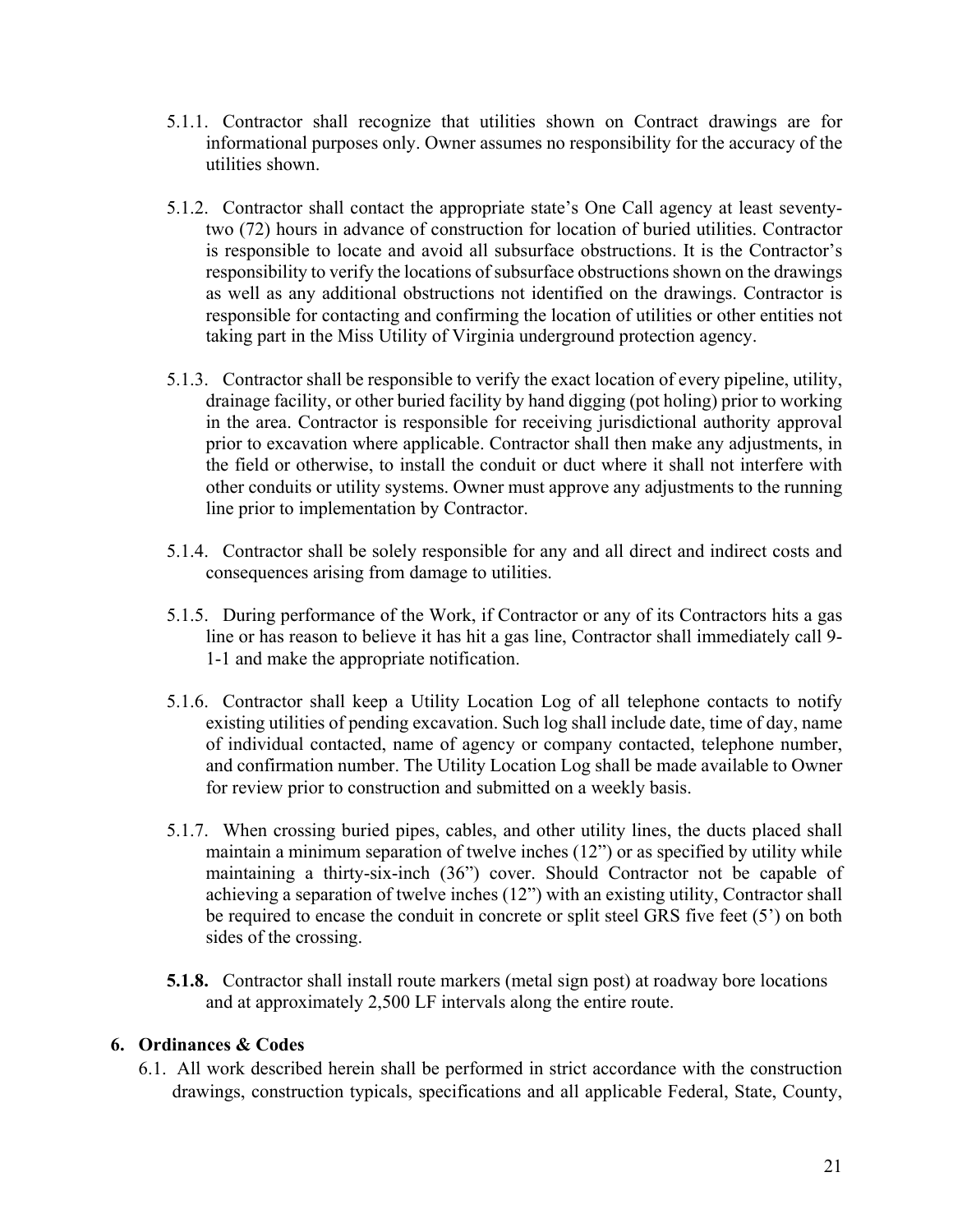5.1.1. Contractor shall recognize that utilities shown on Contract drawings are for informational purposes only. Owner assumes no responsibility for the accuracy of the utilities shown.

5.1.2. Contractor shall contact the appropriate state's One Call agency at least seventy-two (72) hours in advance of construction for location of buried utilities. Contractor is responsible to locate and avoid all subsurface obstructions. It is the Contractor's responsibility to verify the locations of subsurface obstructions shown on the drawings as well as any additional obstructions not identified on the drawings. Contractor is responsible for contacting and confirming the location of utilities or other entities not taking part in the Miss Utility of Virginia underground protection agency.

5.1.3. Contractor shall be responsible to verify the exact location of every pipeline, utility, drainage facility, or other buried facility by hand digging (pot holing) prior to working in the area. Contractor is responsible for receiving jurisdictional authority approval prior to excavation where applicable. Contractor shall then make any adjustments, in the field or otherwise, to install the conduit or duct where it shall not interfere with other conduits or utility systems. Owner must approve any adjustments to the running line prior to implementation by Contractor.

5.1.4. Contractor shall be solely responsible for any and all direct and indirect costs and consequences arising from damage to utilities.

5.1.5. During performance of the Work, if Contractor or any of its Contractors hits a gas line or has reason to believe it has hit a gas line, Contractor shall immediately call 9-1-1 and make the appropriate notification.

5.1.6. Contractor shall keep a Utility Location Log of all telephone contacts to notify existing utilities of pending excavation. Such log shall include date, time of day, name of individual contacted, name of agency or company contacted, telephone number, and confirmation number. The Utility Location Log shall be made available to Owner for review prior to construction and submitted on a weekly basis.

5.1.7. When crossing buried pipes, cables, and other utility lines, the ducts placed shall maintain a minimum separation of twelve inches (12") or as specified by utility while maintaining a thirty-six-inch (36") cover. Should Contractor not be capable of achieving a separation of twelve inches (12") with an existing utility, Contractor shall be required to encase the conduit in concrete or split steel GRS five feet (5') on both sides of the crossing.

**5.1.8.** Contractor shall install route markers (metal sign post) at roadway bore locations and at approximately 2,500 LF intervals along the entire route.

## 6. Ordinances & Codes

6.1. All work described herein shall be performed in strict accordance with the construction drawings, construction typicals, specifications and all applicable Federal, State, County,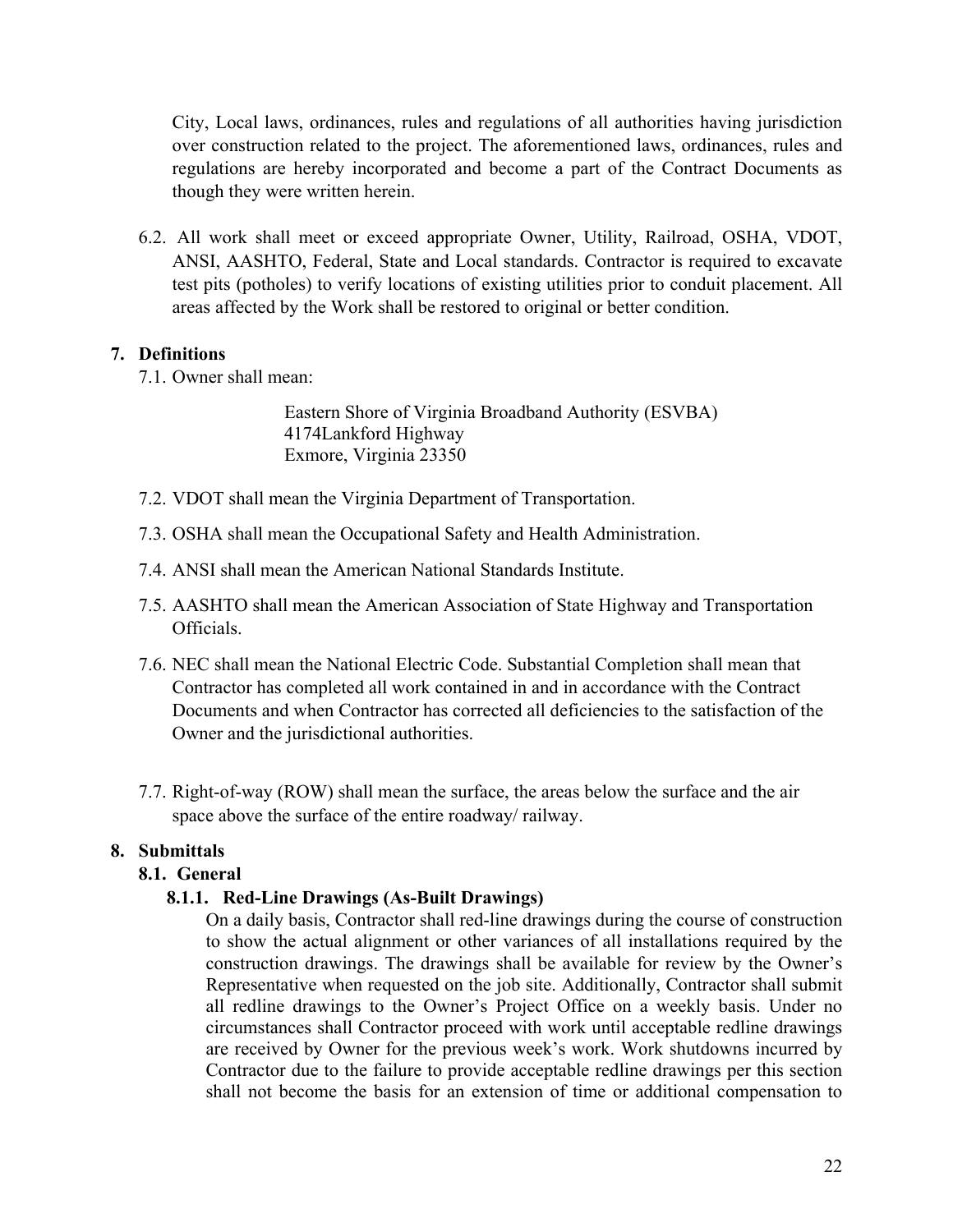City, Local laws, ordinances, rules and regulations of all authorities having jurisdiction over construction related to the project. The aforementioned laws, ordinances, rules and regulations are hereby incorporated and become a part of the Contract Documents as though they were written herein.

6.2. All work shall meet or exceed appropriate Owner, Utility, Railroad, OSHA, VDOT, ANSI, AASHTO, Federal, State and Local standards. Contractor is required to excavate test pits (potholes) to verify locations of existing utilities prior to conduit placement. All areas affected by the Work shall be restored to original or better condition.

## 7. Definitions

7.1. Owner shall mean:

> Eastern Shore of Virginia Broadband Authority (ESVBA)
> 4174Lankford Highway
> Exmore, Virginia 23350

7.2. VDOT shall mean the Virginia Department of Transportation.

7.3. OSHA shall mean the Occupational Safety and Health Administration.

7.4. ANSI shall mean the American National Standards Institute.

7.5. AASHTO shall mean the American Association of State Highway and Transportation Officials.

7.6. NEC shall mean the National Electric Code. Substantial Completion shall mean that Contractor has completed all work contained in and in accordance with the Contract Documents and when Contractor has corrected all deficiencies to the satisfaction of the Owner and the jurisdictional authorities.

7.7. Right-of-way (ROW) shall mean the surface, the areas below the surface and the air space above the surface of the entire roadway/ railway.

## 8. Submittals

### 8.1. General

#### 8.1.1. Red-Line Drawings (As-Built Drawings)

On a daily basis, Contractor shall red-line drawings during the course of construction to show the actual alignment or other variances of all installations required by the construction drawings. The drawings shall be available for review by the Owner's Representative when requested on the job site. Additionally, Contractor shall submit all redline drawings to the Owner's Project Office on a weekly basis. Under no circumstances shall Contractor proceed with work until acceptable redline drawings are received by Owner for the previous week's work. Work shutdowns incurred by Contractor due to the failure to provide acceptable redline drawings per this section shall not become the basis for an extension of time or additional compensation to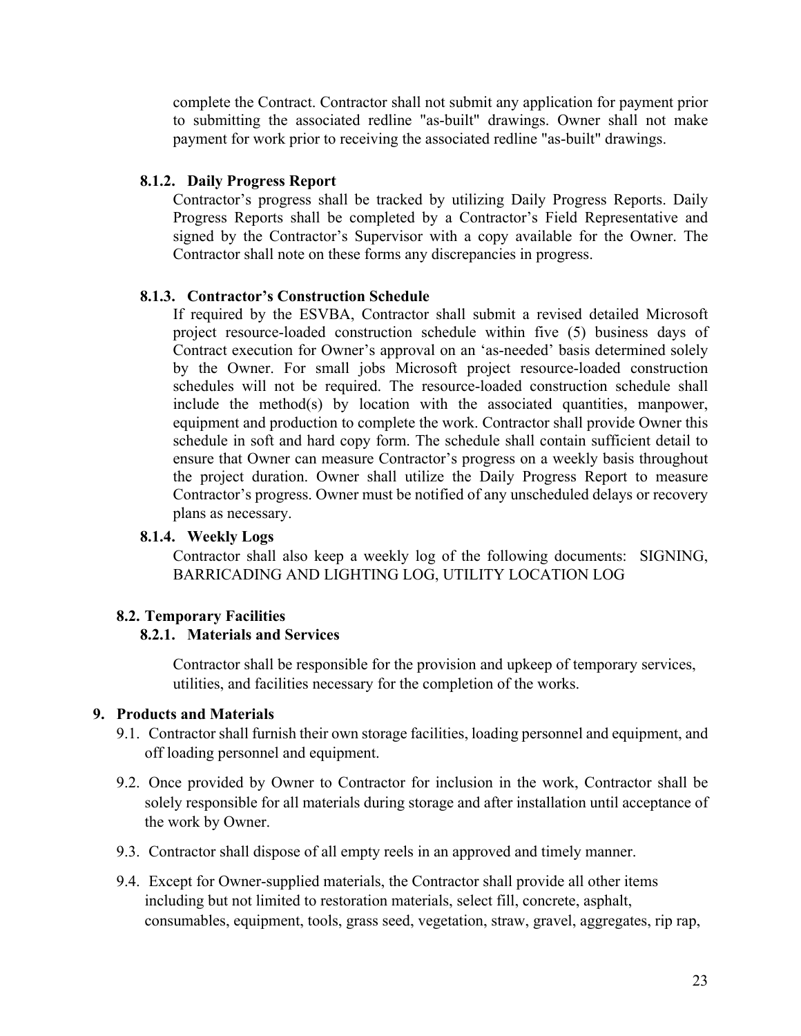complete the Contract. Contractor shall not submit any application for payment prior to submitting the associated redline "as-built" drawings. Owner shall not make payment for work prior to receiving the associated redline "as-built" drawings.

#### 8.1.2. Daily Progress Report

Contractor's progress shall be tracked by utilizing Daily Progress Reports. Daily Progress Reports shall be completed by a Contractor's Field Representative and signed by the Contractor's Supervisor with a copy available for the Owner. The Contractor shall note on these forms any discrepancies in progress.

#### 8.1.3. Contractor's Construction Schedule

If required by the ESVBA, Contractor shall submit a revised detailed Microsoft project resource-loaded construction schedule within five (5) business days of Contract execution for Owner's approval on an 'as-needed' basis determined solely by the Owner. For small jobs Microsoft project resource-loaded construction schedules will not be required. The resource-loaded construction schedule shall include the method(s) by location with the associated quantities, manpower, equipment and production to complete the work. Contractor shall provide Owner this schedule in soft and hard copy form. The schedule shall contain sufficient detail to ensure that Owner can measure Contractor's progress on a weekly basis throughout the project duration. Owner shall utilize the Daily Progress Report to measure Contractor's progress. Owner must be notified of any unscheduled delays or recovery plans as necessary.

#### 8.1.4. Weekly Logs

Contractor shall also keep a weekly log of the following documents: SIGNING, BARRICADING AND LIGHTING LOG, UTILITY LOCATION LOG

### 8.2. Temporary Facilities

#### 8.2.1. Materials and Services

Contractor shall be responsible for the provision and upkeep of temporary services, utilities, and facilities necessary for the completion of the works.

## 9. Products and Materials

9.1. Contractor shall furnish their own storage facilities, loading personnel and equipment, and off loading personnel and equipment.

9.2. Once provided by Owner to Contractor for inclusion in the work, Contractor shall be solely responsible for all materials during storage and after installation until acceptance of the work by Owner.

9.3. Contractor shall dispose of all empty reels in an approved and timely manner.

9.4. Except for Owner-supplied materials, the Contractor shall provide all other items including but not limited to restoration materials, select fill, concrete, asphalt, consumables, equipment, tools, grass seed, vegetation, straw, gravel, aggregates, rip rap,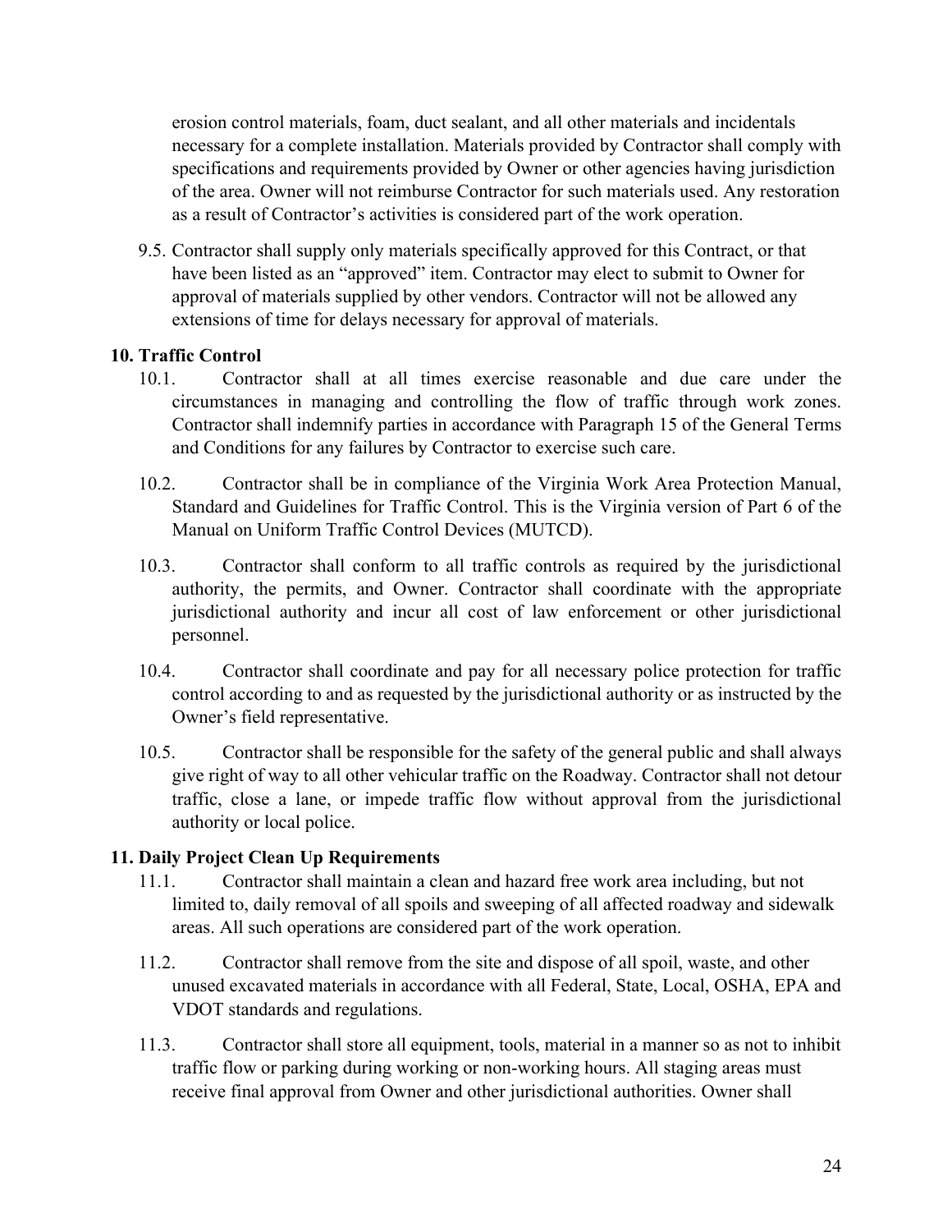erosion control materials, foam, duct sealant, and all other materials and incidentals necessary for a complete installation. Materials provided by Contractor shall comply with specifications and requirements provided by Owner or other agencies having jurisdiction of the area. Owner will not reimburse Contractor for such materials used. Any restoration as a result of Contractor's activities is considered part of the work operation.

9.5. Contractor shall supply only materials specifically approved for this Contract, or that have been listed as an "approved" item. Contractor may elect to submit to Owner for approval of materials supplied by other vendors. Contractor will not be allowed any extensions of time for delays necessary for approval of materials.

**10. Traffic Control**

10.1. Contractor shall at all times exercise reasonable and due care under the circumstances in managing and controlling the flow of traffic through work zones. Contractor shall indemnify parties in accordance with Paragraph 15 of the General Terms and Conditions for any failures by Contractor to exercise such care.

10.2. Contractor shall be in compliance of the Virginia Work Area Protection Manual, Standard and Guidelines for Traffic Control. This is the Virginia version of Part 6 of the Manual on Uniform Traffic Control Devices (MUTCD).

10.3. Contractor shall conform to all traffic controls as required by the jurisdictional authority, the permits, and Owner. Contractor shall coordinate with the appropriate jurisdictional authority and incur all cost of law enforcement or other jurisdictional personnel.

10.4. Contractor shall coordinate and pay for all necessary police protection for traffic control according to and as requested by the jurisdictional authority or as instructed by the Owner's field representative.

10.5. Contractor shall be responsible for the safety of the general public and shall always give right of way to all other vehicular traffic on the Roadway. Contractor shall not detour traffic, close a lane, or impede traffic flow without approval from the jurisdictional authority or local police.

**11. Daily Project Clean Up Requirements**

11.1. Contractor shall maintain a clean and hazard free work area including, but not limited to, daily removal of all spoils and sweeping of all affected roadway and sidewalk areas. All such operations are considered part of the work operation.

11.2. Contractor shall remove from the site and dispose of all spoil, waste, and other unused excavated materials in accordance with all Federal, State, Local, OSHA, EPA and VDOT standards and regulations.

11.3. Contractor shall store all equipment, tools, material in a manner so as not to inhibit traffic flow or parking during working or non-working hours. All staging areas must receive final approval from Owner and other jurisdictional authorities. Owner shall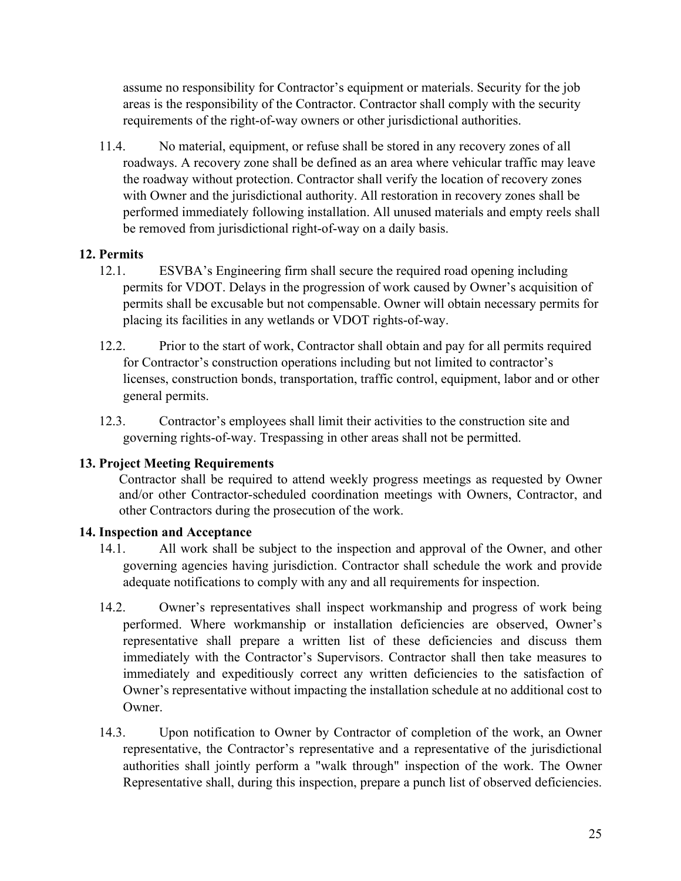assume no responsibility for Contractor's equipment or materials. Security for the job areas is the responsibility of the Contractor. Contractor shall comply with the security requirements of the right-of-way owners or other jurisdictional authorities.

11.4. No material, equipment, or refuse shall be stored in any recovery zones of all roadways. A recovery zone shall be defined as an area where vehicular traffic may leave the roadway without protection. Contractor shall verify the location of recovery zones with Owner and the jurisdictional authority. All restoration in recovery zones shall be performed immediately following installation. All unused materials and empty reels shall be removed from jurisdictional right-of-way on a daily basis.

**12. Permits**

12.1. ESVBA's Engineering firm shall secure the required road opening including permits for VDOT. Delays in the progression of work caused by Owner's acquisition of permits shall be excusable but not compensable. Owner will obtain necessary permits for placing its facilities in any wetlands or VDOT rights-of-way.

12.2. Prior to the start of work, Contractor shall obtain and pay for all permits required for Contractor's construction operations including but not limited to contractor's licenses, construction bonds, transportation, traffic control, equipment, labor and or other general permits.

12.3. Contractor's employees shall limit their activities to the construction site and governing rights-of-way. Trespassing in other areas shall not be permitted.

**13. Project Meeting Requirements**

Contractor shall be required to attend weekly progress meetings as requested by Owner and/or other Contractor-scheduled coordination meetings with Owners, Contractor, and other Contractors during the prosecution of the work.

**14. Inspection and Acceptance**

14.1. All work shall be subject to the inspection and approval of the Owner, and other governing agencies having jurisdiction. Contractor shall schedule the work and provide adequate notifications to comply with any and all requirements for inspection.

14.2. Owner's representatives shall inspect workmanship and progress of work being performed. Where workmanship or installation deficiencies are observed, Owner's representative shall prepare a written list of these deficiencies and discuss them immediately with the Contractor's Supervisors. Contractor shall then take measures to immediately and expeditiously correct any written deficiencies to the satisfaction of Owner's representative without impacting the installation schedule at no additional cost to Owner.

14.3. Upon notification to Owner by Contractor of completion of the work, an Owner representative, the Contractor's representative and a representative of the jurisdictional authorities shall jointly perform a "walk through" inspection of the work. The Owner Representative shall, during this inspection, prepare a punch list of observed deficiencies.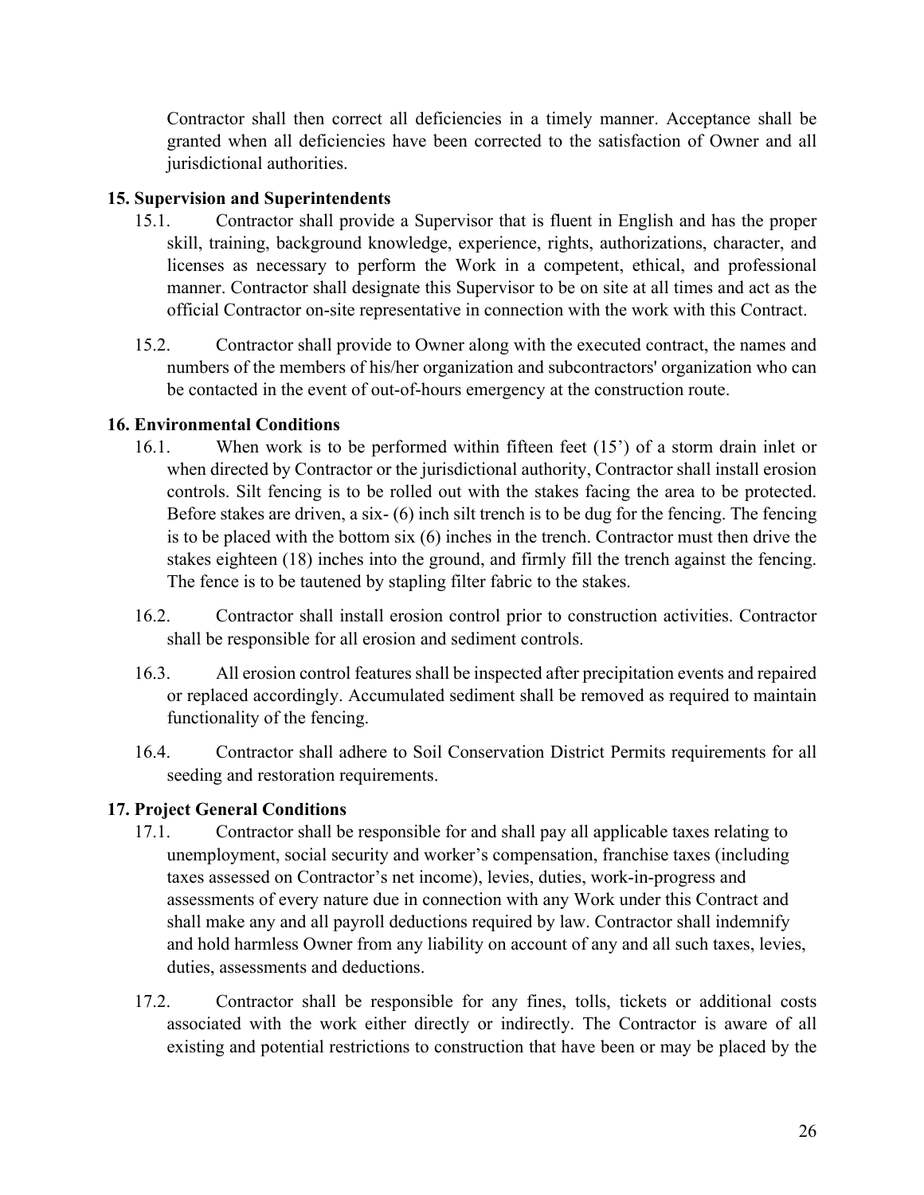Contractor shall then correct all deficiencies in a timely manner. Acceptance shall be granted when all deficiencies have been corrected to the satisfaction of Owner and all jurisdictional authorities.

**15. Supervision and Superintendents**

15.1. Contractor shall provide a Supervisor that is fluent in English and has the proper skill, training, background knowledge, experience, rights, authorizations, character, and licenses as necessary to perform the Work in a competent, ethical, and professional manner. Contractor shall designate this Supervisor to be on site at all times and act as the official Contractor on-site representative in connection with the work with this Contract.

15.2. Contractor shall provide to Owner along with the executed contract, the names and numbers of the members of his/her organization and subcontractors' organization who can be contacted in the event of out-of-hours emergency at the construction route.

**16. Environmental Conditions**

16.1. When work is to be performed within fifteen feet (15') of a storm drain inlet or when directed by Contractor or the jurisdictional authority, Contractor shall install erosion controls. Silt fencing is to be rolled out with the stakes facing the area to be protected. Before stakes are driven, a six- (6) inch silt trench is to be dug for the fencing. The fencing is to be placed with the bottom six (6) inches in the trench. Contractor must then drive the stakes eighteen (18) inches into the ground, and firmly fill the trench against the fencing. The fence is to be tautened by stapling filter fabric to the stakes.

16.2. Contractor shall install erosion control prior to construction activities. Contractor shall be responsible for all erosion and sediment controls.

16.3. All erosion control features shall be inspected after precipitation events and repaired or replaced accordingly. Accumulated sediment shall be removed as required to maintain functionality of the fencing.

16.4. Contractor shall adhere to Soil Conservation District Permits requirements for all seeding and restoration requirements.

**17. Project General Conditions**

17.1. Contractor shall be responsible for and shall pay all applicable taxes relating to unemployment, social security and worker's compensation, franchise taxes (including taxes assessed on Contractor's net income), levies, duties, work-in-progress and assessments of every nature due in connection with any Work under this Contract and shall make any and all payroll deductions required by law. Contractor shall indemnify and hold harmless Owner from any liability on account of any and all such taxes, levies, duties, assessments and deductions.

17.2. Contractor shall be responsible for any fines, tolls, tickets or additional costs associated with the work either directly or indirectly. The Contractor is aware of all existing and potential restrictions to construction that have been or may be placed by the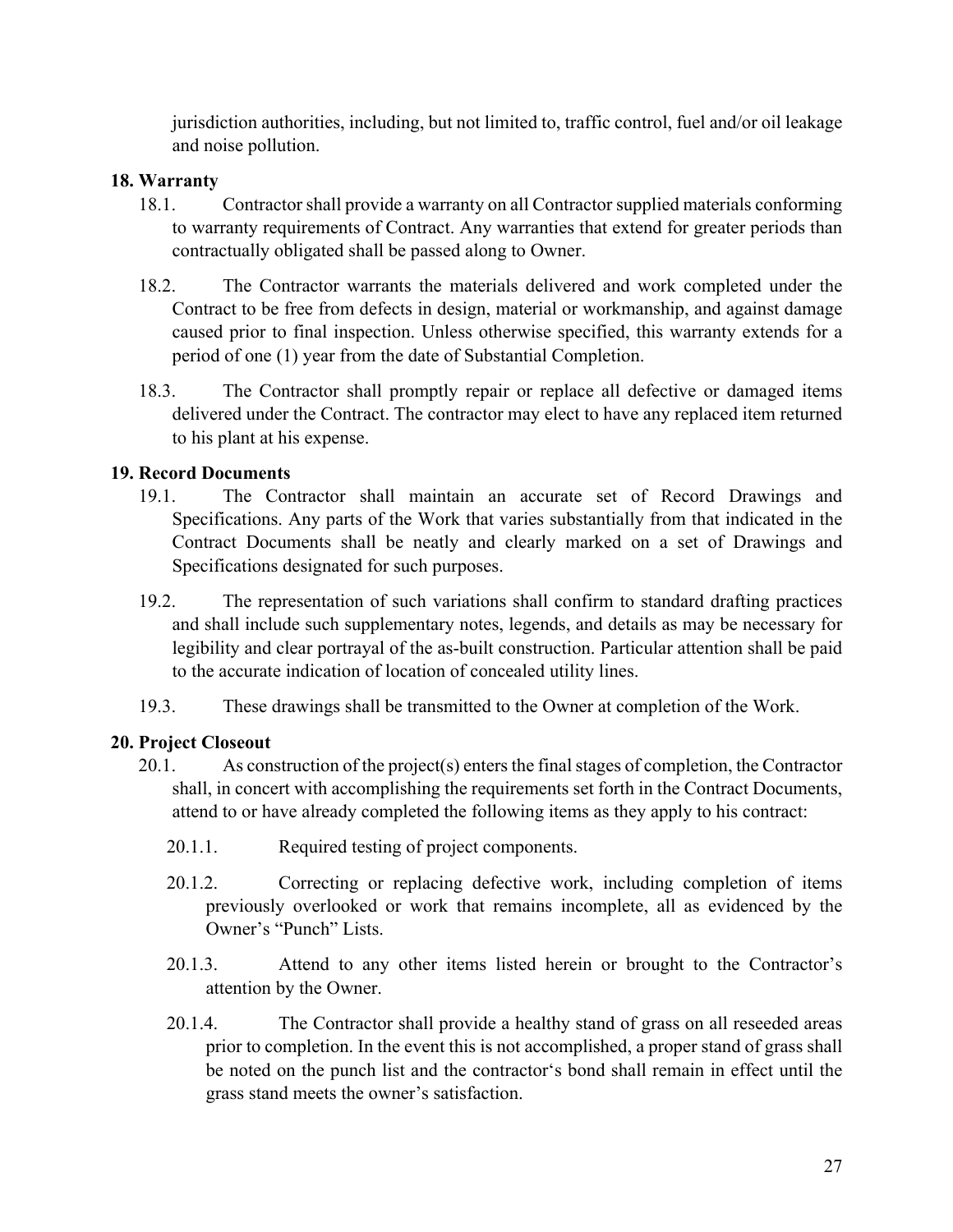jurisdiction authorities, including, but not limited to, traffic control, fuel and/or oil leakage and noise pollution.

**18. Warranty**

18.1. Contractor shall provide a warranty on all Contractor supplied materials conforming to warranty requirements of Contract. Any warranties that extend for greater periods than contractually obligated shall be passed along to Owner.

18.2. The Contractor warrants the materials delivered and work completed under the Contract to be free from defects in design, material or workmanship, and against damage caused prior to final inspection. Unless otherwise specified, this warranty extends for a period of one (1) year from the date of Substantial Completion.

18.3. The Contractor shall promptly repair or replace all defective or damaged items delivered under the Contract. The contractor may elect to have any replaced item returned to his plant at his expense.

**19. Record Documents**

19.1. The Contractor shall maintain an accurate set of Record Drawings and Specifications. Any parts of the Work that varies substantially from that indicated in the Contract Documents shall be neatly and clearly marked on a set of Drawings and Specifications designated for such purposes.

19.2. The representation of such variations shall confirm to standard drafting practices and shall include such supplementary notes, legends, and details as may be necessary for legibility and clear portrayal of the as-built construction. Particular attention shall be paid to the accurate indication of location of concealed utility lines.

19.3. These drawings shall be transmitted to the Owner at completion of the Work.

**20. Project Closeout**

20.1. As construction of the project(s) enters the final stages of completion, the Contractor shall, in concert with accomplishing the requirements set forth in the Contract Documents, attend to or have already completed the following items as they apply to his contract:

20.1.1. Required testing of project components.

20.1.2. Correcting or replacing defective work, including completion of items previously overlooked or work that remains incomplete, all as evidenced by the Owner's "Punch" Lists.

20.1.3. Attend to any other items listed herein or brought to the Contractor's attention by the Owner.

20.1.4. The Contractor shall provide a healthy stand of grass on all reseeded areas prior to completion. In the event this is not accomplished, a proper stand of grass shall be noted on the punch list and the contractor's bond shall remain in effect until the grass stand meets the owner's satisfaction.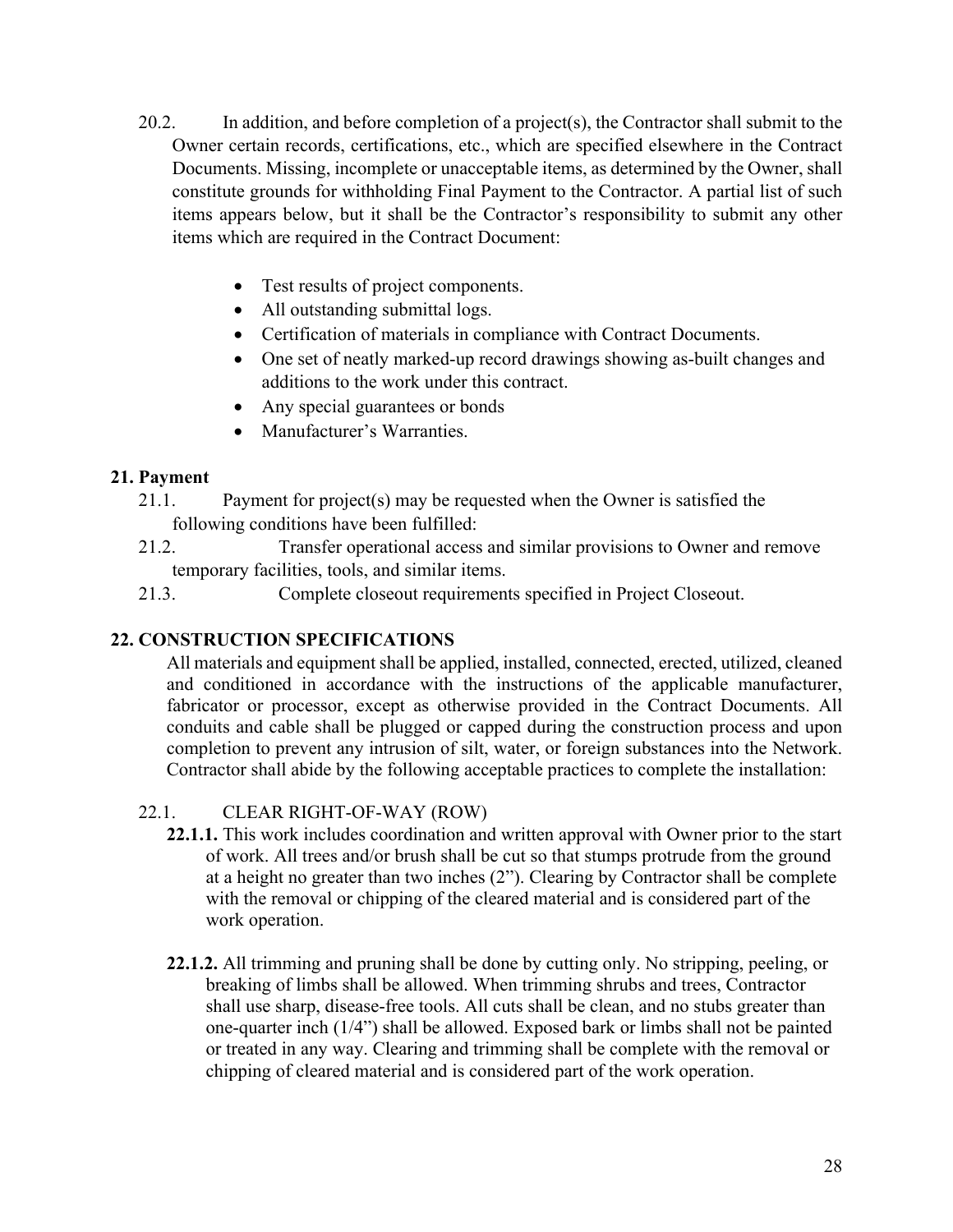20.2. In addition, and before completion of a project(s), the Contractor shall submit to the Owner certain records, certifications, etc., which are specified elsewhere in the Contract Documents. Missing, incomplete or unacceptable items, as determined by the Owner, shall constitute grounds for withholding Final Payment to the Contractor. A partial list of such items appears below, but it shall be the Contractor's responsibility to submit any other items which are required in the Contract Document:

- Test results of project components.
- All outstanding submittal logs.
- Certification of materials in compliance with Contract Documents.
- One set of neatly marked-up record drawings showing as-built changes and additions to the work under this contract.
- Any special guarantees or bonds
- Manufacturer's Warranties.

## 21. Payment

21.1. Payment for project(s) may be requested when the Owner is satisfied the following conditions have been fulfilled:

21.2. Transfer operational access and similar provisions to Owner and remove temporary facilities, tools, and similar items.

21.3. Complete closeout requirements specified in Project Closeout.

## 22. CONSTRUCTION SPECIFICATIONS

All materials and equipment shall be applied, installed, connected, erected, utilized, cleaned and conditioned in accordance with the instructions of the applicable manufacturer, fabricator or processor, except as otherwise provided in the Contract Documents. All conduits and cable shall be plugged or capped during the construction process and upon completion to prevent any intrusion of silt, water, or foreign substances into the Network. Contractor shall abide by the following acceptable practices to complete the installation:

22.1. CLEAR RIGHT-OF-WAY (ROW)

**22.1.1.** This work includes coordination and written approval with Owner prior to the start of work. All trees and/or brush shall be cut so that stumps protrude from the ground at a height no greater than two inches (2"). Clearing by Contractor shall be complete with the removal or chipping of the cleared material and is considered part of the work operation.

**22.1.2.** All trimming and pruning shall be done by cutting only. No stripping, peeling, or breaking of limbs shall be allowed. When trimming shrubs and trees, Contractor shall use sharp, disease-free tools. All cuts shall be clean, and no stubs greater than one-quarter inch (1/4") shall be allowed. Exposed bark or limbs shall not be painted or treated in any way. Clearing and trimming shall be complete with the removal or chipping of cleared material and is considered part of the work operation.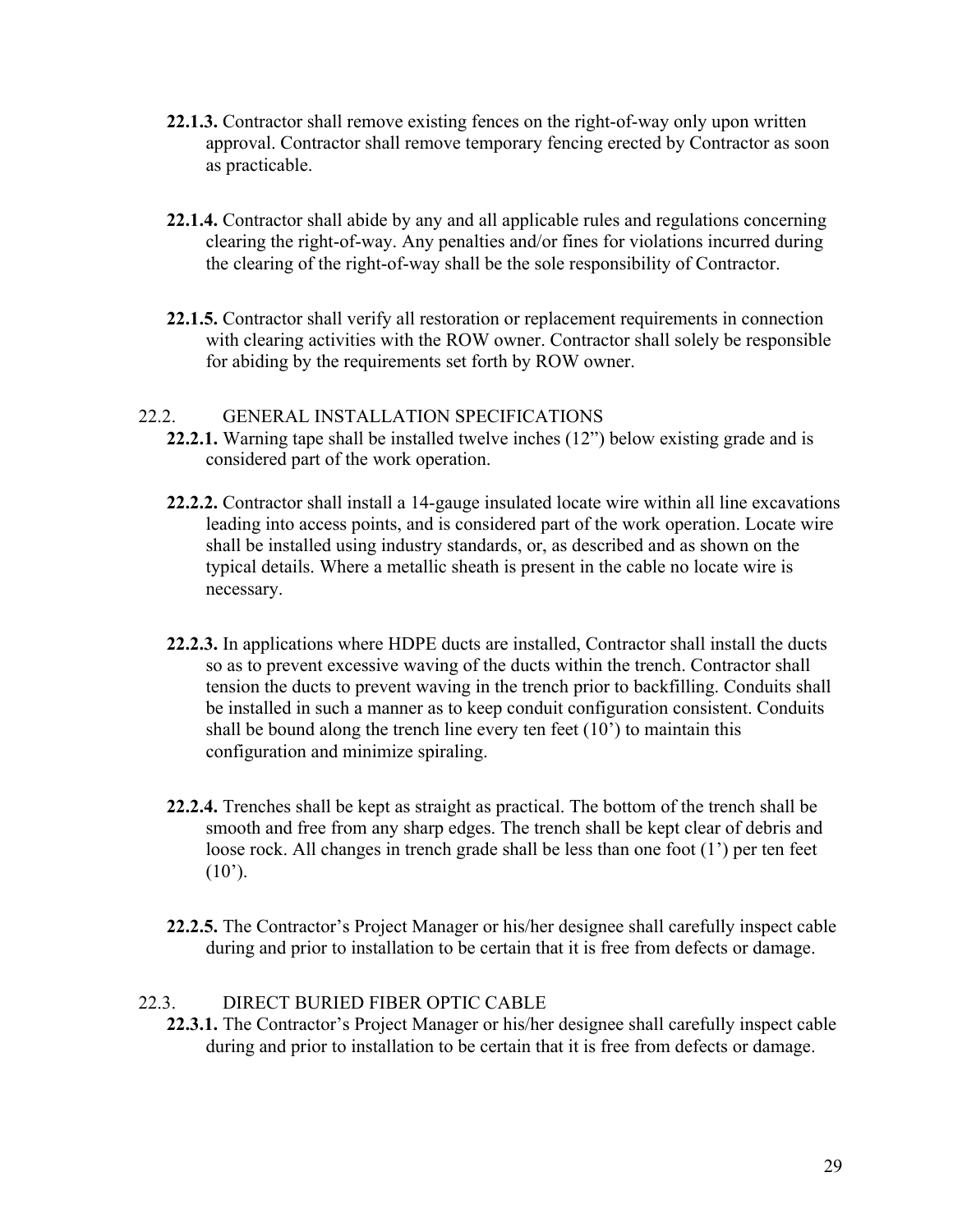**22.1.3.** Contractor shall remove existing fences on the right-of-way only upon written approval. Contractor shall remove temporary fencing erected by Contractor as soon as practicable.

**22.1.4.** Contractor shall abide by any and all applicable rules and regulations concerning clearing the right-of-way. Any penalties and/or fines for violations incurred during the clearing of the right-of-way shall be the sole responsibility of Contractor.

**22.1.5.** Contractor shall verify all restoration or replacement requirements in connection with clearing activities with the ROW owner. Contractor shall solely be responsible for abiding by the requirements set forth by ROW owner.

## 22.2. GENERAL INSTALLATION SPECIFICATIONS

**22.2.1.** Warning tape shall be installed twelve inches (12”) below existing grade and is considered part of the work operation.

**22.2.2.** Contractor shall install a 14-gauge insulated locate wire within all line excavations leading into access points, and is considered part of the work operation. Locate wire shall be installed using industry standards, or, as described and as shown on the typical details. Where a metallic sheath is present in the cable no locate wire is necessary.

**22.2.3.** In applications where HDPE ducts are installed, Contractor shall install the ducts so as to prevent excessive waving of the ducts within the trench. Contractor shall tension the ducts to prevent waving in the trench prior to backfilling. Conduits shall be installed in such a manner as to keep conduit configuration consistent. Conduits shall be bound along the trench line every ten feet (10’) to maintain this configuration and minimize spiraling.

**22.2.4.** Trenches shall be kept as straight as practical. The bottom of the trench shall be smooth and free from any sharp edges. The trench shall be kept clear of debris and loose rock. All changes in trench grade shall be less than one foot (1’) per ten feet (10’).

**22.2.5.** The Contractor’s Project Manager or his/her designee shall carefully inspect cable during and prior to installation to be certain that it is free from defects or damage.

## 22.3. DIRECT BURIED FIBER OPTIC CABLE

**22.3.1.** The Contractor’s Project Manager or his/her designee shall carefully inspect cable during and prior to installation to be certain that it is free from defects or damage.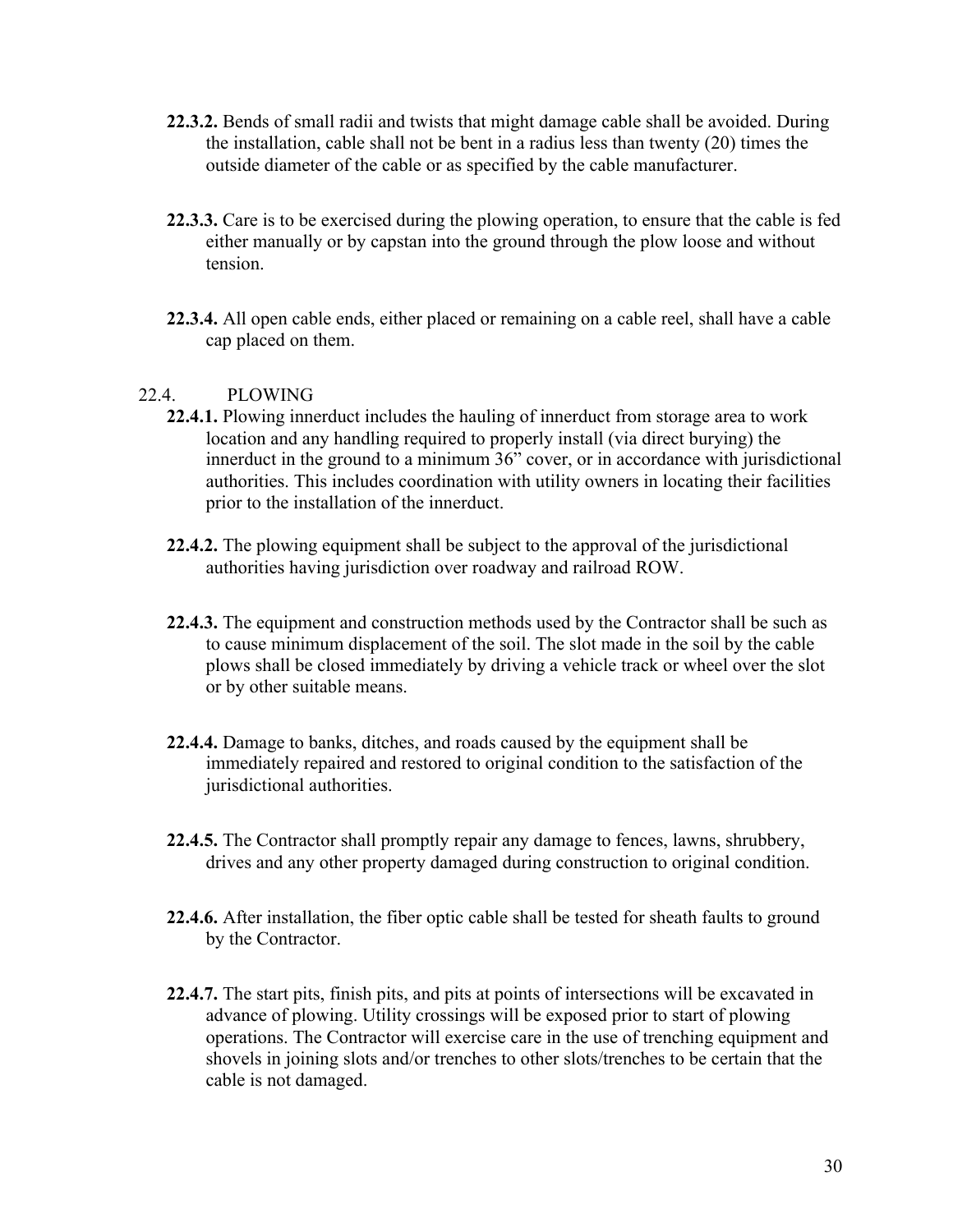**22.3.2.** Bends of small radii and twists that might damage cable shall be avoided. During the installation, cable shall not be bent in a radius less than twenty (20) times the outside diameter of the cable or as specified by the cable manufacturer.

**22.3.3.** Care is to be exercised during the plowing operation, to ensure that the cable is fed either manually or by capstan into the ground through the plow loose and without tension.

**22.3.4.** All open cable ends, either placed or remaining on a cable reel, shall have a cable cap placed on them.

22.4. PLOWING

**22.4.1.** Plowing innerduct includes the hauling of innerduct from storage area to work location and any handling required to properly install (via direct burying) the innerduct in the ground to a minimum 36" cover, or in accordance with jurisdictional authorities. This includes coordination with utility owners in locating their facilities prior to the installation of the innerduct.

**22.4.2.** The plowing equipment shall be subject to the approval of the jurisdictional authorities having jurisdiction over roadway and railroad ROW.

**22.4.3.** The equipment and construction methods used by the Contractor shall be such as to cause minimum displacement of the soil. The slot made in the soil by the cable plows shall be closed immediately by driving a vehicle track or wheel over the slot or by other suitable means.

**22.4.4.** Damage to banks, ditches, and roads caused by the equipment shall be immediately repaired and restored to original condition to the satisfaction of the jurisdictional authorities.

**22.4.5.** The Contractor shall promptly repair any damage to fences, lawns, shrubbery, drives and any other property damaged during construction to original condition.

**22.4.6.** After installation, the fiber optic cable shall be tested for sheath faults to ground by the Contractor.

**22.4.7.** The start pits, finish pits, and pits at points of intersections will be excavated in advance of plowing. Utility crossings will be exposed prior to start of plowing operations. The Contractor will exercise care in the use of trenching equipment and shovels in joining slots and/or trenches to other slots/trenches to be certain that the cable is not damaged.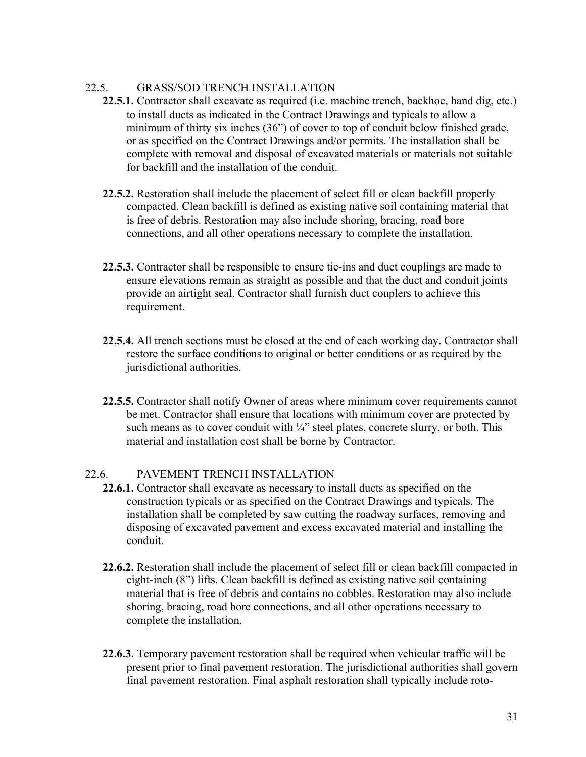## 22.5. GRASS/SOD TRENCH INSTALLATION

**22.5.1.** Contractor shall excavate as required (i.e. machine trench, backhoe, hand dig, etc.) to install ducts as indicated in the Contract Drawings and typicals to allow a minimum of thirty six inches (36") of cover to top of conduit below finished grade, or as specified on the Contract Drawings and/or permits. The installation shall be complete with removal and disposal of excavated materials or materials not suitable for backfill and the installation of the conduit.

**22.5.2.** Restoration shall include the placement of select fill or clean backfill properly compacted. Clean backfill is defined as existing native soil containing material that is free of debris. Restoration may also include shoring, bracing, road bore connections, and all other operations necessary to complete the installation.

**22.5.3.** Contractor shall be responsible to ensure tie-ins and duct couplings are made to ensure elevations remain as straight as possible and that the duct and conduit joints provide an airtight seal. Contractor shall furnish duct couplers to achieve this requirement.

**22.5.4.** All trench sections must be closed at the end of each working day. Contractor shall restore the surface conditions to original or better conditions or as required by the jurisdictional authorities.

**22.5.5.** Contractor shall notify Owner of areas where minimum cover requirements cannot be met. Contractor shall ensure that locations with minimum cover are protected by such means as to cover conduit with ¼" steel plates, concrete slurry, or both. This material and installation cost shall be borne by Contractor.

## 22.6. PAVEMENT TRENCH INSTALLATION

**22.6.1.** Contractor shall excavate as necessary to install ducts as specified on the construction typicals or as specified on the Contract Drawings and typicals. The installation shall be completed by saw cutting the roadway surfaces, removing and disposing of excavated pavement and excess excavated material and installing the conduit.

**22.6.2.** Restoration shall include the placement of select fill or clean backfill compacted in eight-inch (8") lifts. Clean backfill is defined as existing native soil containing material that is free of debris and contains no cobbles. Restoration may also include shoring, bracing, road bore connections, and all other operations necessary to complete the installation.

**22.6.3.** Temporary pavement restoration shall be required when vehicular traffic will be present prior to final pavement restoration. The jurisdictional authorities shall govern final pavement restoration. Final asphalt restoration shall typically include roto-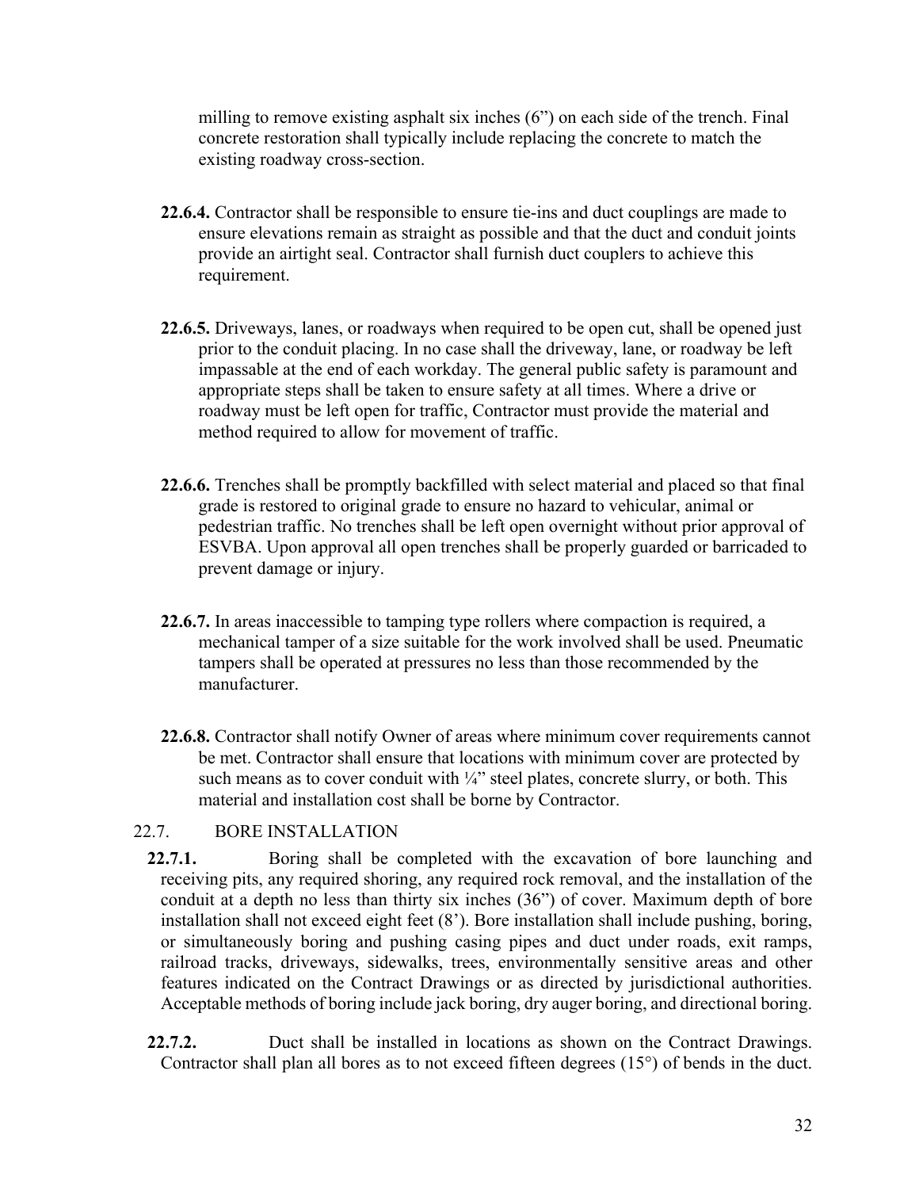milling to remove existing asphalt six inches (6”) on each side of the trench. Final concrete restoration shall typically include replacing the concrete to match the existing roadway cross-section.

**22.6.4.** Contractor shall be responsible to ensure tie-ins and duct couplings are made to ensure elevations remain as straight as possible and that the duct and conduit joints provide an airtight seal. Contractor shall furnish duct couplers to achieve this requirement.

**22.6.5.** Driveways, lanes, or roadways when required to be open cut, shall be opened just prior to the conduit placing. In no case shall the driveway, lane, or roadway be left impassable at the end of each workday. The general public safety is paramount and appropriate steps shall be taken to ensure safety at all times. Where a drive or roadway must be left open for traffic, Contractor must provide the material and method required to allow for movement of traffic.

**22.6.6.** Trenches shall be promptly backfilled with select material and placed so that final grade is restored to original grade to ensure no hazard to vehicular, animal or pedestrian traffic. No trenches shall be left open overnight without prior approval of ESVBA. Upon approval all open trenches shall be properly guarded or barricaded to prevent damage or injury.

**22.6.7.** In areas inaccessible to tamping type rollers where compaction is required, a mechanical tamper of a size suitable for the work involved shall be used. Pneumatic tampers shall be operated at pressures no less than those recommended by the manufacturer.

**22.6.8.** Contractor shall notify Owner of areas where minimum cover requirements cannot be met. Contractor shall ensure that locations with minimum cover are protected by such means as to cover conduit with ¼” steel plates, concrete slurry, or both. This material and installation cost shall be borne by Contractor.

22.7. BORE INSTALLATION

**22.7.1.** Boring shall be completed with the excavation of bore launching and receiving pits, any required shoring, any required rock removal, and the installation of the conduit at a depth no less than thirty six inches (36”) of cover. Maximum depth of bore installation shall not exceed eight feet (8’). Bore installation shall include pushing, boring, or simultaneously boring and pushing casing pipes and duct under roads, exit ramps, railroad tracks, driveways, sidewalks, trees, environmentally sensitive areas and other features indicated on the Contract Drawings or as directed by jurisdictional authorities. Acceptable methods of boring include jack boring, dry auger boring, and directional boring.

**22.7.2.** Duct shall be installed in locations as shown on the Contract Drawings. Contractor shall plan all bores as to not exceed fifteen degrees (15°) of bends in the duct.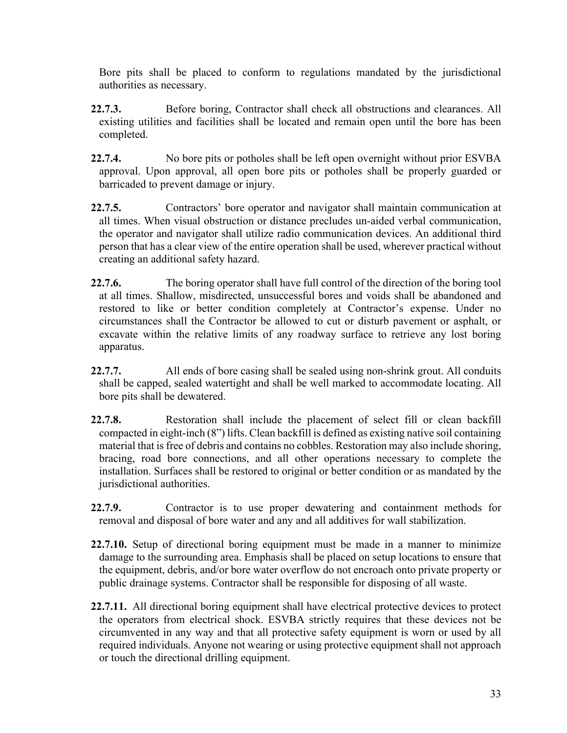Bore pits shall be placed to conform to regulations mandated by the jurisdictional authorities as necessary.

**22.7.3.** Before boring, Contractor shall check all obstructions and clearances. All existing utilities and facilities shall be located and remain open until the bore has been completed.

**22.7.4.** No bore pits or potholes shall be left open overnight without prior ESVBA approval. Upon approval, all open bore pits or potholes shall be properly guarded or barricaded to prevent damage or injury.

**22.7.5.** Contractors' bore operator and navigator shall maintain communication at all times. When visual obstruction or distance precludes un-aided verbal communication, the operator and navigator shall utilize radio communication devices. An additional third person that has a clear view of the entire operation shall be used, wherever practical without creating an additional safety hazard.

**22.7.6.** The boring operator shall have full control of the direction of the boring tool at all times. Shallow, misdirected, unsuccessful bores and voids shall be abandoned and restored to like or better condition completely at Contractor's expense. Under no circumstances shall the Contractor be allowed to cut or disturb pavement or asphalt, or excavate within the relative limits of any roadway surface to retrieve any lost boring apparatus.

**22.7.7.** All ends of bore casing shall be sealed using non-shrink grout. All conduits shall be capped, sealed watertight and shall be well marked to accommodate locating. All bore pits shall be dewatered.

**22.7.8.** Restoration shall include the placement of select fill or clean backfill compacted in eight-inch (8") lifts. Clean backfill is defined as existing native soil containing material that is free of debris and contains no cobbles. Restoration may also include shoring, bracing, road bore connections, and all other operations necessary to complete the installation. Surfaces shall be restored to original or better condition or as mandated by the jurisdictional authorities.

**22.7.9.** Contractor is to use proper dewatering and containment methods for removal and disposal of bore water and any and all additives for wall stabilization.

**22.7.10.** Setup of directional boring equipment must be made in a manner to minimize damage to the surrounding area. Emphasis shall be placed on setup locations to ensure that the equipment, debris, and/or bore water overflow do not encroach onto private property or public drainage systems. Contractor shall be responsible for disposing of all waste.

**22.7.11.** All directional boring equipment shall have electrical protective devices to protect the operators from electrical shock. ESVBA strictly requires that these devices not be circumvented in any way and that all protective safety equipment is worn or used by all required individuals. Anyone not wearing or using protective equipment shall not approach or touch the directional drilling equipment.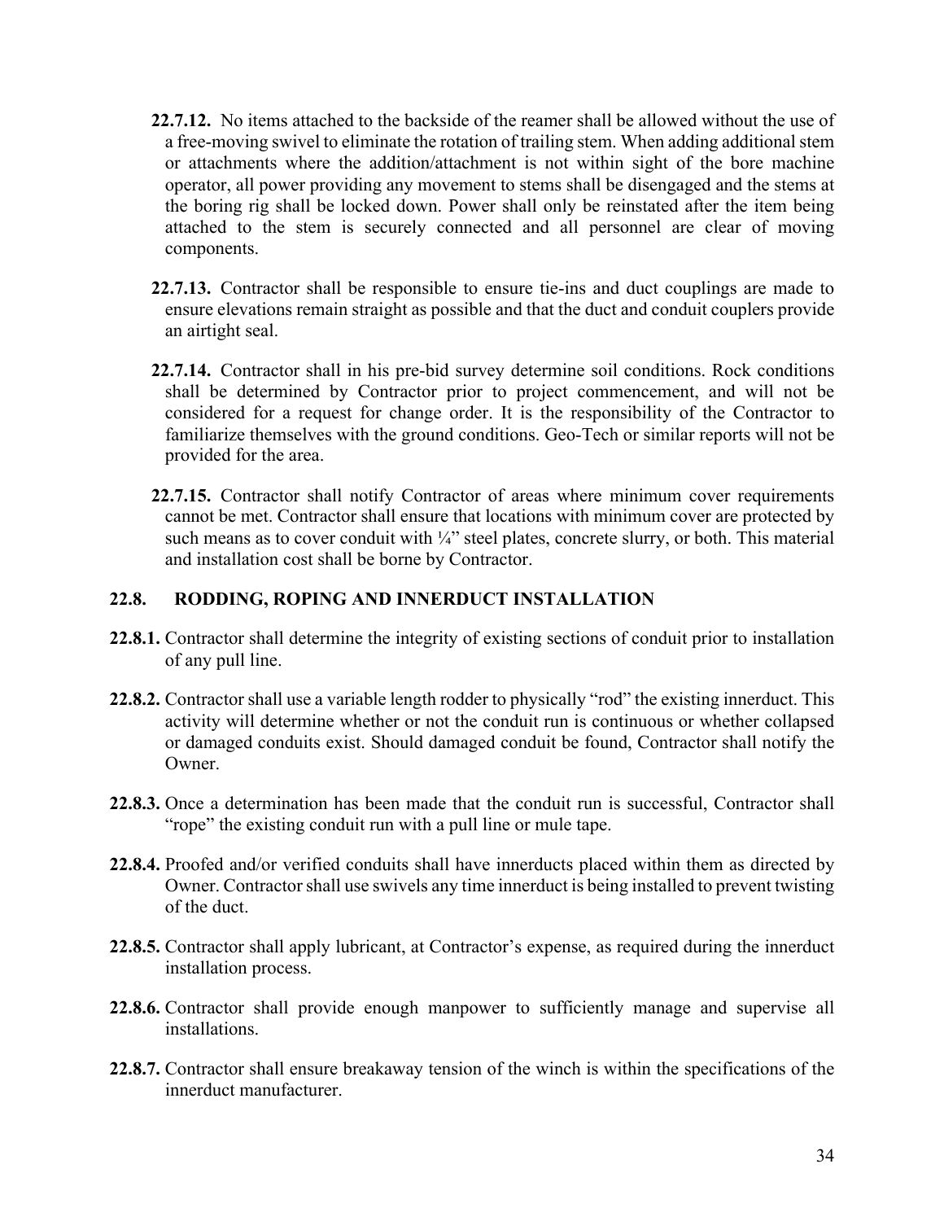**22.7.12.** No items attached to the backside of the reamer shall be allowed without the use of a free-moving swivel to eliminate the rotation of trailing stem. When adding additional stem or attachments where the addition/attachment is not within sight of the bore machine operator, all power providing any movement to stems shall be disengaged and the stems at the boring rig shall be locked down. Power shall only be reinstated after the item being attached to the stem is securely connected and all personnel are clear of moving components.

**22.7.13.** Contractor shall be responsible to ensure tie-ins and duct couplings are made to ensure elevations remain straight as possible and that the duct and conduit couplers provide an airtight seal.

**22.7.14.** Contractor shall in his pre-bid survey determine soil conditions. Rock conditions shall be determined by Contractor prior to project commencement, and will not be considered for a request for change order. It is the responsibility of the Contractor to familiarize themselves with the ground conditions. Geo-Tech or similar reports will not be provided for the area.

**22.7.15.** Contractor shall notify Contractor of areas where minimum cover requirements cannot be met. Contractor shall ensure that locations with minimum cover are protected by such means as to cover conduit with ¼" steel plates, concrete slurry, or both. This material and installation cost shall be borne by Contractor.

## 22.8. RODDING, ROPING AND INNERDUCT INSTALLATION

**22.8.1.** Contractor shall determine the integrity of existing sections of conduit prior to installation of any pull line.

**22.8.2.** Contractor shall use a variable length rodder to physically "rod" the existing innerduct. This activity will determine whether or not the conduit run is continuous or whether collapsed or damaged conduits exist. Should damaged conduit be found, Contractor shall notify the Owner.

**22.8.3.** Once a determination has been made that the conduit run is successful, Contractor shall "rope" the existing conduit run with a pull line or mule tape.

**22.8.4.** Proofed and/or verified conduits shall have innerducts placed within them as directed by Owner. Contractor shall use swivels any time innerduct is being installed to prevent twisting of the duct.

**22.8.5.** Contractor shall apply lubricant, at Contractor's expense, as required during the innerduct installation process.

**22.8.6.** Contractor shall provide enough manpower to sufficiently manage and supervise all installations.

**22.8.7.** Contractor shall ensure breakaway tension of the winch is within the specifications of the innerduct manufacturer.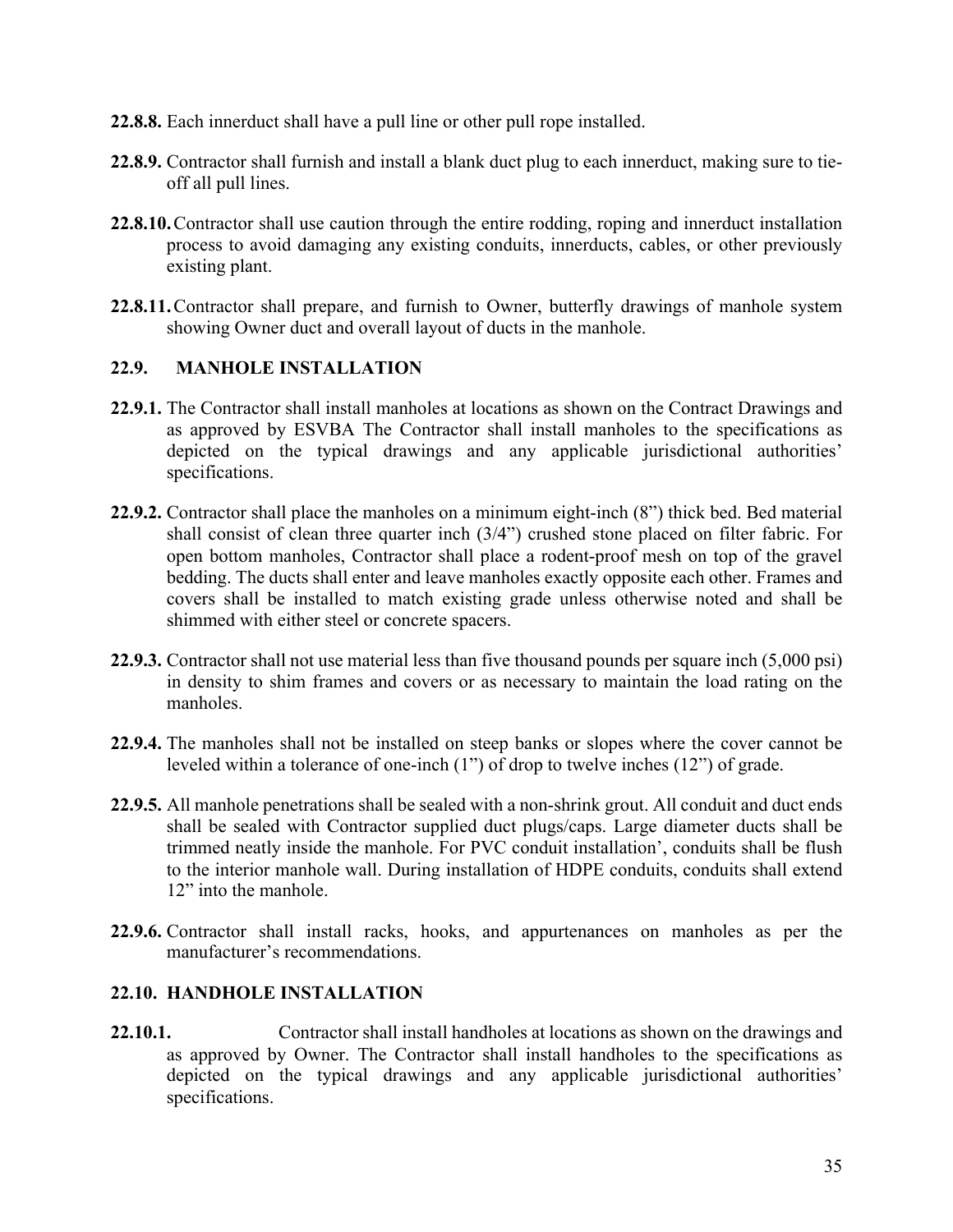**22.8.8.** Each innerduct shall have a pull line or other pull rope installed.

**22.8.9.** Contractor shall furnish and install a blank duct plug to each innerduct, making sure to tie-off all pull lines.

**22.8.10.** Contractor shall use caution through the entire rodding, roping and innerduct installation process to avoid damaging any existing conduits, innerducts, cables, or other previously existing plant.

**22.8.11.** Contractor shall prepare, and furnish to Owner, butterfly drawings of manhole system showing Owner duct and overall layout of ducts in the manhole.

## 22.9. MANHOLE INSTALLATION

**22.9.1.** The Contractor shall install manholes at locations as shown on the Contract Drawings and as approved by ESVBA The Contractor shall install manholes to the specifications as depicted on the typical drawings and any applicable jurisdictional authorities' specifications.

**22.9.2.** Contractor shall place the manholes on a minimum eight-inch (8") thick bed. Bed material shall consist of clean three quarter inch (3/4") crushed stone placed on filter fabric. For open bottom manholes, Contractor shall place a rodent-proof mesh on top of the gravel bedding. The ducts shall enter and leave manholes exactly opposite each other. Frames and covers shall be installed to match existing grade unless otherwise noted and shall be shimmed with either steel or concrete spacers.

**22.9.3.** Contractor shall not use material less than five thousand pounds per square inch (5,000 psi) in density to shim frames and covers or as necessary to maintain the load rating on the manholes.

**22.9.4.** The manholes shall not be installed on steep banks or slopes where the cover cannot be leveled within a tolerance of one-inch (1") of drop to twelve inches (12") of grade.

**22.9.5.** All manhole penetrations shall be sealed with a non-shrink grout. All conduit and duct ends shall be sealed with Contractor supplied duct plugs/caps. Large diameter ducts shall be trimmed neatly inside the manhole. For PVC conduit installation', conduits shall be flush to the interior manhole wall. During installation of HDPE conduits, conduits shall extend 12" into the manhole.

**22.9.6.** Contractor shall install racks, hooks, and appurtenances on manholes as per the manufacturer's recommendations.

## 22.10. HANDHOLE INSTALLATION

**22.10.1.** Contractor shall install handholes at locations as shown on the drawings and as approved by Owner. The Contractor shall install handholes to the specifications as depicted on the typical drawings and any applicable jurisdictional authorities' specifications.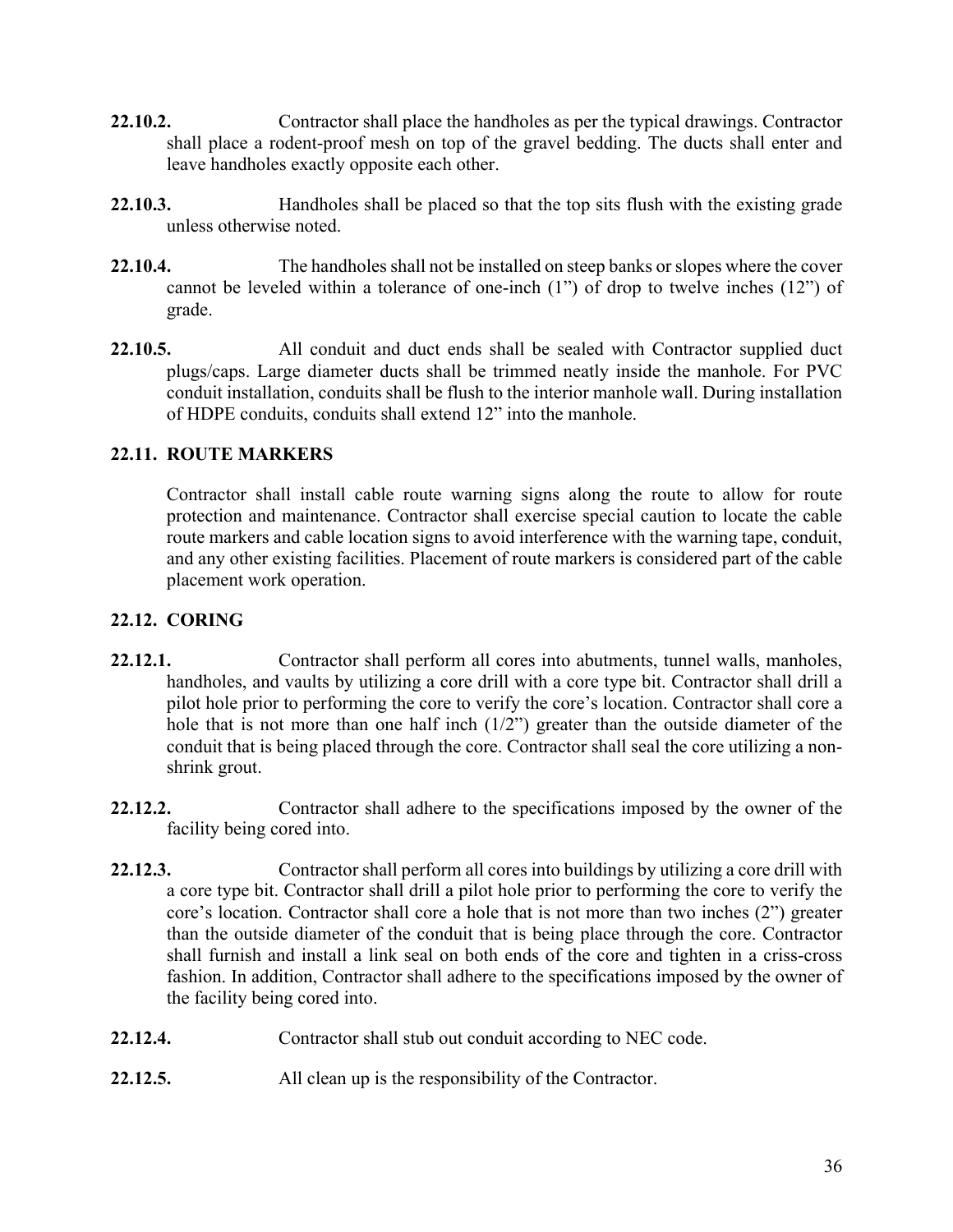**22.10.2.** Contractor shall place the handholes as per the typical drawings. Contractor shall place a rodent-proof mesh on top of the gravel bedding. The ducts shall enter and leave handholes exactly opposite each other.

**22.10.3.** Handholes shall be placed so that the top sits flush with the existing grade unless otherwise noted.

**22.10.4.** The handholes shall not be installed on steep banks or slopes where the cover cannot be leveled within a tolerance of one-inch (1") of drop to twelve inches (12") of grade.

**22.10.5.** All conduit and duct ends shall be sealed with Contractor supplied duct plugs/caps. Large diameter ducts shall be trimmed neatly inside the manhole. For PVC conduit installation, conduits shall be flush to the interior manhole wall. During installation of HDPE conduits, conduits shall extend 12" into the manhole.

## 22.11. ROUTE MARKERS

Contractor shall install cable route warning signs along the route to allow for route protection and maintenance. Contractor shall exercise special caution to locate the cable route markers and cable location signs to avoid interference with the warning tape, conduit, and any other existing facilities. Placement of route markers is considered part of the cable placement work operation.

## 22.12. CORING

**22.12.1.** Contractor shall perform all cores into abutments, tunnel walls, manholes, handholes, and vaults by utilizing a core drill with a core type bit. Contractor shall drill a pilot hole prior to performing the core to verify the core's location. Contractor shall core a hole that is not more than one half inch (1/2") greater than the outside diameter of the conduit that is being placed through the core. Contractor shall seal the core utilizing a non-shrink grout.

**22.12.2.** Contractor shall adhere to the specifications imposed by the owner of the facility being cored into.

**22.12.3.** Contractor shall perform all cores into buildings by utilizing a core drill with a core type bit. Contractor shall drill a pilot hole prior to performing the core to verify the core's location. Contractor shall core a hole that is not more than two inches (2") greater than the outside diameter of the conduit that is being place through the core. Contractor shall furnish and install a link seal on both ends of the core and tighten in a criss-cross fashion. In addition, Contractor shall adhere to the specifications imposed by the owner of the facility being cored into.

**22.12.4.** Contractor shall stub out conduit according to NEC code.

**22.12.5.** All clean up is the responsibility of the Contractor.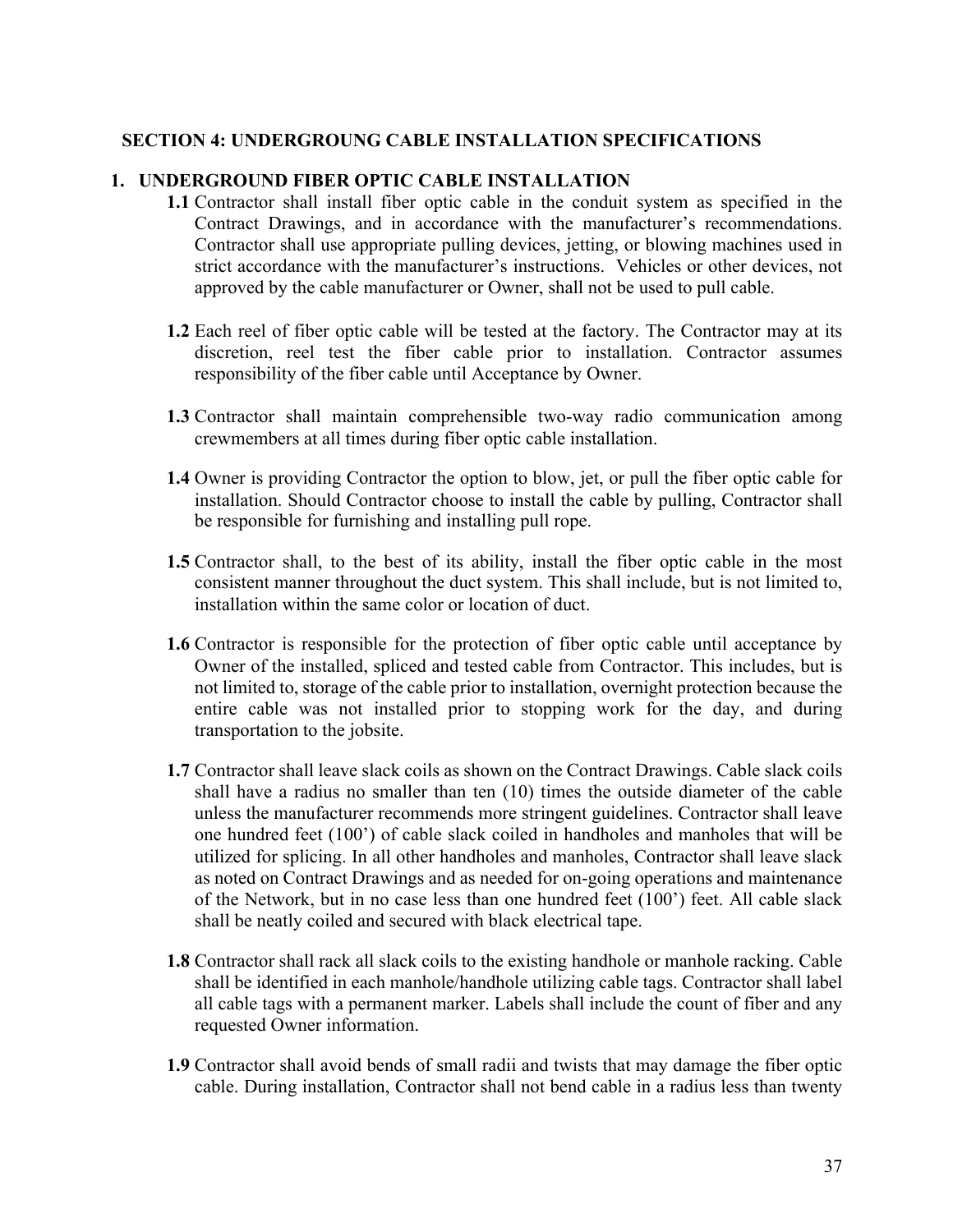## SECTION 4: UNDERGROUNG CABLE INSTALLATION SPECIFICATIONS

### 1. UNDERGROUND FIBER OPTIC CABLE INSTALLATION

**1.1** Contractor shall install fiber optic cable in the conduit system as specified in the Contract Drawings, and in accordance with the manufacturer's recommendations. Contractor shall use appropriate pulling devices, jetting, or blowing machines used in strict accordance with the manufacturer's instructions. Vehicles or other devices, not approved by the cable manufacturer or Owner, shall not be used to pull cable.

**1.2** Each reel of fiber optic cable will be tested at the factory. The Contractor may at its discretion, reel test the fiber cable prior to installation. Contractor assumes responsibility of the fiber cable until Acceptance by Owner.

**1.3** Contractor shall maintain comprehensible two-way radio communication among crewmembers at all times during fiber optic cable installation.

**1.4** Owner is providing Contractor the option to blow, jet, or pull the fiber optic cable for installation. Should Contractor choose to install the cable by pulling, Contractor shall be responsible for furnishing and installing pull rope.

**1.5** Contractor shall, to the best of its ability, install the fiber optic cable in the most consistent manner throughout the duct system. This shall include, but is not limited to, installation within the same color or location of duct.

**1.6** Contractor is responsible for the protection of fiber optic cable until acceptance by Owner of the installed, spliced and tested cable from Contractor. This includes, but is not limited to, storage of the cable prior to installation, overnight protection because the entire cable was not installed prior to stopping work for the day, and during transportation to the jobsite.

**1.7** Contractor shall leave slack coils as shown on the Contract Drawings. Cable slack coils shall have a radius no smaller than ten (10) times the outside diameter of the cable unless the manufacturer recommends more stringent guidelines. Contractor shall leave one hundred feet (100') of cable slack coiled in handholes and manholes that will be utilized for splicing. In all other handholes and manholes, Contractor shall leave slack as noted on Contract Drawings and as needed for on-going operations and maintenance of the Network, but in no case less than one hundred feet (100') feet. All cable slack shall be neatly coiled and secured with black electrical tape.

**1.8** Contractor shall rack all slack coils to the existing handhole or manhole racking. Cable shall be identified in each manhole/handhole utilizing cable tags. Contractor shall label all cable tags with a permanent marker. Labels shall include the count of fiber and any requested Owner information.

**1.9** Contractor shall avoid bends of small radii and twists that may damage the fiber optic cable. During installation, Contractor shall not bend cable in a radius less than twenty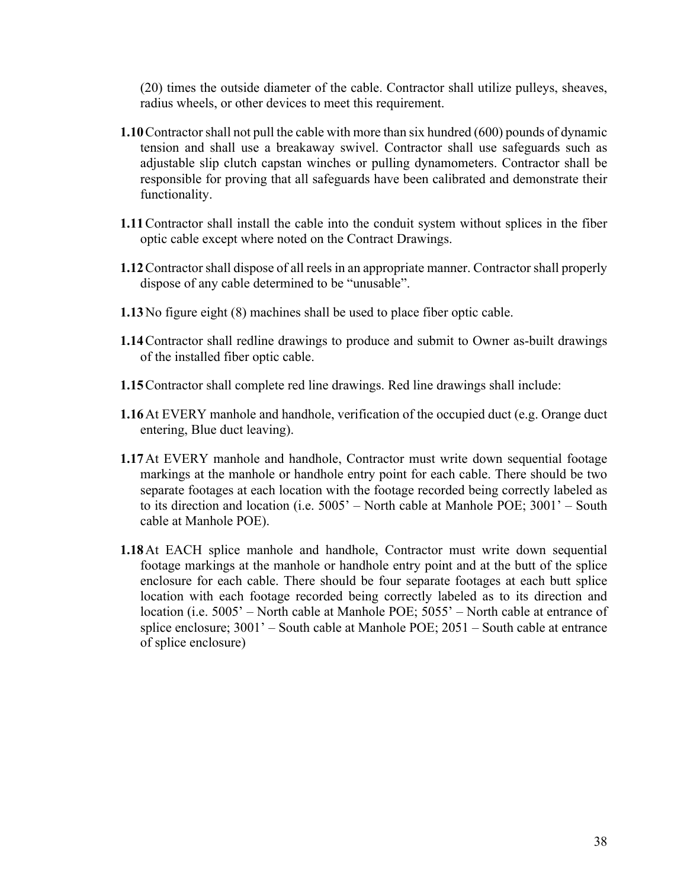(20) times the outside diameter of the cable. Contractor shall utilize pulleys, sheaves, radius wheels, or other devices to meet this requirement.

**1.10** Contractor shall not pull the cable with more than six hundred (600) pounds of dynamic tension and shall use a breakaway swivel. Contractor shall use safeguards such as adjustable slip clutch capstan winches or pulling dynamometers. Contractor shall be responsible for proving that all safeguards have been calibrated and demonstrate their functionality.

**1.11** Contractor shall install the cable into the conduit system without splices in the fiber optic cable except where noted on the Contract Drawings.

**1.12** Contractor shall dispose of all reels in an appropriate manner. Contractor shall properly dispose of any cable determined to be "unusable".

**1.13** No figure eight (8) machines shall be used to place fiber optic cable.

**1.14** Contractor shall redline drawings to produce and submit to Owner as-built drawings of the installed fiber optic cable.

**1.15** Contractor shall complete red line drawings. Red line drawings shall include:

**1.16** At EVERY manhole and handhole, verification of the occupied duct (e.g. Orange duct entering, Blue duct leaving).

**1.17** At EVERY manhole and handhole, Contractor must write down sequential footage markings at the manhole or handhole entry point for each cable. There should be two separate footages at each location with the footage recorded being correctly labeled as to its direction and location (i.e. 5005' – North cable at Manhole POE; 3001' – South cable at Manhole POE).

**1.18** At EACH splice manhole and handhole, Contractor must write down sequential footage markings at the manhole or handhole entry point and at the butt of the splice enclosure for each cable. There should be four separate footages at each butt splice location with each footage recorded being correctly labeled as to its direction and location (i.e. 5005' – North cable at Manhole POE; 5055' – North cable at entrance of splice enclosure; 3001' – South cable at Manhole POE; 2051 – South cable at entrance of splice enclosure)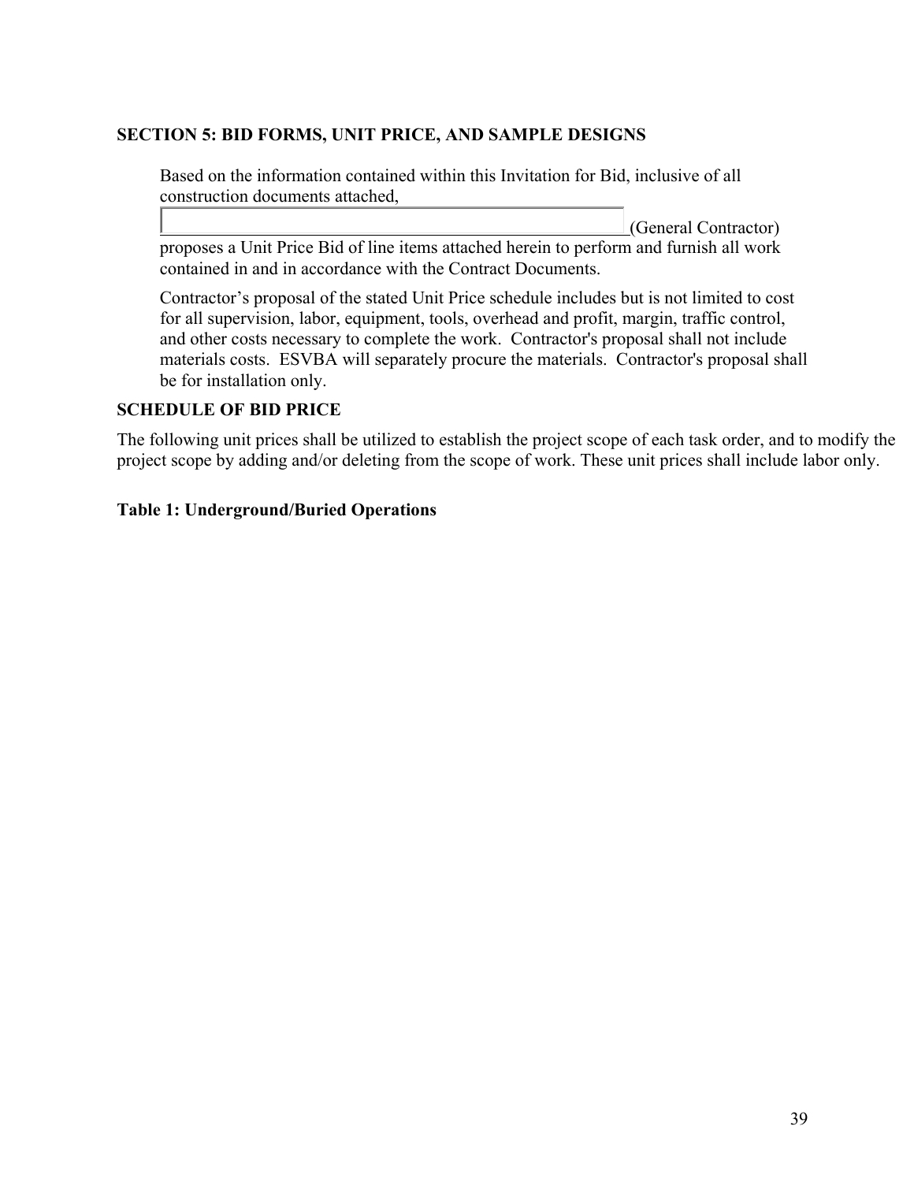## SECTION 5: BID FORMS, UNIT PRICE, AND SAMPLE DESIGNS

Based on the information contained within this Invitation for Bid, inclusive of all construction documents attached, \_\_\_\_\_\_\_\_\_\_\_\_\_\_\_\_\_\_\_\_\_\_\_\_\_\_\_\_\_\_\_\_\_\_\_\_\_\_\_\_ (General Contractor) proposes a Unit Price Bid of line items attached herein to perform and furnish all work contained in and in accordance with the Contract Documents.

Contractor's proposal of the stated Unit Price schedule includes but is not limited to cost for all supervision, labor, equipment, tools, overhead and profit, margin, traffic control, and other costs necessary to complete the work. Contractor's proposal shall not include materials costs. ESVBA will separately procure the materials. Contractor's proposal shall be for installation only.

### SCHEDULE OF BID PRICE

The following unit prices shall be utilized to establish the project scope of each task order, and to modify the project scope by adding and/or deleting from the scope of work. These unit prices shall include labor only.

**Table 1: Underground/Buried Operations**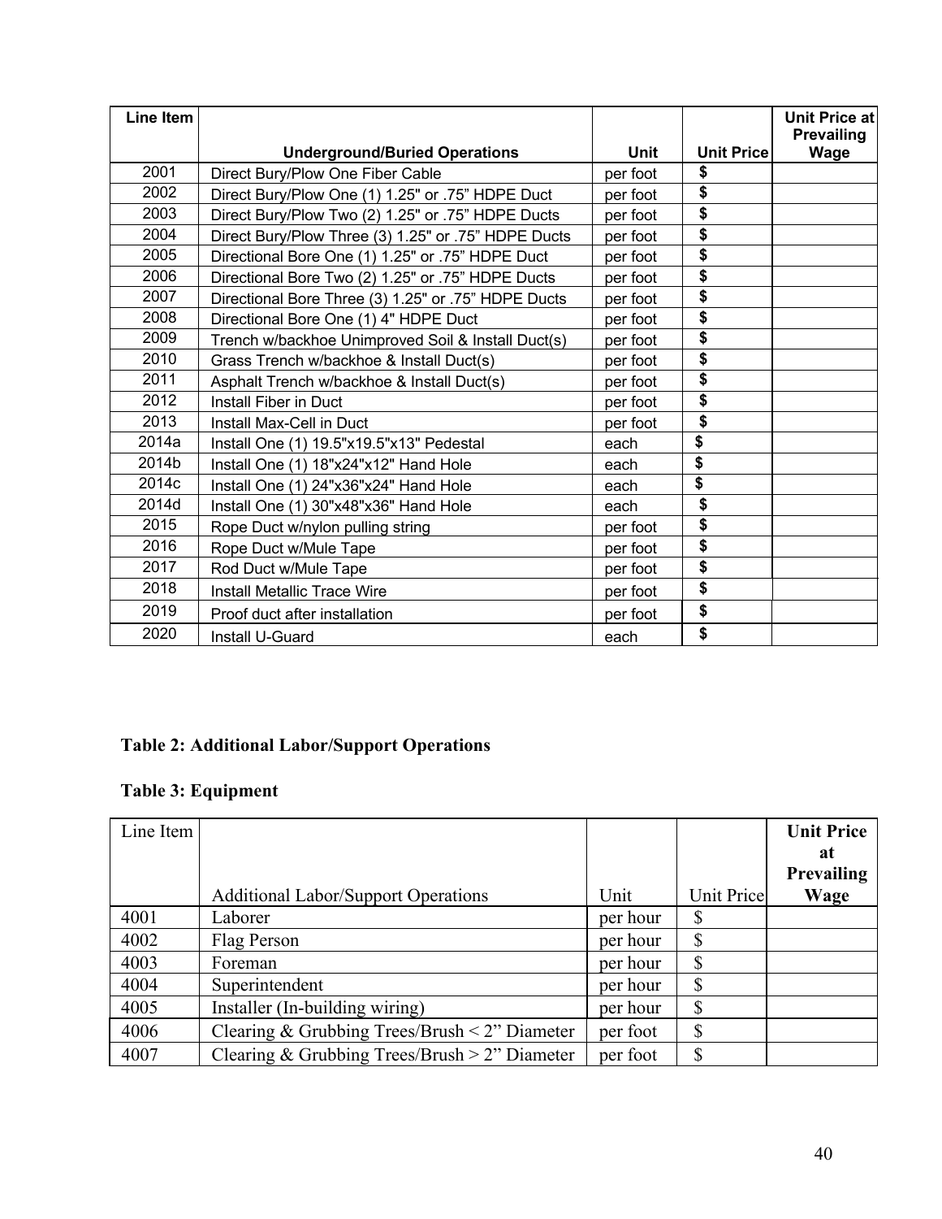| Line Item | Underground/Buried Operations | Unit | Unit Price | Unit Price at Prevailing Wage |
|---|---|---|---|---|
| 2001 | Direct Bury/Plow One Fiber Cable | per foot | $ | |
| 2002 | Direct Bury/Plow One (1) 1.25" or .75" HDPE Duct | per foot | $ | |
| 2003 | Direct Bury/Plow Two (2) 1.25" or .75" HDPE Ducts | per foot | $ | |
| 2004 | Direct Bury/Plow Three (3) 1.25" or .75" HDPE Ducts | per foot | $ | |
| 2005 | Directional Bore One (1) 1.25" or .75" HDPE Duct | per foot | $ | |
| 2006 | Directional Bore Two (2) 1.25" or .75" HDPE Ducts | per foot | $ | |
| 2007 | Directional Bore Three (3) 1.25" or .75" HDPE Ducts | per foot | $ | |
| 2008 | Directional Bore One (1) 4" HDPE Duct | per foot | $ | |
| 2009 | Trench w/backhoe Unimproved Soil & Install Duct(s) | per foot | $ | |
| 2010 | Grass Trench w/backhoe & Install Duct(s) | per foot | $ | |
| 2011 | Asphalt Trench w/backhoe & Install Duct(s) | per foot | $ | |
| 2012 | Install Fiber in Duct | per foot | $ | |
| 2013 | Install Max-Cell in Duct | per foot | $ | |
| 2014a | Install One (1) 19.5"x19.5"x13" Pedestal | each | $ | |
| 2014b | Install One (1) 18"x24"x12" Hand Hole | each | $ | |
| 2014c | Install One (1) 24"x36"x24" Hand Hole | each | $ | |
| 2014d | Install One (1) 30"x48"x36" Hand Hole | each | $ | |
| 2015 | Rope Duct w/nylon pulling string | per foot | $ | |
| 2016 | Rope Duct w/Mule Tape | per foot | $ | |
| 2017 | Rod Duct w/Mule Tape | per foot | $ | |
| 2018 | Install Metallic Trace Wire | per foot | $ | |
| 2019 | Proof duct after installation | per foot | $ | |
| 2020 | Install U-Guard | each | $ | |

**Table 2: Additional Labor/Support Operations**

**Table 3: Equipment**

| Line Item | Additional Labor/Support Operations | Unit | Unit Price | Unit Price at Prevailing Wage |
|---|---|---|---|---|
| 4001 | Laborer | per hour | $ | |
| 4002 | Flag Person | per hour | $ | |
| 4003 | Foreman | per hour | $ | |
| 4004 | Superintendent | per hour | $ | |
| 4005 | Installer (In-building wiring) | per hour | $ | |
| 4006 | Clearing & Grubbing Trees/Brush < 2" Diameter | per foot | $ | |
| 4007 | Clearing & Grubbing Trees/Brush > 2" Diameter | per foot | $ | |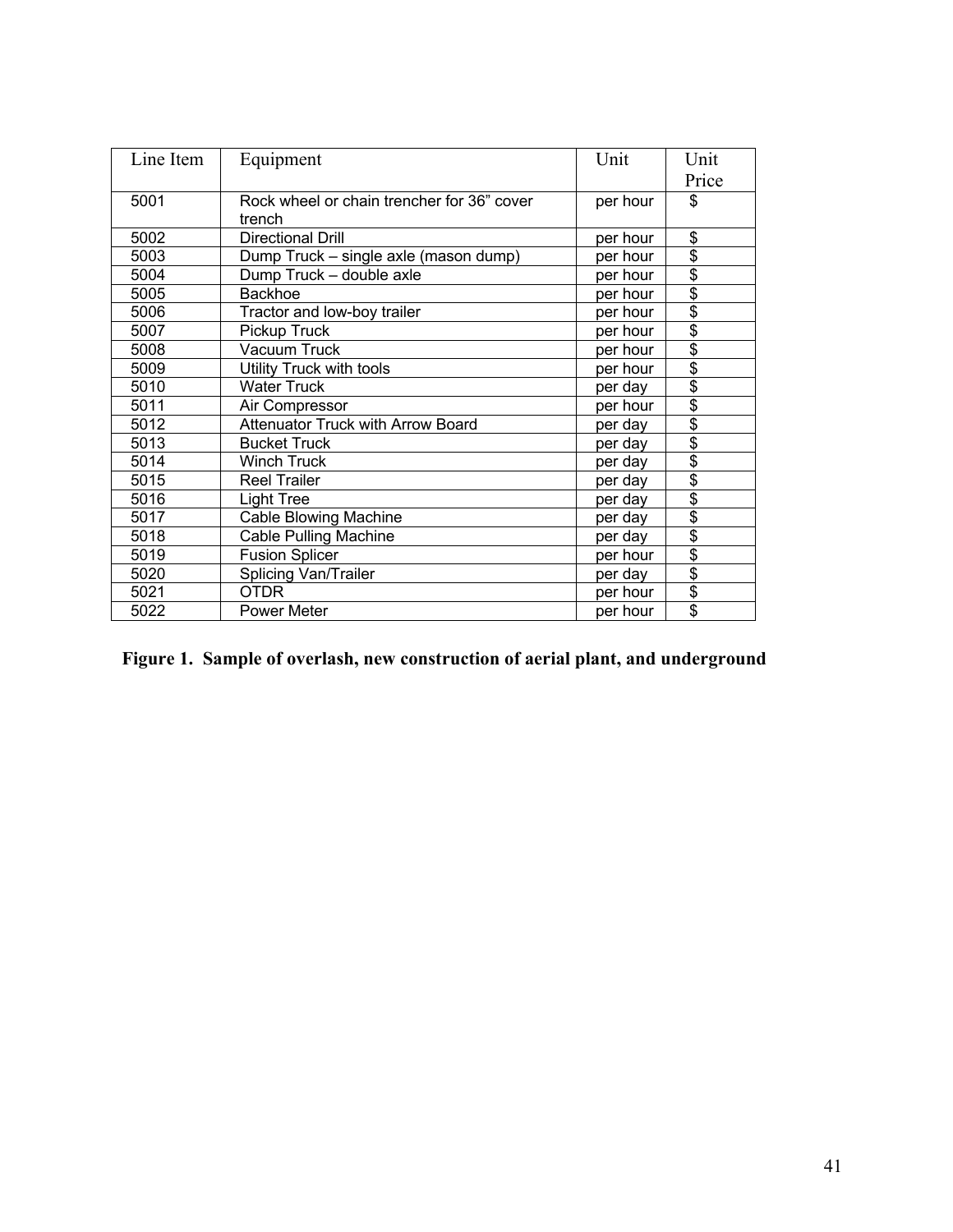| Line Item | Equipment | Unit | Unit Price |
|---|---|---|---|
| 5001 | Rock wheel or chain trencher for 36" cover trench | per hour | $ |
| 5002 | Directional Drill | per hour | $ |
| 5003 | Dump Truck – single axle (mason dump) | per hour | $ |
| 5004 | Dump Truck – double axle | per hour | $ |
| 5005 | Backhoe | per hour | $ |
| 5006 | Tractor and low-boy trailer | per hour | $ |
| 5007 | Pickup Truck | per hour | $ |
| 5008 | Vacuum Truck | per hour | $ |
| 5009 | Utility Truck with tools | per hour | $ |
| 5010 | Water Truck | per day | $ |
| 5011 | Air Compressor | per hour | $ |
| 5012 | Attenuator Truck with Arrow Board | per day | $ |
| 5013 | Bucket Truck | per day | $ |
| 5014 | Winch Truck | per day | $ |
| 5015 | Reel Trailer | per day | $ |
| 5016 | Light Tree | per day | $ |
| 5017 | Cable Blowing Machine | per day | $ |
| 5018 | Cable Pulling Machine | per day | $ |
| 5019 | Fusion Splicer | per hour | $ |
| 5020 | Splicing Van/Trailer | per day | $ |
| 5021 | OTDR | per hour | $ |
| 5022 | Power Meter | per hour | $ |

**Figure 1. Sample of overlash, new construction of aerial plant, and underground**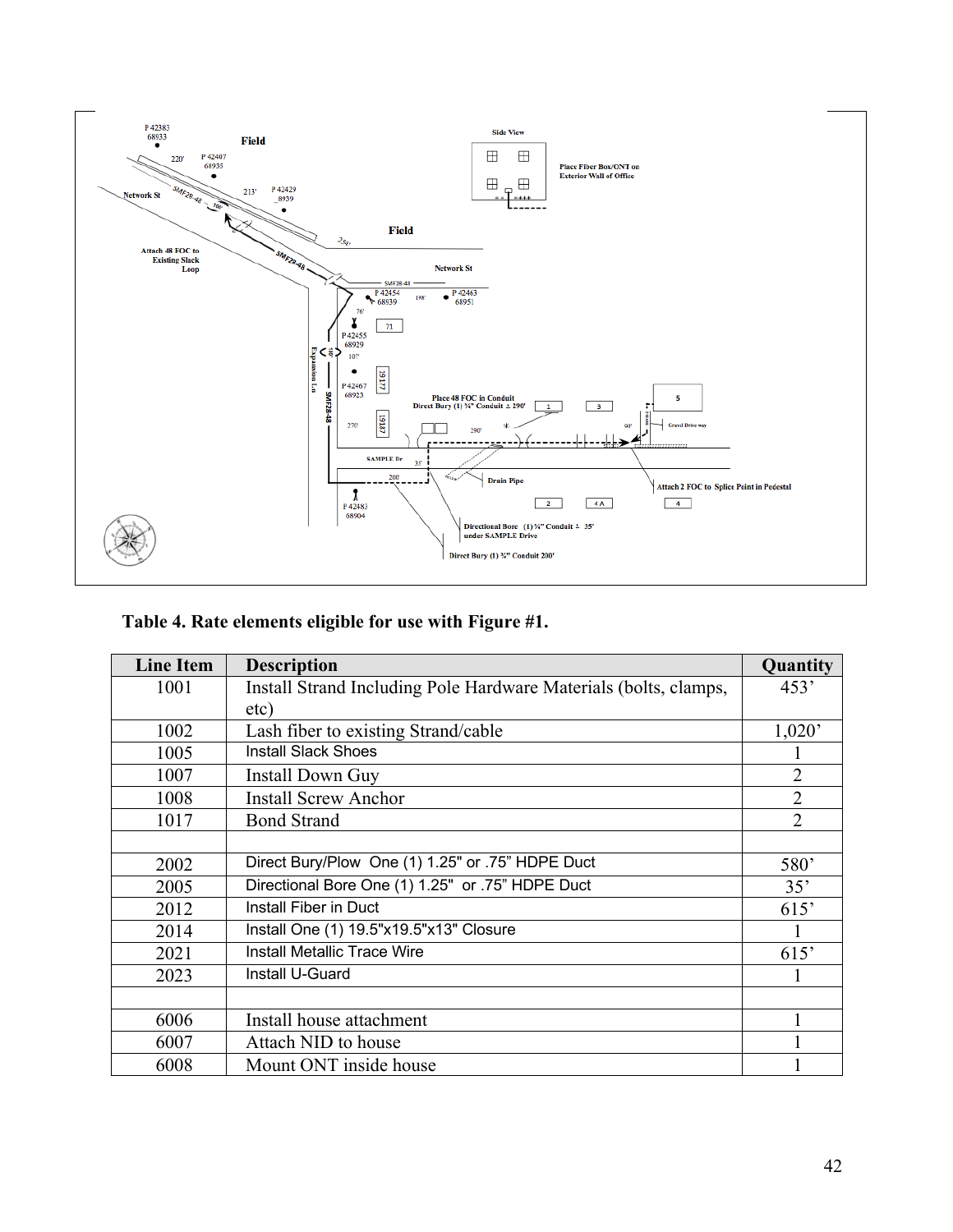P 42383
68933

Field

220'

P 42407
68935

213'

P 42429
_8939

Network St

SMF28-48

100'

254'

Field

Attach 48 FOC to
Existing Slack
Loop

SMF28-48

Network St

SMF28-48

P 42454
68939

198'

P 42463
68951

76'

71

P 42455
68929

107'

Expansion Ln

SMF28-48

19177

P 42467
68923

19187

270'

Place 48 FOC in Conduit
Direct Bury (1) ¾" Conduit ± 290'

1

3

5

290'

Gravel Drive way

SAMPLE Dr

35'

200'

Drain Pipe

Attach 2 FOC to Splice Point in Pedestal

P 42483
68904

2

4 A

4

Directional Bore (1) ¾" Conduit ± 35'
under SAMPLE Drive

Direct Bury (1) ¾" Conduit 200'

Side View

Place Fiber Box/ONT on
Exterior Wall of Office

**Table 4. Rate elements eligible for use with Figure #1.**

| Line Item | Description | Quantity |
|---|---|---|
| 1001 | Install Strand Including Pole Hardware Materials (bolts, clamps, etc) | 453' |
| 1002 | Lash fiber to existing Strand/cable | 1,020' |
| 1005 | Install Slack Shoes | 1 |
| 1007 | Install Down Guy | 2 |
| 1008 | Install Screw Anchor | 2 |
| 1017 | Bond Strand | 2 |
| | | |
| 2002 | Direct Bury/Plow One (1) 1.25" or .75" HDPE Duct | 580' |
| 2005 | Directional Bore One (1) 1.25" or .75" HDPE Duct | 35' |
| 2012 | Install Fiber in Duct | 615' |
| 2014 | Install One (1) 19.5"x19.5"x13" Closure | 1 |
| 2021 | Install Metallic Trace Wire | 615' |
| 2023 | Install U-Guard | 1 |
| | | |
| 6006 | Install house attachment | 1 |
| 6007 | Attach NID to house | 1 |
| 6008 | Mount ONT inside house | 1 |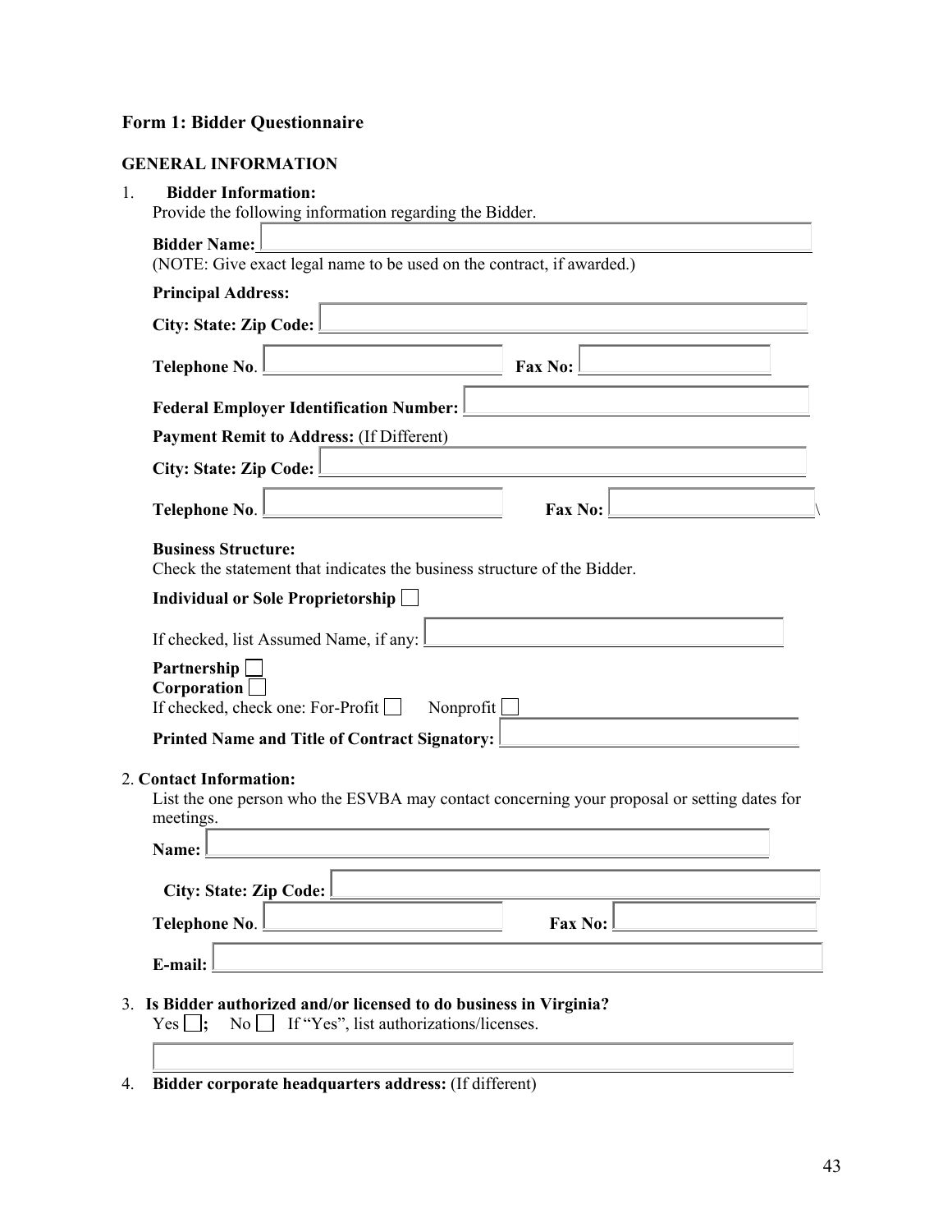## Form 1: Bidder Questionnaire

### GENERAL INFORMATION

1. **Bidder Information:**
   Provide the following information regarding the Bidder.

   **Bidder Name:** ____________________
   (NOTE: Give exact legal name to be used on the contract, if awarded.)

   **Principal Address:**

   **City: State: Zip Code:** ____________________

   **Telephone No**. ____________________ **Fax No:** ____________________

   **Federal Employer Identification Number:** ____________________

   **Payment Remit to Address:** (If Different)

   **City: State: Zip Code:** ____________________

   **Telephone No**. ____________________ **Fax No:** ____________________\

   **Business Structure:**
   Check the statement that indicates the business structure of the Bidder.

   **Individual or Sole Proprietorship** ☐

   If checked, list Assumed Name, if any: ____________________

   **Partnership** ☐
   **Corporation** ☐
   If checked, check one: For-Profit ☐ Nonprofit ☐

   **Printed Name and Title of Contract Signatory:** ____________________

2. **Contact Information:**
   List the one person who the ESVBA may contact concerning your proposal or setting dates for meetings.

   **Name:** ____________________

   **City: State: Zip Code:** ____________________

   **Telephone No**. ____________________ **Fax No:** ____________________

   **E-mail:** ____________________

3. **Is Bidder authorized and/or licensed to do business in Virginia?**
   Yes ☐**;** No ☐ If "Yes", list authorizations/licenses.

   ____________________

4. **Bidder corporate headquarters address:** (If different)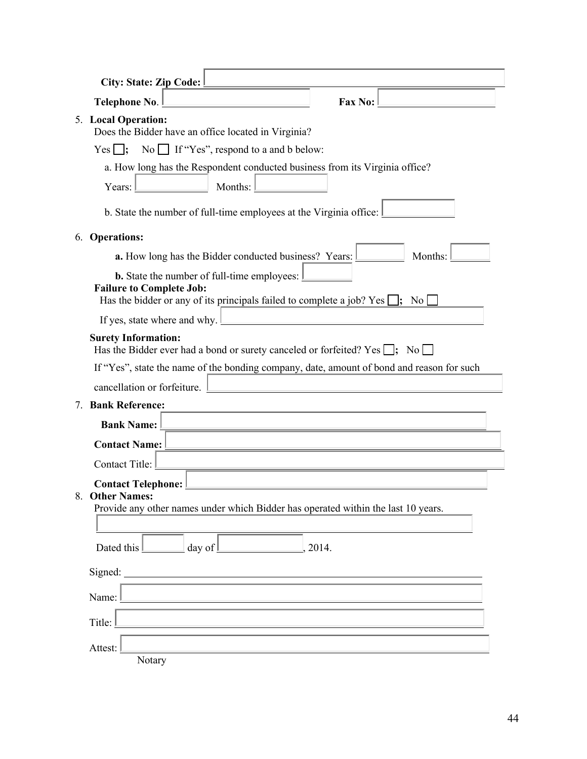**City: State: Zip Code:** \_\_\_\_\_\_\_\_\_\_\_\_\_\_\_\_\_\_\_\_

**Telephone No**. \_\_\_\_\_\_\_\_\_\_\_\_\_\_\_\_\_\_\_\_ **Fax No:** \_\_\_\_\_\_\_\_\_\_\_\_\_\_\_\_\_\_\_\_

5. **Local Operation:**
   Does the Bidder have an office located in Virginia?

   Yes ☐; No ☐ If "Yes", respond to a and b below:

   a. How long has the Respondent conducted business from its Virginia office?

   Years: \_\_\_\_\_\_\_\_\_\_ Months: \_\_\_\_\_\_\_\_\_\_

   b. State the number of full-time employees at the Virginia office: \_\_\_\_\_\_\_\_\_\_

6. **Operations:**

   **a.** How long has the Bidder conducted business? Years: \_\_\_\_\_\_\_\_\_\_ Months: \_\_\_\_\_\_\_\_\_\_

   **b.** State the number of full-time employees: \_\_\_\_\_\_\_\_\_\_

   **Failure to Complete Job:**
   Has the bidder or any of its principals failed to complete a job? Yes ☐; No ☐

   If yes, state where and why. \_\_\_\_\_\_\_\_\_\_\_\_\_\_\_\_\_\_\_\_

   **Surety Information:**
   Has the Bidder ever had a bond or surety canceled or forfeited? Yes ☐; No ☐

   If "Yes", state the name of the bonding company, date, amount of bond and reason for such cancellation or forfeiture. \_\_\_\_\_\_\_\_\_\_\_\_\_\_\_\_\_\_\_\_

7. **Bank Reference:**

   **Bank Name:** \_\_\_\_\_\_\_\_\_\_\_\_\_\_\_\_\_\_\_\_

   **Contact Name:** \_\_\_\_\_\_\_\_\_\_\_\_\_\_\_\_\_\_\_\_

   Contact Title: \_\_\_\_\_\_\_\_\_\_\_\_\_\_\_\_\_\_\_\_

   **Contact Telephone:** \_\_\_\_\_\_\_\_\_\_\_\_\_\_\_\_\_\_\_\_

8. **Other Names:**
   Provide any other names under which Bidder has operated within the last 10 years.

   \_\_\_\_\_\_\_\_\_\_\_\_\_\_\_\_\_\_\_\_

   Dated this \_\_\_\_\_\_\_\_\_\_ day of \_\_\_\_\_\_\_\_\_\_, 2014.

Signed: \_\_\_\_\_\_\_\_\_\_\_\_\_\_\_\_\_\_\_\_

Name: \_\_\_\_\_\_\_\_\_\_\_\_\_\_\_\_\_\_\_\_

Title: \_\_\_\_\_\_\_\_\_\_\_\_\_\_\_\_\_\_\_\_

Attest: \_\_\_\_\_\_\_\_\_\_\_\_\_\_\_\_\_\_\_\_
Notary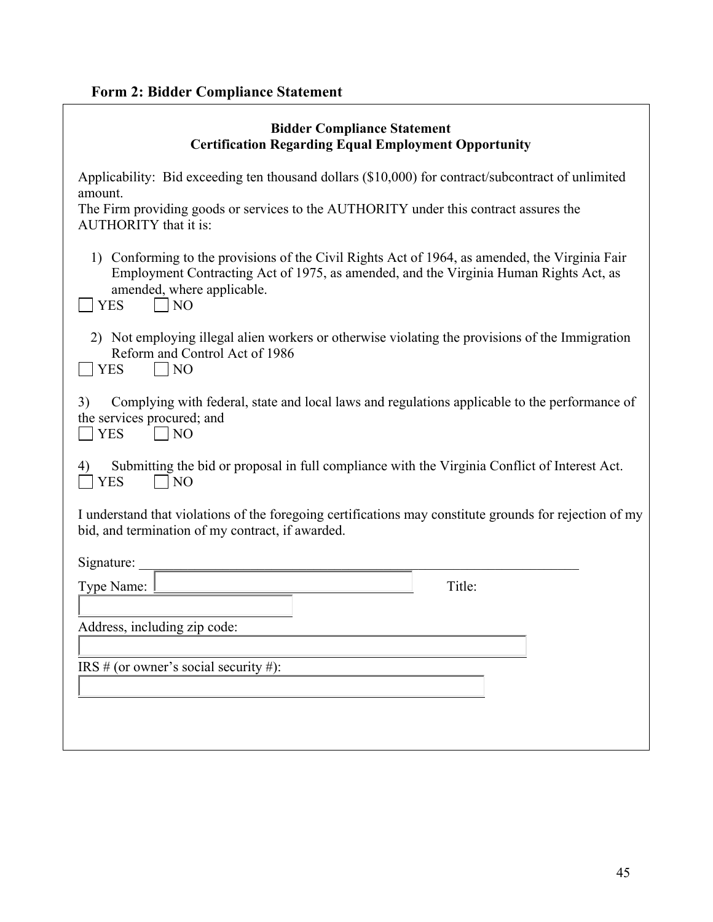## Form 2: Bidder Compliance Statement

**Bidder Compliance Statement**
**Certification Regarding Equal Employment Opportunity**

Applicability: Bid exceeding ten thousand dollars ($10,000) for contract/subcontract of unlimited amount.
The Firm providing goods or services to the AUTHORITY under this contract assures the AUTHORITY that it is:

1) Conforming to the provisions of the Civil Rights Act of 1964, as amended, the Virginia Fair Employment Contracting Act of 1975, as amended, and the Virginia Human Rights Act, as amended, where applicable.

☐ YES ☐ NO

2) Not employing illegal alien workers or otherwise violating the provisions of the Immigration Reform and Control Act of 1986

☐ YES ☐ NO

3) Complying with federal, state and local laws and regulations applicable to the performance of the services procured; and

☐ YES ☐ NO

4) Submitting the bid or proposal in full compliance with the Virginia Conflict of Interest Act.

☐ YES ☐ NO

I understand that violations of the foregoing certifications may constitute grounds for rejection of my bid, and termination of my contract, if awarded.

Signature: ______________________________

Type Name: ______________________________ Title: ______________________________

Address, including zip code: ______________________________

IRS # (or owner's social security #): ______________________________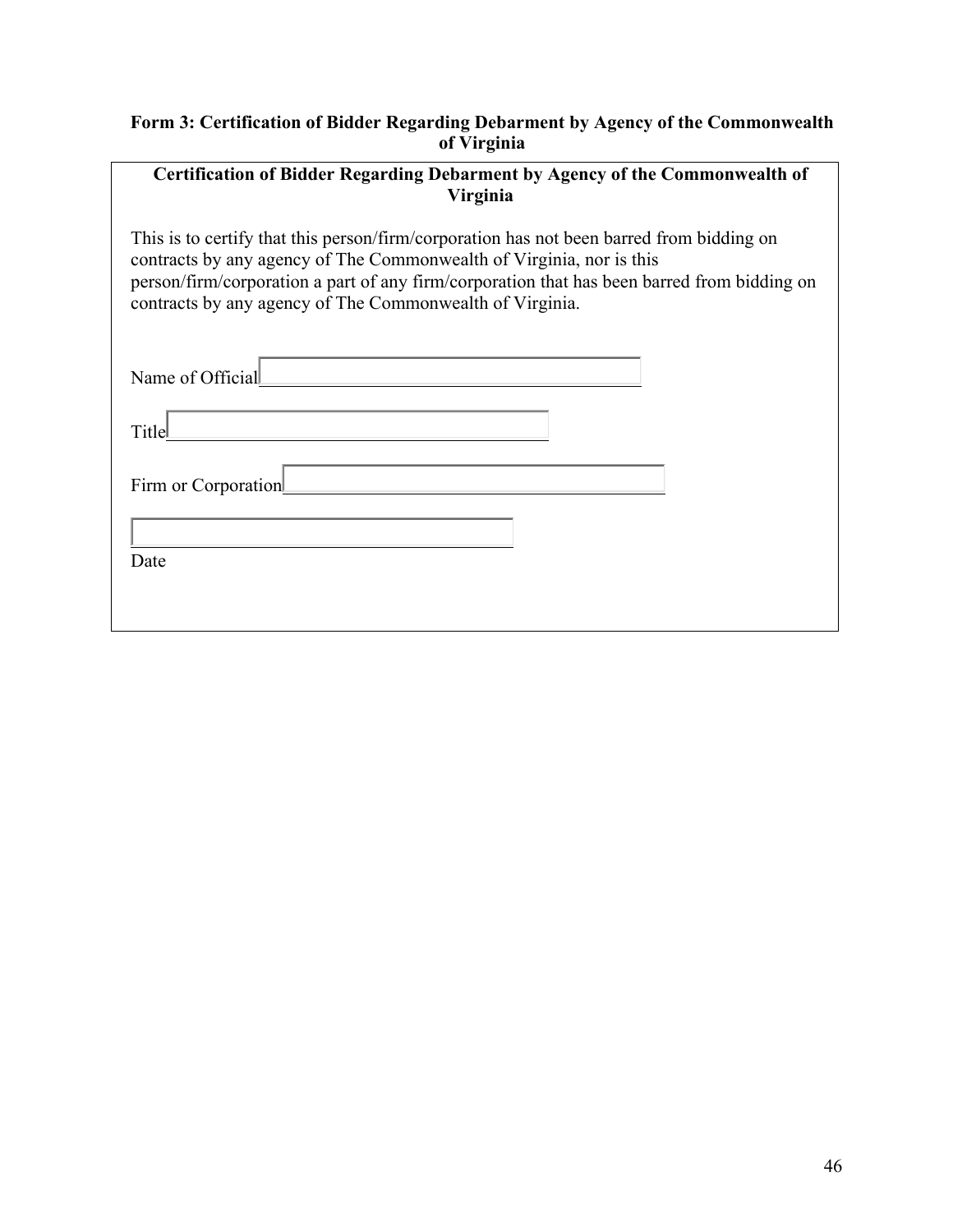**Form 3: Certification of Bidder Regarding Debarment by Agency of the Commonwealth of Virginia**

**Certification of Bidder Regarding Debarment by Agency of the Commonwealth of Virginia**

This is to certify that this person/firm/corporation has not been barred from bidding on contracts by any agency of The Commonwealth of Virginia, nor is this person/firm/corporation a part of any firm/corporation that has been barred from bidding on contracts by any agency of The Commonwealth of Virginia.

Name of Official ______________________________

Title ______________________________

Firm or Corporation ______________________________

______________________________
Date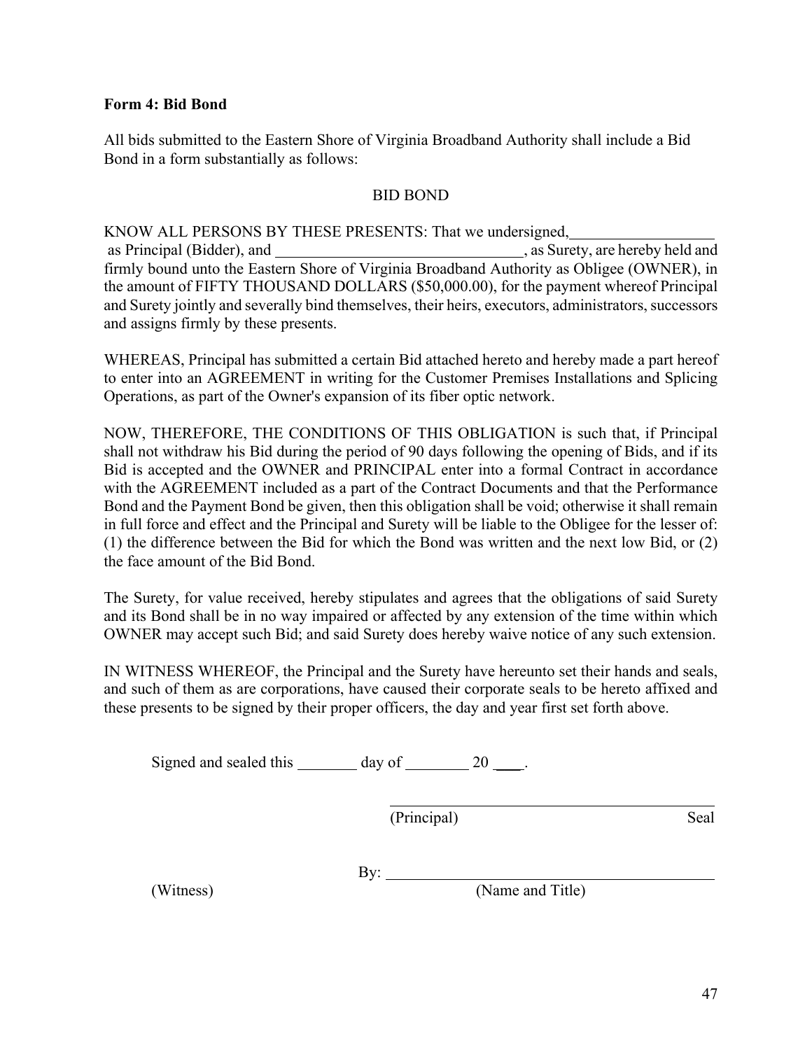**Form 4: Bid Bond**

All bids submitted to the Eastern Shore of Virginia Broadband Authority shall include a Bid Bond in a form substantially as follows:

BID BOND

KNOW ALL PERSONS BY THESE PRESENTS: That we undersigned, __________________ as Principal (Bidder), and ________________________________, as Surety, are hereby held and firmly bound unto the Eastern Shore of Virginia Broadband Authority as Obligee (OWNER), in the amount of FIFTY THOUSAND DOLLARS ($50,000.00), for the payment whereof Principal and Surety jointly and severally bind themselves, their heirs, executors, administrators, successors and assigns firmly by these presents.

WHEREAS, Principal has submitted a certain Bid attached hereto and hereby made a part hereof to enter into an AGREEMENT in writing for the Customer Premises Installations and Splicing Operations, as part of the Owner's expansion of its fiber optic network.

NOW, THEREFORE, THE CONDITIONS OF THIS OBLIGATION is such that, if Principal shall not withdraw his Bid during the period of 90 days following the opening of Bids, and if its Bid is accepted and the OWNER and PRINCIPAL enter into a formal Contract in accordance with the AGREEMENT included as a part of the Contract Documents and that the Performance Bond and the Payment Bond be given, then this obligation shall be void; otherwise it shall remain in full force and effect and the Principal and Surety will be liable to the Obligee for the lesser of: (1) the difference between the Bid for which the Bond was written and the next low Bid, or (2) the face amount of the Bid Bond.

The Surety, for value received, hereby stipulates and agrees that the obligations of said Surety and its Bond shall be in no way impaired or affected by any extension of the time within which OWNER may accept such Bid; and said Surety does hereby waive notice of any such extension.

IN WITNESS WHEREOF, the Principal and the Surety have hereunto set their hands and seals, and such of them as are corporations, have caused their corporate seals to be hereto affixed and these presents to be signed by their proper officers, the day and year first set forth above.

Signed and sealed this ________ day of ________ 20 ____.

__________________________________________
(Principal) Seal

By: __________________________________________
(Witness) (Name and Title)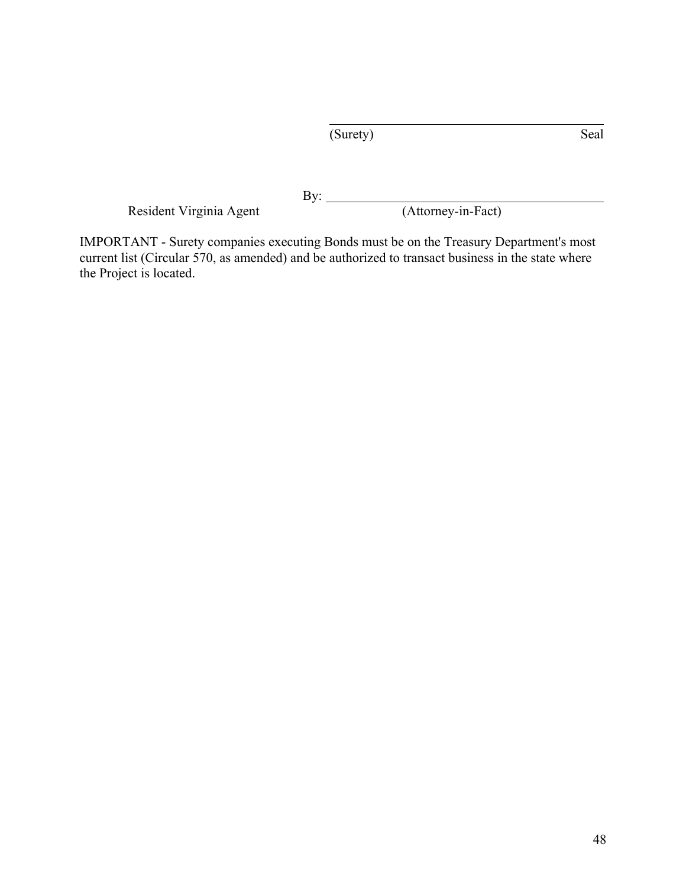\_\_\_\_\_\_\_\_\_\_\_\_\_\_\_\_\_\_\_\_\_\_\_\_\_\_\_\_\_\_\_\_\_\_\_\_\_\_

(Surety) Seal

By: \_\_\_\_\_\_\_\_\_\_\_\_\_\_\_\_\_\_\_\_\_\_\_\_\_\_\_\_\_\_\_\_\_\_\_\_\_\_

Resident Virginia Agent (Attorney-in-Fact)

IMPORTANT - Surety companies executing Bonds must be on the Treasury Department's most current list (Circular 570, as amended) and be authorized to transact business in the state where the Project is located.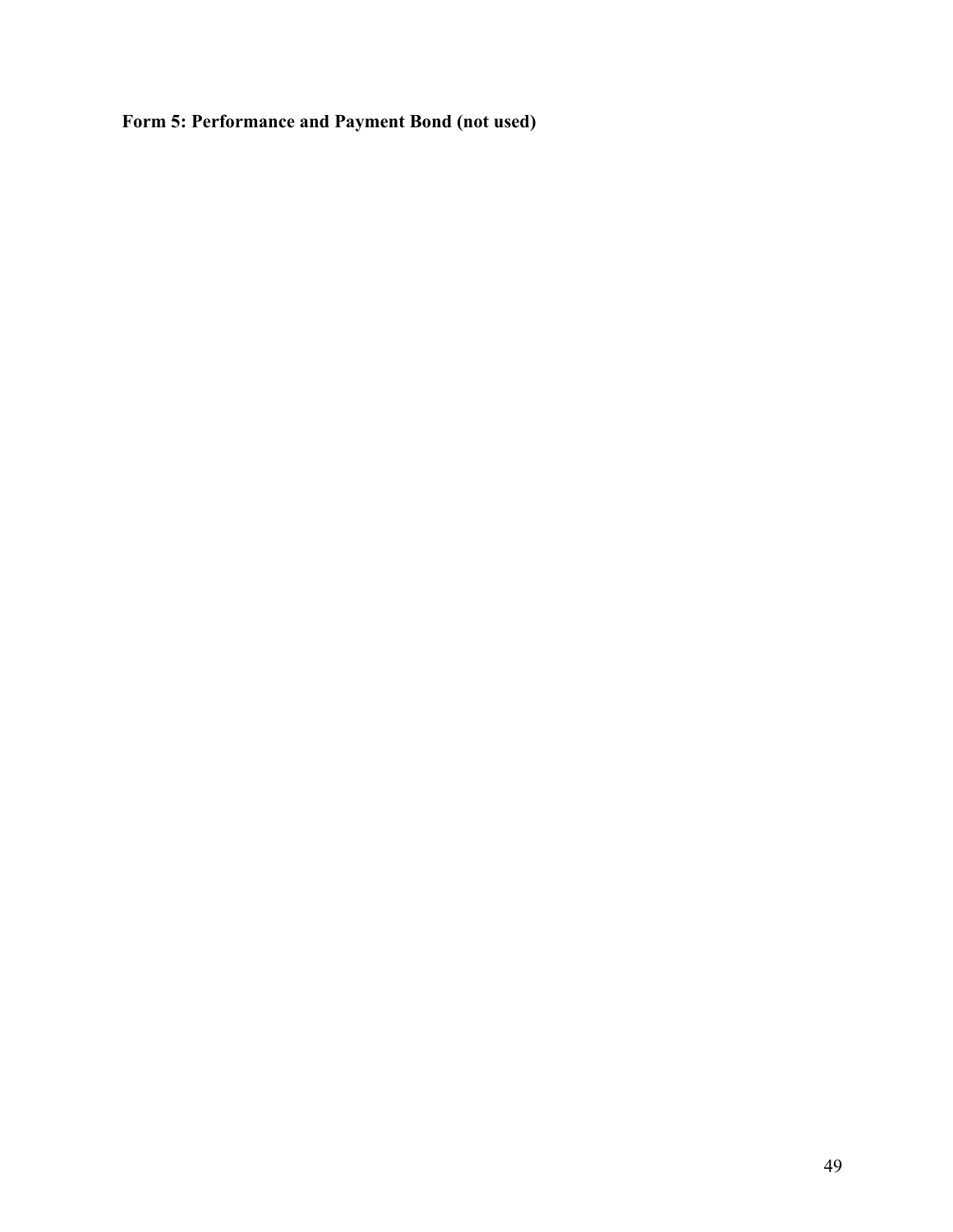**Form 5: Performance and Payment Bond (not used)**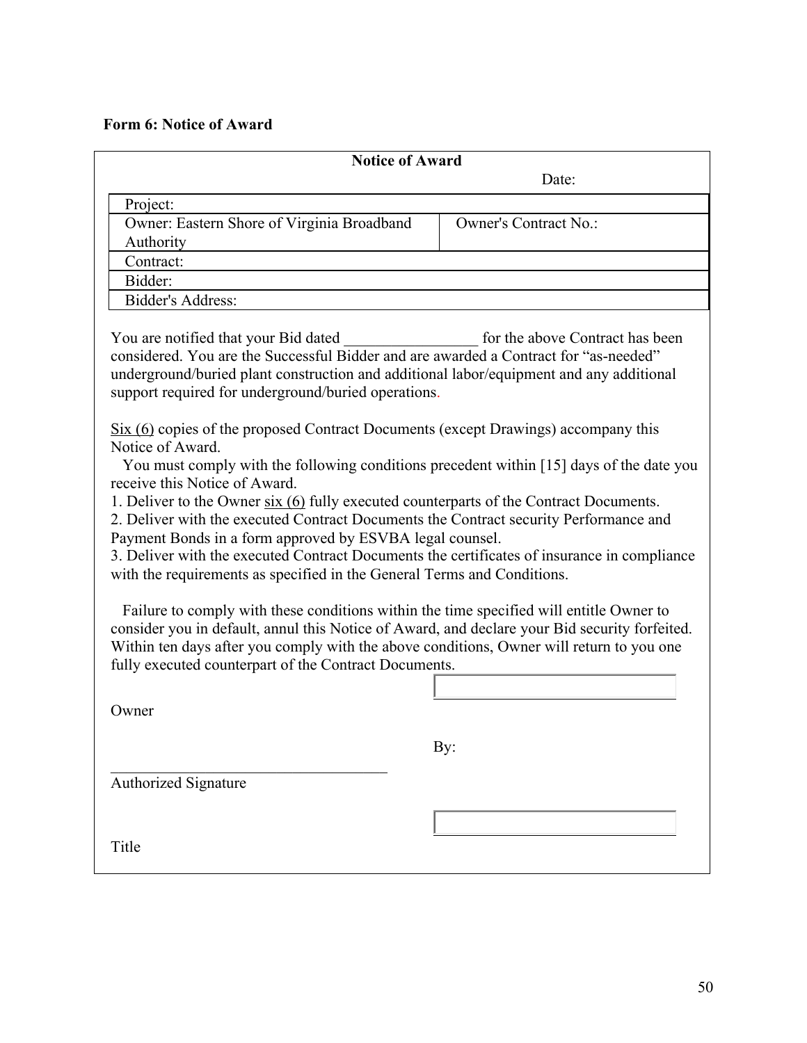**Form 6: Notice of Award**

**Notice of Award**

Date:

| | |
|---|---|
| Project: | |
| Owner: Eastern Shore of Virginia Broadband Authority | Owner's Contract No.: |
| Contract: | |
| Bidder: | |
| Bidder's Address: | |

You are notified that your Bid dated _________________ for the above Contract has been considered. You are the Successful Bidder and are awarded a Contract for "as-needed" underground/buried plant construction and additional labor/equipment and any additional support required for underground/buried operations.

Six (6) copies of the proposed Contract Documents (except Drawings) accompany this Notice of Award.

You must comply with the following conditions precedent within [15] days of the date you receive this Notice of Award.

1. Deliver to the Owner six (6) fully executed counterparts of the Contract Documents.
2. Deliver with the executed Contract Documents the Contract security Performance and Payment Bonds in a form approved by ESVBA legal counsel.
3. Deliver with the executed Contract Documents the certificates of insurance in compliance with the requirements as specified in the General Terms and Conditions.

Failure to comply with these conditions within the time specified will entitle Owner to consider you in default, annul this Notice of Award, and declare your Bid security forfeited. Within ten days after you comply with the above conditions, Owner will return to you one fully executed counterpart of the Contract Documents.

Owner

By:

___________________________________

Authorized Signature

Title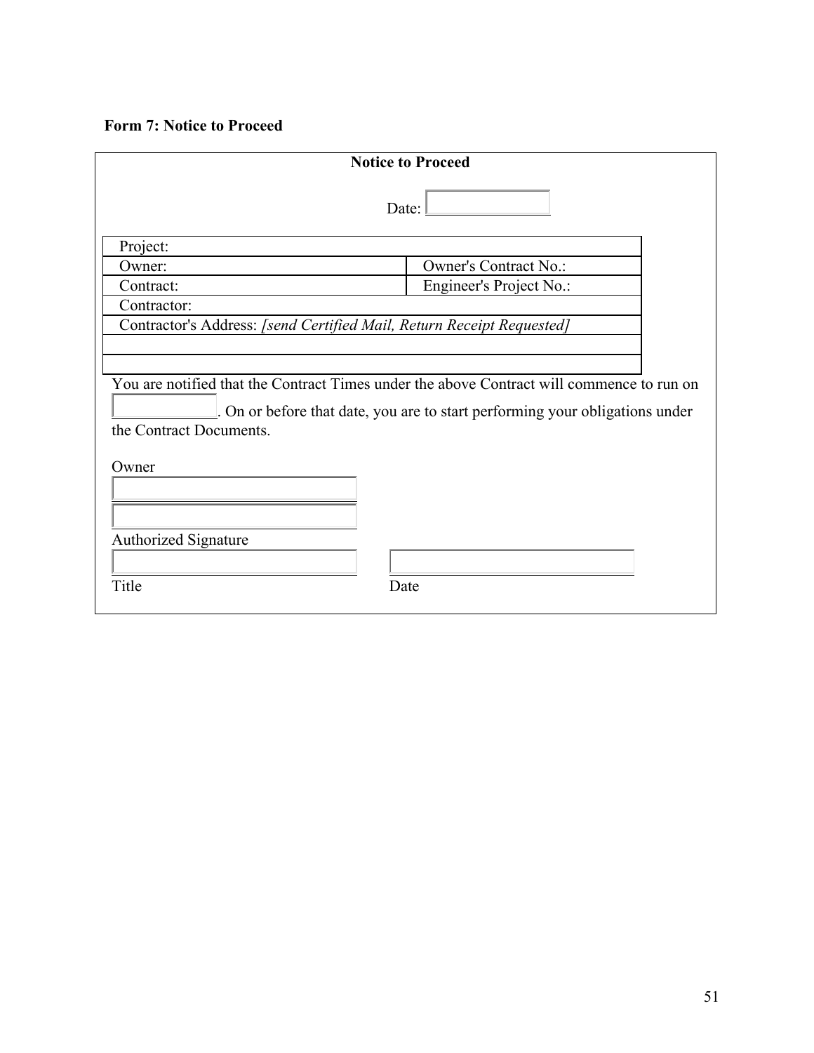**Form 7: Notice to Proceed**

**Notice to Proceed**

Date: ____________

| | |
|---|---|
| Project: | |
| Owner: | Owner's Contract No.: |
| Contract: | Engineer's Project No.: |
| Contractor: | |
| Contractor's Address: *[send Certified Mail, Return Receipt Requested]* | |
| | |
| | |

You are notified that the Contract Times under the above Contract will commence to run on ____________. On or before that date, you are to start performing your obligations under the Contract Documents.

Owner

____________

____________

Authorized Signature

____________ ____________

Title Date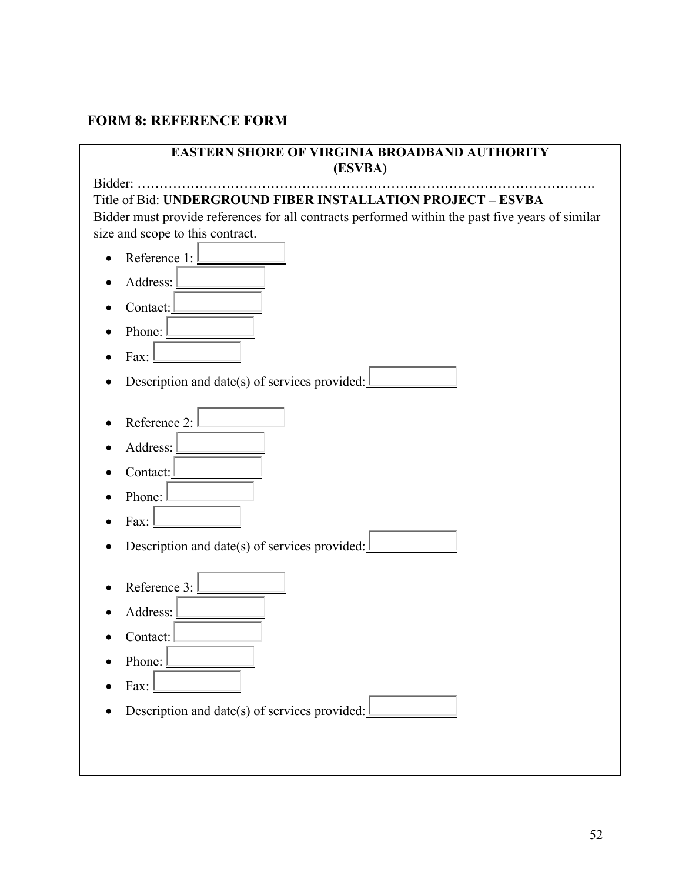## FORM 8: REFERENCE FORM

**EASTERN SHORE OF VIRGINIA BROADBAND AUTHORITY (ESVBA)**

Bidder: …………………………………………………………………………………………….

Title of Bid: **UNDERGROUND FIBER INSTALLATION PROJECT – ESVBA**

Bidder must provide references for all contracts performed within the past five years of similar size and scope to this contract.

- Reference 1:
- Address:
- Contact:
- Phone:
- Fax:
- Description and date(s) of services provided:

- Reference 2:
- Address:
- Contact:
- Phone:
- Fax:
- Description and date(s) of services provided:

- Reference 3:
- Address:
- Contact:
- Phone:
- Fax:
- Description and date(s) of services provided: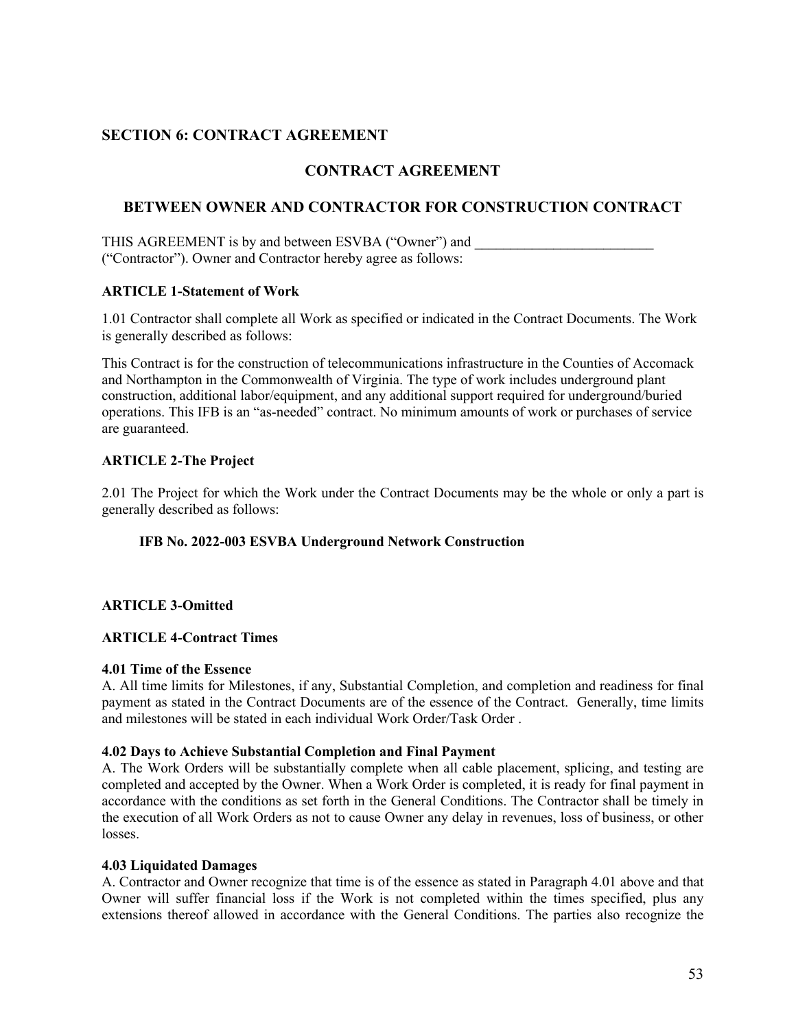## SECTION 6: CONTRACT AGREEMENT

### CONTRACT AGREEMENT

### BETWEEN OWNER AND CONTRACTOR FOR CONSTRUCTION CONTRACT

THIS AGREEMENT is by and between ESVBA ("Owner") and _________________________ ("Contractor"). Owner and Contractor hereby agree as follows:

**ARTICLE 1-Statement of Work**

1.01 Contractor shall complete all Work as specified or indicated in the Contract Documents. The Work is generally described as follows:

This Contract is for the construction of telecommunications infrastructure in the Counties of Accomack and Northampton in the Commonwealth of Virginia. The type of work includes underground plant construction, additional labor/equipment, and any additional support required for underground/buried operations. This IFB is an "as-needed" contract. No minimum amounts of work or purchases of service are guaranteed.

**ARTICLE 2-The Project**

2.01 The Project for which the Work under the Contract Documents may be the whole or only a part is generally described as follows:

**IFB No. 2022-003 ESVBA Underground Network Construction**

**ARTICLE 3-Omitted**

**ARTICLE 4-Contract Times**

**4.01 Time of the Essence**

A. All time limits for Milestones, if any, Substantial Completion, and completion and readiness for final payment as stated in the Contract Documents are of the essence of the Contract. Generally, time limits and milestones will be stated in each individual Work Order/Task Order .

**4.02 Days to Achieve Substantial Completion and Final Payment**

A. The Work Orders will be substantially complete when all cable placement, splicing, and testing are completed and accepted by the Owner. When a Work Order is completed, it is ready for final payment in accordance with the conditions as set forth in the General Conditions. The Contractor shall be timely in the execution of all Work Orders as not to cause Owner any delay in revenues, loss of business, or other losses.

**4.03 Liquidated Damages**

A. Contractor and Owner recognize that time is of the essence as stated in Paragraph 4.01 above and that Owner will suffer financial loss if the Work is not completed within the times specified, plus any extensions thereof allowed in accordance with the General Conditions. The parties also recognize the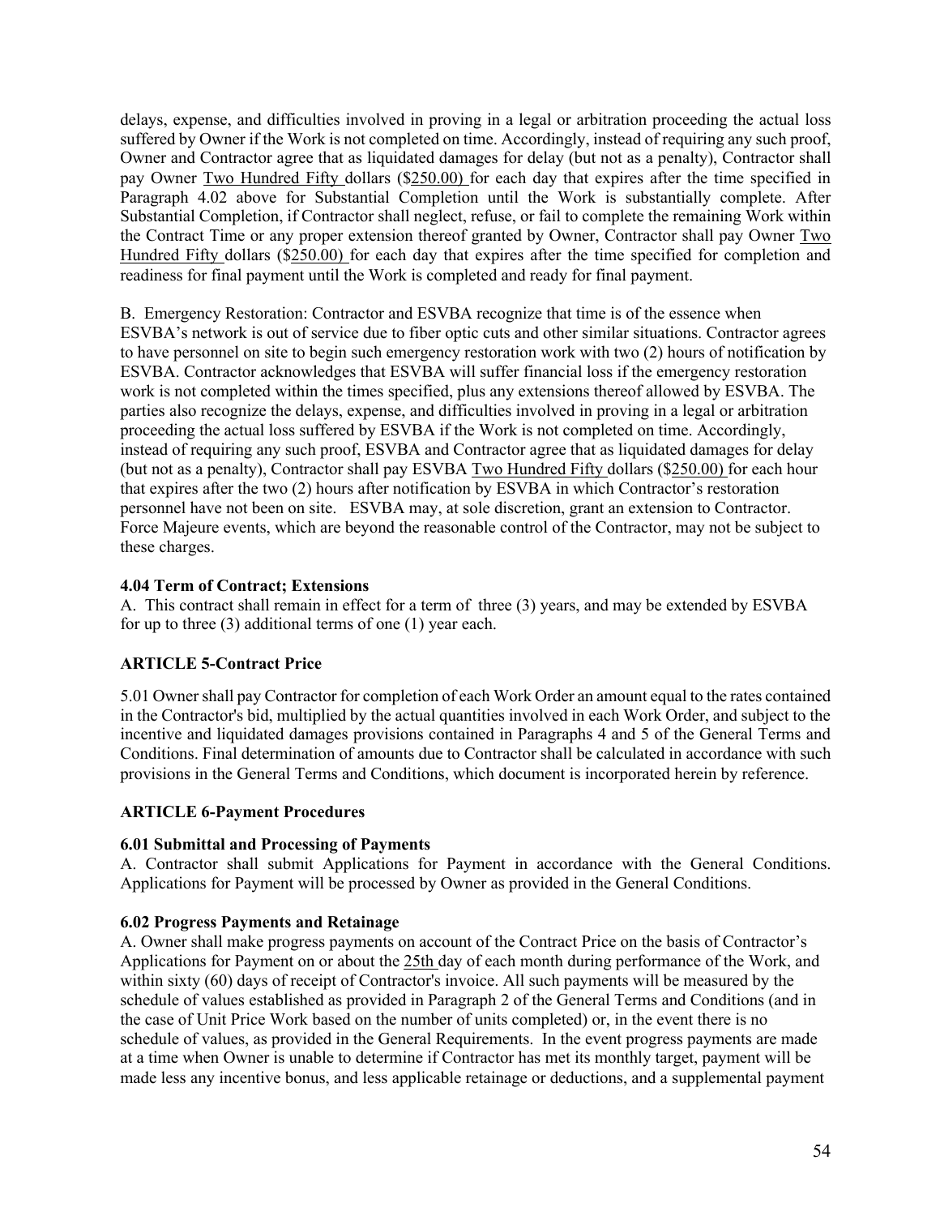delays, expense, and difficulties involved in proving in a legal or arbitration proceeding the actual loss suffered by Owner if the Work is not completed on time. Accordingly, instead of requiring any such proof, Owner and Contractor agree that as liquidated damages for delay (but not as a penalty), Contractor shall pay Owner Two Hundred Fifty dollars ($250.00) for each day that expires after the time specified in Paragraph 4.02 above for Substantial Completion until the Work is substantially complete. After Substantial Completion, if Contractor shall neglect, refuse, or fail to complete the remaining Work within the Contract Time or any proper extension thereof granted by Owner, Contractor shall pay Owner Two Hundred Fifty dollars ($250.00) for each day that expires after the time specified for completion and readiness for final payment until the Work is completed and ready for final payment.

B. Emergency Restoration: Contractor and ESVBA recognize that time is of the essence when ESVBA's network is out of service due to fiber optic cuts and other similar situations. Contractor agrees to have personnel on site to begin such emergency restoration work with two (2) hours of notification by ESVBA. Contractor acknowledges that ESVBA will suffer financial loss if the emergency restoration work is not completed within the times specified, plus any extensions thereof allowed by ESVBA. The parties also recognize the delays, expense, and difficulties involved in proving in a legal or arbitration proceeding the actual loss suffered by ESVBA if the Work is not completed on time. Accordingly, instead of requiring any such proof, ESVBA and Contractor agree that as liquidated damages for delay (but not as a penalty), Contractor shall pay ESVBA Two Hundred Fifty dollars ($250.00) for each hour that expires after the two (2) hours after notification by ESVBA in which Contractor's restoration personnel have not been on site. ESVBA may, at sole discretion, grant an extension to Contractor. Force Majeure events, which are beyond the reasonable control of the Contractor, may not be subject to these charges.

**4.04 Term of Contract; Extensions**

A. This contract shall remain in effect for a term of three (3) years, and may be extended by ESVBA for up to three (3) additional terms of one (1) year each.

**ARTICLE 5-Contract Price**

5.01 Owner shall pay Contractor for completion of each Work Order an amount equal to the rates contained in the Contractor's bid, multiplied by the actual quantities involved in each Work Order, and subject to the incentive and liquidated damages provisions contained in Paragraphs 4 and 5 of the General Terms and Conditions. Final determination of amounts due to Contractor shall be calculated in accordance with such provisions in the General Terms and Conditions, which document is incorporated herein by reference.

**ARTICLE 6-Payment Procedures**

**6.01 Submittal and Processing of Payments**

A. Contractor shall submit Applications for Payment in accordance with the General Conditions. Applications for Payment will be processed by Owner as provided in the General Conditions.

**6.02 Progress Payments and Retainage**

A. Owner shall make progress payments on account of the Contract Price on the basis of Contractor's Applications for Payment on or about the 25th day of each month during performance of the Work, and within sixty (60) days of receipt of Contractor's invoice. All such payments will be measured by the schedule of values established as provided in Paragraph 2 of the General Terms and Conditions (and in the case of Unit Price Work based on the number of units completed) or, in the event there is no schedule of values, as provided in the General Requirements. In the event progress payments are made at a time when Owner is unable to determine if Contractor has met its monthly target, payment will be made less any incentive bonus, and less applicable retainage or deductions, and a supplemental payment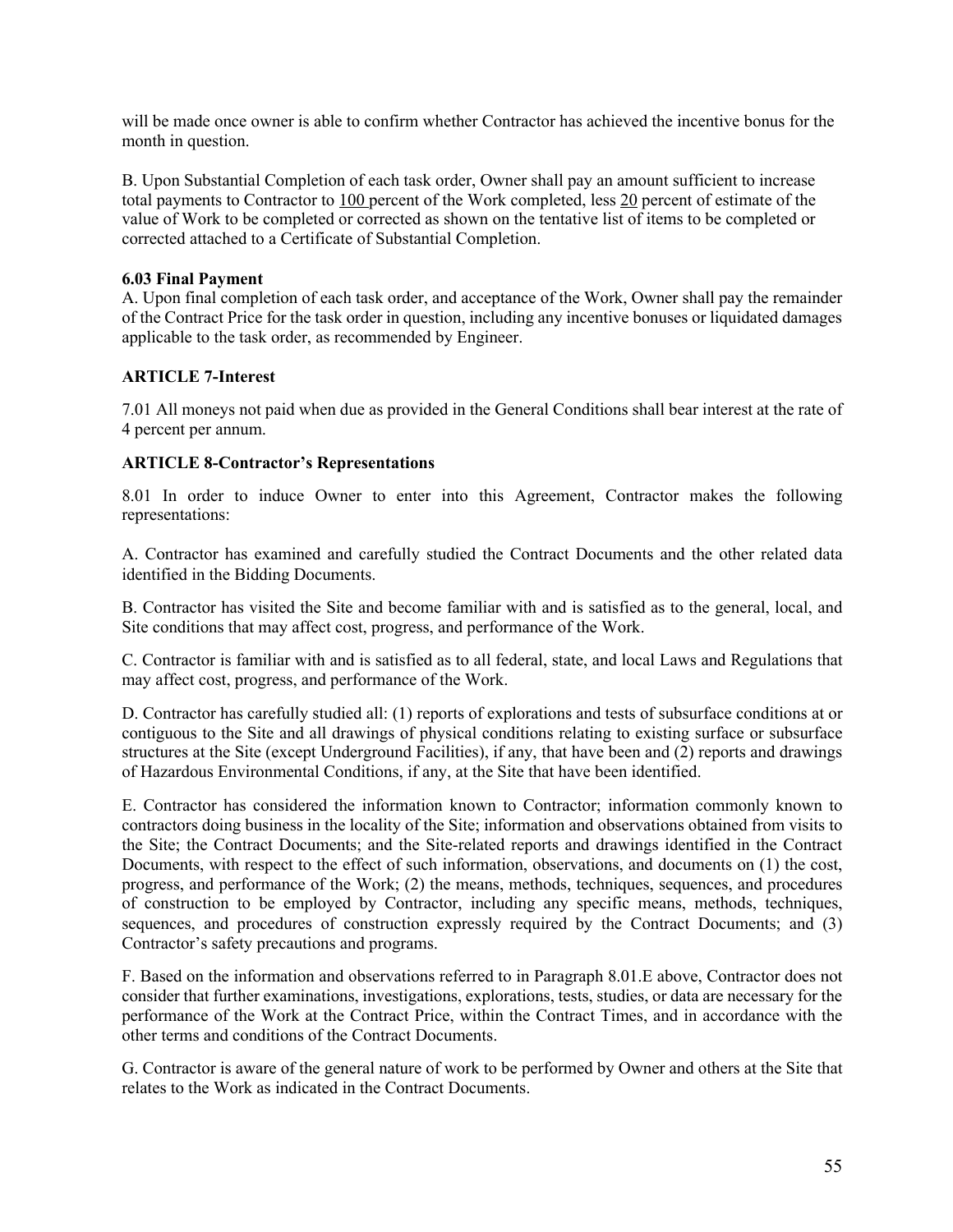will be made once owner is able to confirm whether Contractor has achieved the incentive bonus for the month in question.

B. Upon Substantial Completion of each task order, Owner shall pay an amount sufficient to increase total payments to Contractor to 100 percent of the Work completed, less 20 percent of estimate of the value of Work to be completed or corrected as shown on the tentative list of items to be completed or corrected attached to a Certificate of Substantial Completion.

**6.03 Final Payment**

A. Upon final completion of each task order, and acceptance of the Work, Owner shall pay the remainder of the Contract Price for the task order in question, including any incentive bonuses or liquidated damages applicable to the task order, as recommended by Engineer.

**ARTICLE 7-Interest**

7.01 All moneys not paid when due as provided in the General Conditions shall bear interest at the rate of 4 percent per annum.

**ARTICLE 8-Contractor's Representations**

8.01 In order to induce Owner to enter into this Agreement, Contractor makes the following representations:

A. Contractor has examined and carefully studied the Contract Documents and the other related data identified in the Bidding Documents.

B. Contractor has visited the Site and become familiar with and is satisfied as to the general, local, and Site conditions that may affect cost, progress, and performance of the Work.

C. Contractor is familiar with and is satisfied as to all federal, state, and local Laws and Regulations that may affect cost, progress, and performance of the Work.

D. Contractor has carefully studied all: (1) reports of explorations and tests of subsurface conditions at or contiguous to the Site and all drawings of physical conditions relating to existing surface or subsurface structures at the Site (except Underground Facilities), if any, that have been and (2) reports and drawings of Hazardous Environmental Conditions, if any, at the Site that have been identified.

E. Contractor has considered the information known to Contractor; information commonly known to contractors doing business in the locality of the Site; information and observations obtained from visits to the Site; the Contract Documents; and the Site-related reports and drawings identified in the Contract Documents, with respect to the effect of such information, observations, and documents on (1) the cost, progress, and performance of the Work; (2) the means, methods, techniques, sequences, and procedures of construction to be employed by Contractor, including any specific means, methods, techniques, sequences, and procedures of construction expressly required by the Contract Documents; and (3) Contractor's safety precautions and programs.

F. Based on the information and observations referred to in Paragraph 8.01.E above, Contractor does not consider that further examinations, investigations, explorations, tests, studies, or data are necessary for the performance of the Work at the Contract Price, within the Contract Times, and in accordance with the other terms and conditions of the Contract Documents.

G. Contractor is aware of the general nature of work to be performed by Owner and others at the Site that relates to the Work as indicated in the Contract Documents.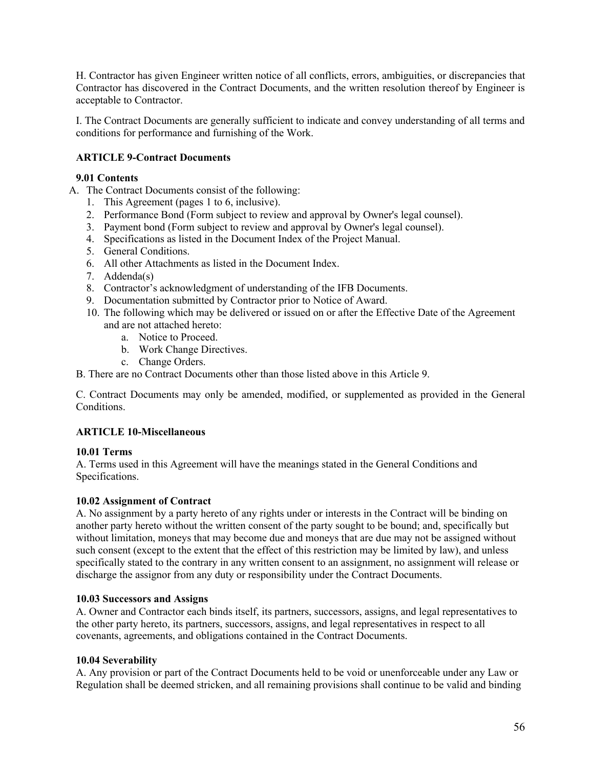H. Contractor has given Engineer written notice of all conflicts, errors, ambiguities, or discrepancies that Contractor has discovered in the Contract Documents, and the written resolution thereof by Engineer is acceptable to Contractor.

I. The Contract Documents are generally sufficient to indicate and convey understanding of all terms and conditions for performance and furnishing of the Work.

**ARTICLE 9-Contract Documents**

**9.01 Contents**

A. The Contract Documents consist of the following:
   1. This Agreement (pages 1 to 6, inclusive).
   2. Performance Bond (Form subject to review and approval by Owner's legal counsel).
   3. Payment bond (Form subject to review and approval by Owner's legal counsel).
   4. Specifications as listed in the Document Index of the Project Manual.
   5. General Conditions.
   6. All other Attachments as listed in the Document Index.
   7. Addenda(s)
   8. Contractor's acknowledgment of understanding of the IFB Documents.
   9. Documentation submitted by Contractor prior to Notice of Award.
   10. The following which may be delivered or issued on or after the Effective Date of the Agreement and are not attached hereto:
       a. Notice to Proceed.
       b. Work Change Directives.
       c. Change Orders.

B. There are no Contract Documents other than those listed above in this Article 9.

C. Contract Documents may only be amended, modified, or supplemented as provided in the General Conditions.

**ARTICLE 10-Miscellaneous**

**10.01 Terms**

A. Terms used in this Agreement will have the meanings stated in the General Conditions and Specifications.

**10.02 Assignment of Contract**

A. No assignment by a party hereto of any rights under or interests in the Contract will be binding on another party hereto without the written consent of the party sought to be bound; and, specifically but without limitation, moneys that may become due and moneys that are due may not be assigned without such consent (except to the extent that the effect of this restriction may be limited by law), and unless specifically stated to the contrary in any written consent to an assignment, no assignment will release or discharge the assignor from any duty or responsibility under the Contract Documents.

**10.03 Successors and Assigns**

A. Owner and Contractor each binds itself, its partners, successors, assigns, and legal representatives to the other party hereto, its partners, successors, assigns, and legal representatives in respect to all covenants, agreements, and obligations contained in the Contract Documents.

**10.04 Severability**

A. Any provision or part of the Contract Documents held to be void or unenforceable under any Law or Regulation shall be deemed stricken, and all remaining provisions shall continue to be valid and binding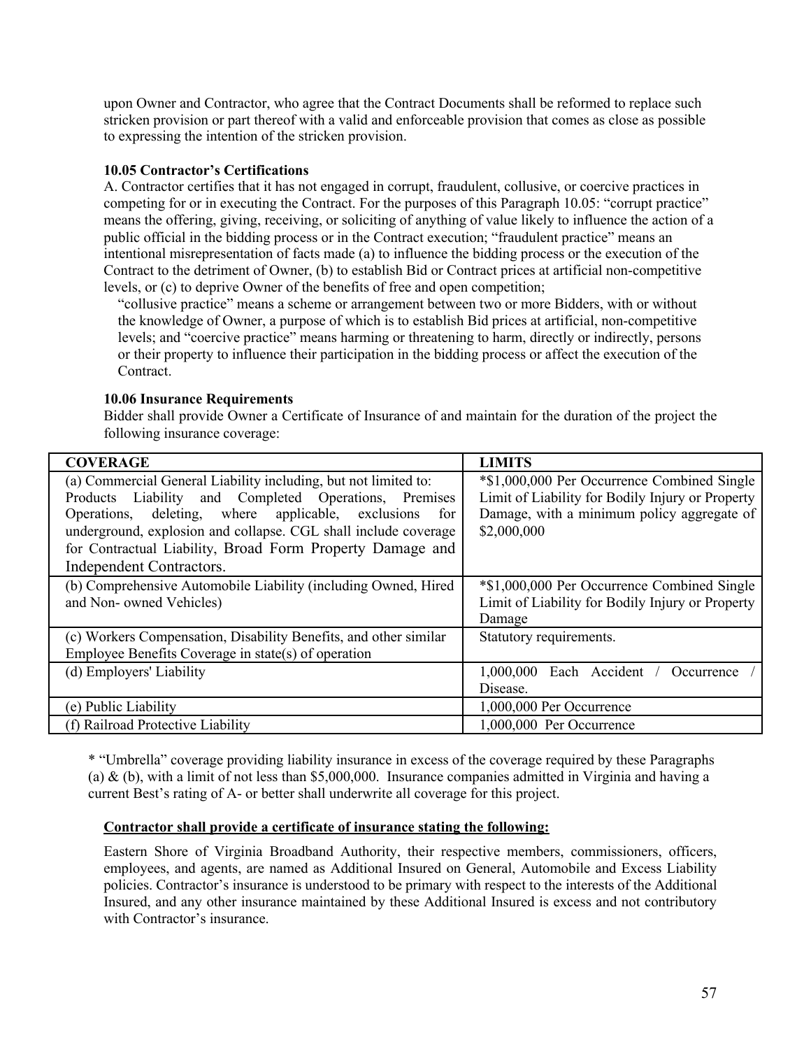upon Owner and Contractor, who agree that the Contract Documents shall be reformed to replace such stricken provision or part thereof with a valid and enforceable provision that comes as close as possible to expressing the intention of the stricken provision.

**10.05 Contractor's Certifications**

A. Contractor certifies that it has not engaged in corrupt, fraudulent, collusive, or coercive practices in competing for or in executing the Contract. For the purposes of this Paragraph 10.05: "corrupt practice" means the offering, giving, receiving, or soliciting of anything of value likely to influence the action of a public official in the bidding process or in the Contract execution; "fraudulent practice" means an intentional misrepresentation of facts made (a) to influence the bidding process or the execution of the Contract to the detriment of Owner, (b) to establish Bid or Contract prices at artificial non-competitive levels, or (c) to deprive Owner of the benefits of free and open competition;

"collusive practice" means a scheme or arrangement between two or more Bidders, with or without the knowledge of Owner, a purpose of which is to establish Bid prices at artificial, non-competitive levels; and "coercive practice" means harming or threatening to harm, directly or indirectly, persons or their property to influence their participation in the bidding process or affect the execution of the Contract.

**10.06 Insurance Requirements**

Bidder shall provide Owner a Certificate of Insurance of and maintain for the duration of the project the following insurance coverage:

| COVERAGE | LIMITS |
|---|---|
| (a) Commercial General Liability including, but not limited to: Products Liability and Completed Operations, Premises Operations, deleting, where applicable, exclusions for underground, explosion and collapse. CGL shall include coverage for Contractual Liability, Broad Form Property Damage and Independent Contractors. | *$1,000,000 Per Occurrence Combined Single Limit of Liability for Bodily Injury or Property Damage, with a minimum policy aggregate of $2,000,000 |
| (b) Comprehensive Automobile Liability (including Owned, Hired and Non- owned Vehicles) | *$1,000,000 Per Occurrence Combined Single Limit of Liability for Bodily Injury or Property Damage |
| (c) Workers Compensation, Disability Benefits, and other similar Employee Benefits Coverage in state(s) of operation | Statutory requirements. |
| (d) Employers' Liability | 1,000,000 Each Accident / Occurrence / Disease. |
| (e) Public Liability | 1,000,000 Per Occurrence |
| (f) Railroad Protective Liability | 1,000,000 Per Occurrence |

* "Umbrella" coverage providing liability insurance in excess of the coverage required by these Paragraphs (a) & (b), with a limit of not less than $5,000,000. Insurance companies admitted in Virginia and having a current Best's rating of A- or better shall underwrite all coverage for this project.

**Contractor shall provide a certificate of insurance stating the following:**

Eastern Shore of Virginia Broadband Authority, their respective members, commissioners, officers, employees, and agents, are named as Additional Insured on General, Automobile and Excess Liability policies. Contractor's insurance is understood to be primary with respect to the interests of the Additional Insured, and any other insurance maintained by these Additional Insured is excess and not contributory with Contractor's insurance.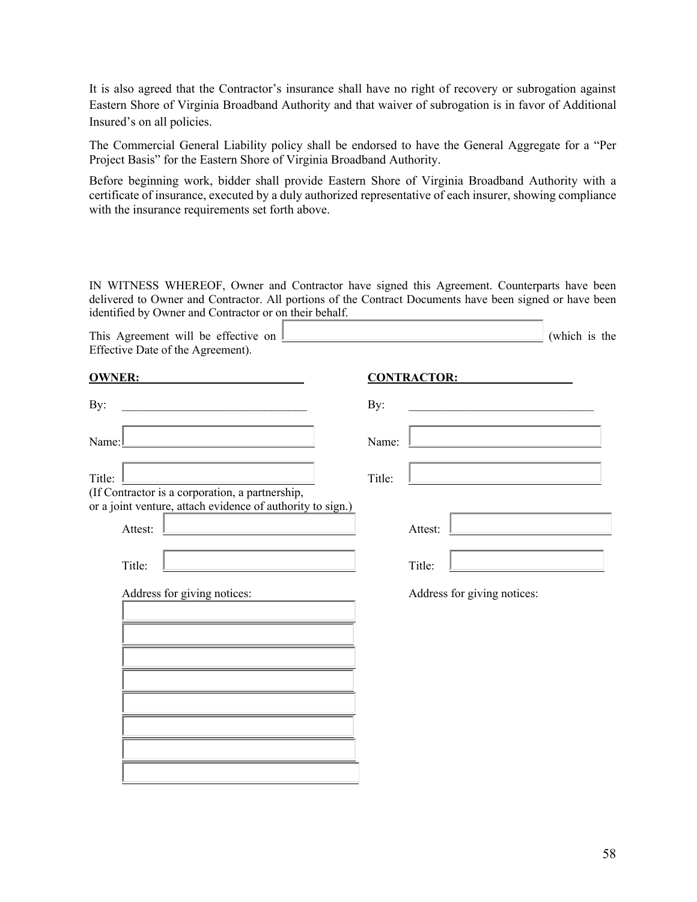It is also agreed that the Contractor's insurance shall have no right of recovery or subrogation against Eastern Shore of Virginia Broadband Authority and that waiver of subrogation is in favor of Additional Insured's on all policies.

The Commercial General Liability policy shall be endorsed to have the General Aggregate for a "Per Project Basis" for the Eastern Shore of Virginia Broadband Authority.

Before beginning work, bidder shall provide Eastern Shore of Virginia Broadband Authority with a certificate of insurance, executed by a duly authorized representative of each insurer, showing compliance with the insurance requirements set forth above.

IN WITNESS WHEREOF, Owner and Contractor have signed this Agreement. Counterparts have been delivered to Owner and Contractor. All portions of the Contract Documents have been signed or have been identified by Owner and Contractor or on their behalf.

This Agreement will be effective on ______________________________ (which is the Effective Date of the Agreement).

**OWNER:**

By: ______________________________

Name: ______________________________

Title: ______________________________

(If Contractor is a corporation, a partnership, or a joint venture, attach evidence of authority to sign.)

Attest: ______________________________

Title: ______________________________

Address for giving notices:

______________________________

______________________________

______________________________

______________________________

______________________________

______________________________

______________________________

______________________________

**CONTRACTOR:**

By: ______________________________

Name: ______________________________

Title: ______________________________

Attest: ______________________________

Title: ______________________________

Address for giving notices: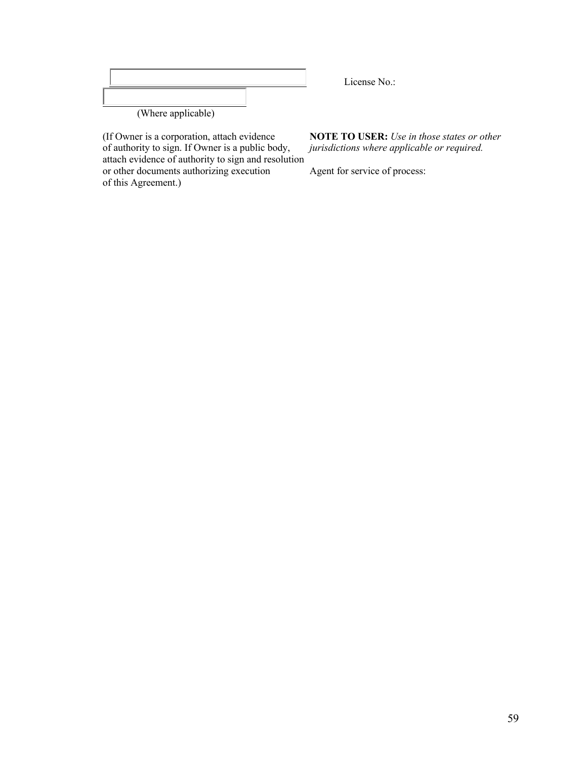(Where applicable)

License No.:

(If Owner is a corporation, attach evidence of authority to sign. If Owner is a public body, attach evidence of authority to sign and resolution or other documents authorizing execution of this Agreement.)

**NOTE TO USER:** *Use in those states or other jurisdictions where applicable or required.*

Agent for service of process: